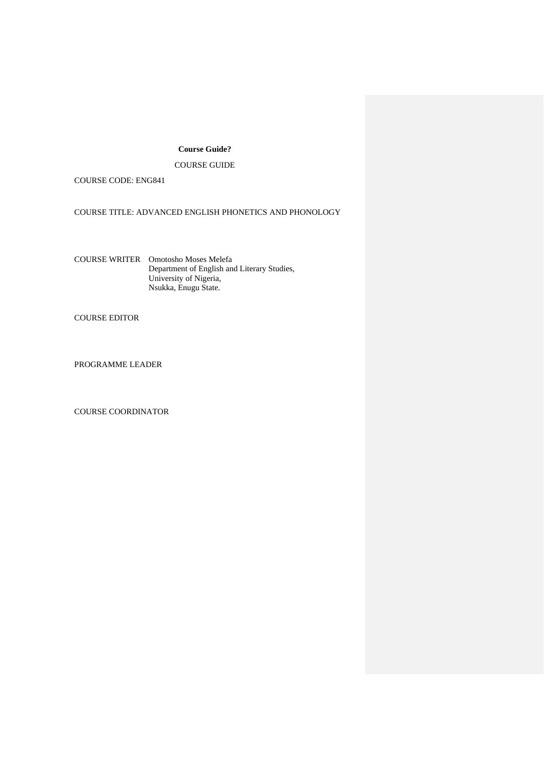**Course Guide?**

COURSE GUIDE

COURSE CODE: ENG841

COURSE TITLE: ADVANCED ENGLISH PHONETICS AND PHONOLOGY

COURSE WRITER Omotosho Moses Melefa
Department of English and Literary Studies,
University of Nigeria,
Nsukka, Enugu State.

COURSE EDITOR

PROGRAMME LEADER

COURSE COORDINATOR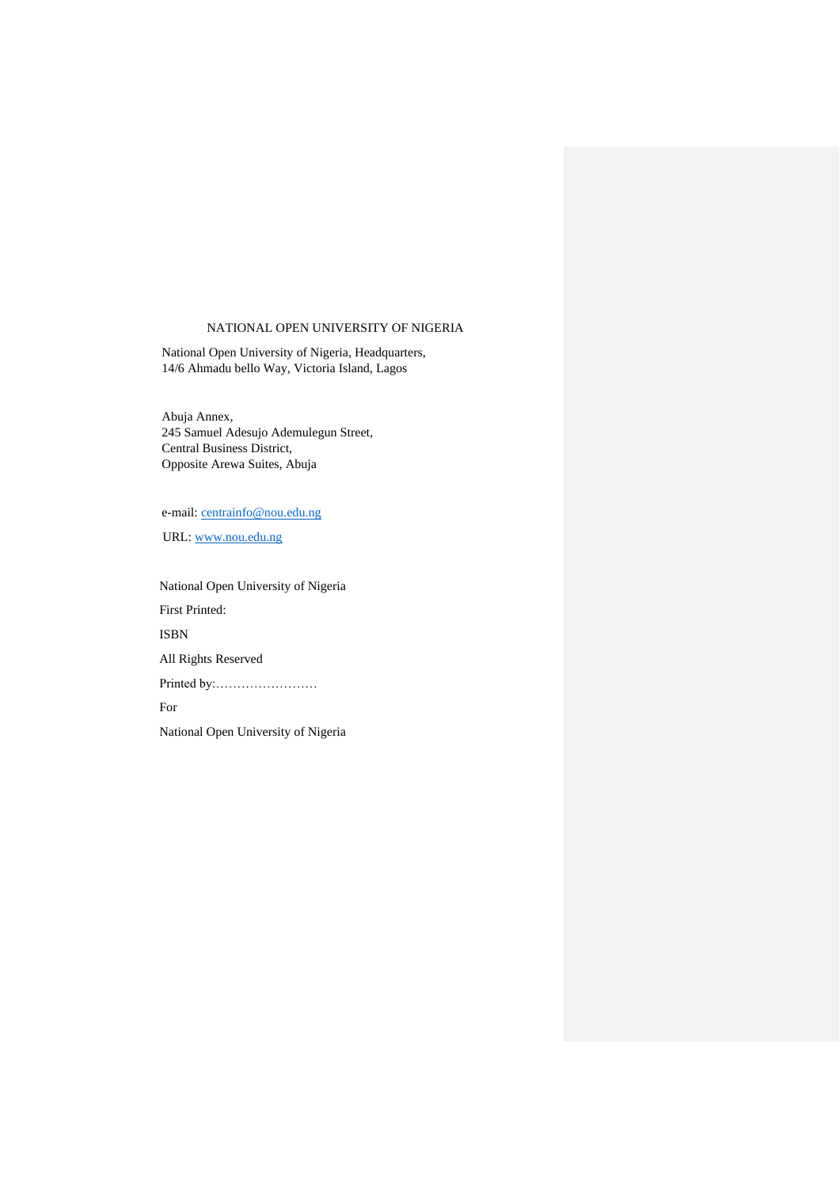NATIONAL OPEN UNIVERSITY OF NIGERIA

National Open University of Nigeria, Headquarters,
14/6 Ahmadu bello Way, Victoria Island, Lagos

Abuja Annex,
245 Samuel Adesujo Ademulegun Street,
Central Business District,
Opposite Arewa Suites, Abuja

e-mail: centrainfo@nou.edu.ng

URL: www.nou.edu.ng

National Open University of Nigeria

First Printed:

ISBN

All Rights Reserved

Printed by:……………………

For

National Open University of Nigeria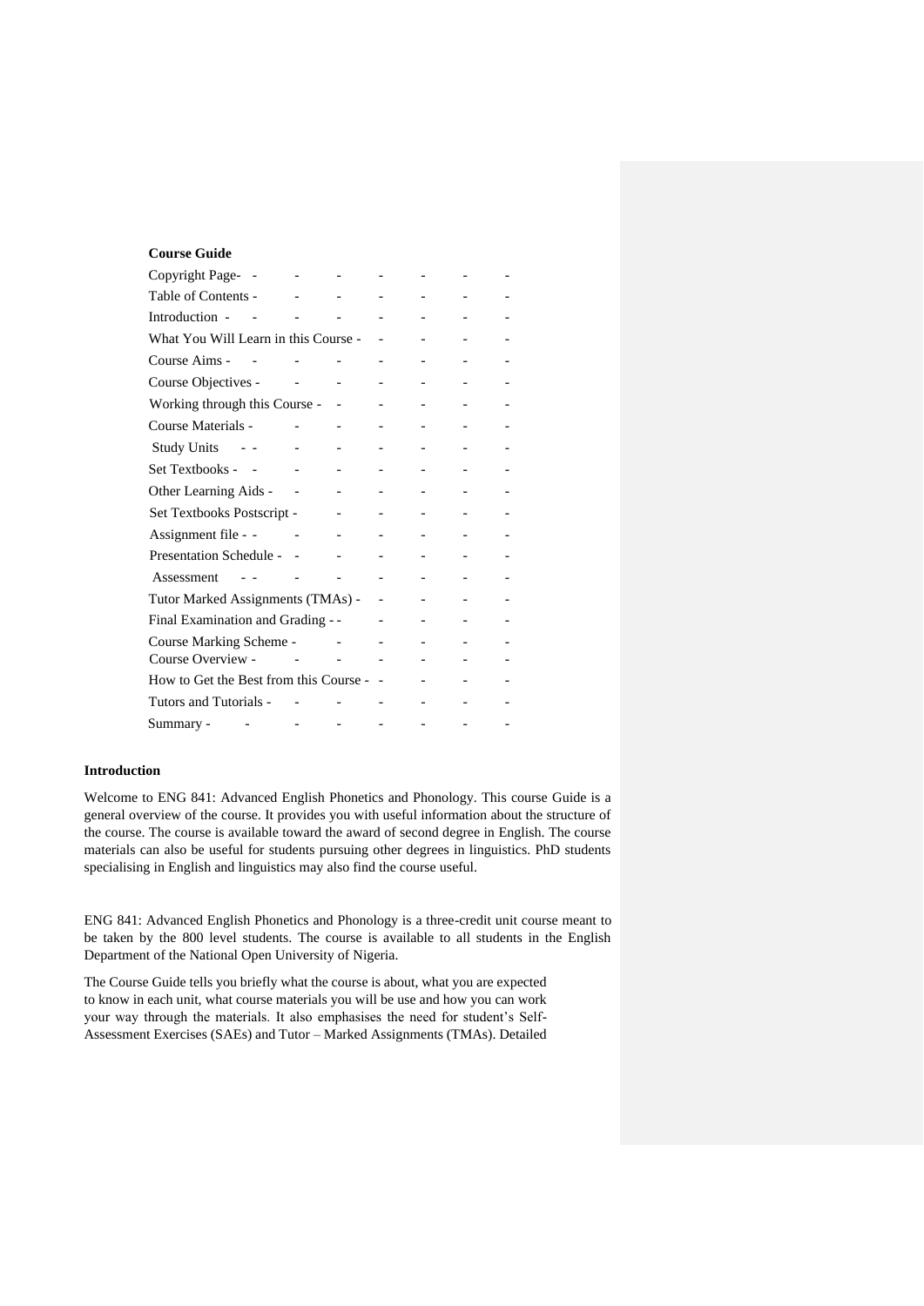**Course Guide**

Copyright Page- - - - - - - - -
Table of Contents - - - - - - -
Introduction - - - - - - - - -
What You Will Learn in this Course - - - - -
Course Aims - - - - - - - - -
Course Objectives - - - - - - -
Working through this Course - - - - - -
Course Materials - - - - - - -
Study Units - - - - - - - - -
Set Textbooks - - - - - - - -
Other Learning Aids - - - - - - -
Set Textbooks Postscript - - - - - -
Assignment file - - - - - - - -
Presentation Schedule - - - - - - -
Assessment - - - - - - - - -
Tutor Marked Assignments (TMAs) - - - - -
Final Examination and Grading - - - - - -
Course Marking Scheme - - - - - -
Course Overview - - - - - - -
How to Get the Best from this Course - - - - -
Tutors and Tutorials - - - - - - -
Summary - - - - - - - -

**Introduction**

Welcome to ENG 841: Advanced English Phonetics and Phonology. This course Guide is a general overview of the course. It provides you with useful information about the structure of the course. The course is available toward the award of second degree in English. The course materials can also be useful for students pursuing other degrees in linguistics. PhD students specialising in English and linguistics may also find the course useful.

ENG 841: Advanced English Phonetics and Phonology is a three-credit unit course meant to be taken by the 800 level students. The course is available to all students in the English Department of the National Open University of Nigeria.

The Course Guide tells you briefly what the course is about, what you are expected to know in each unit, what course materials you will be use and how you can work your way through the materials. It also emphasises the need for student's Self-Assessment Exercises (SAEs) and Tutor – Marked Assignments (TMAs). Detailed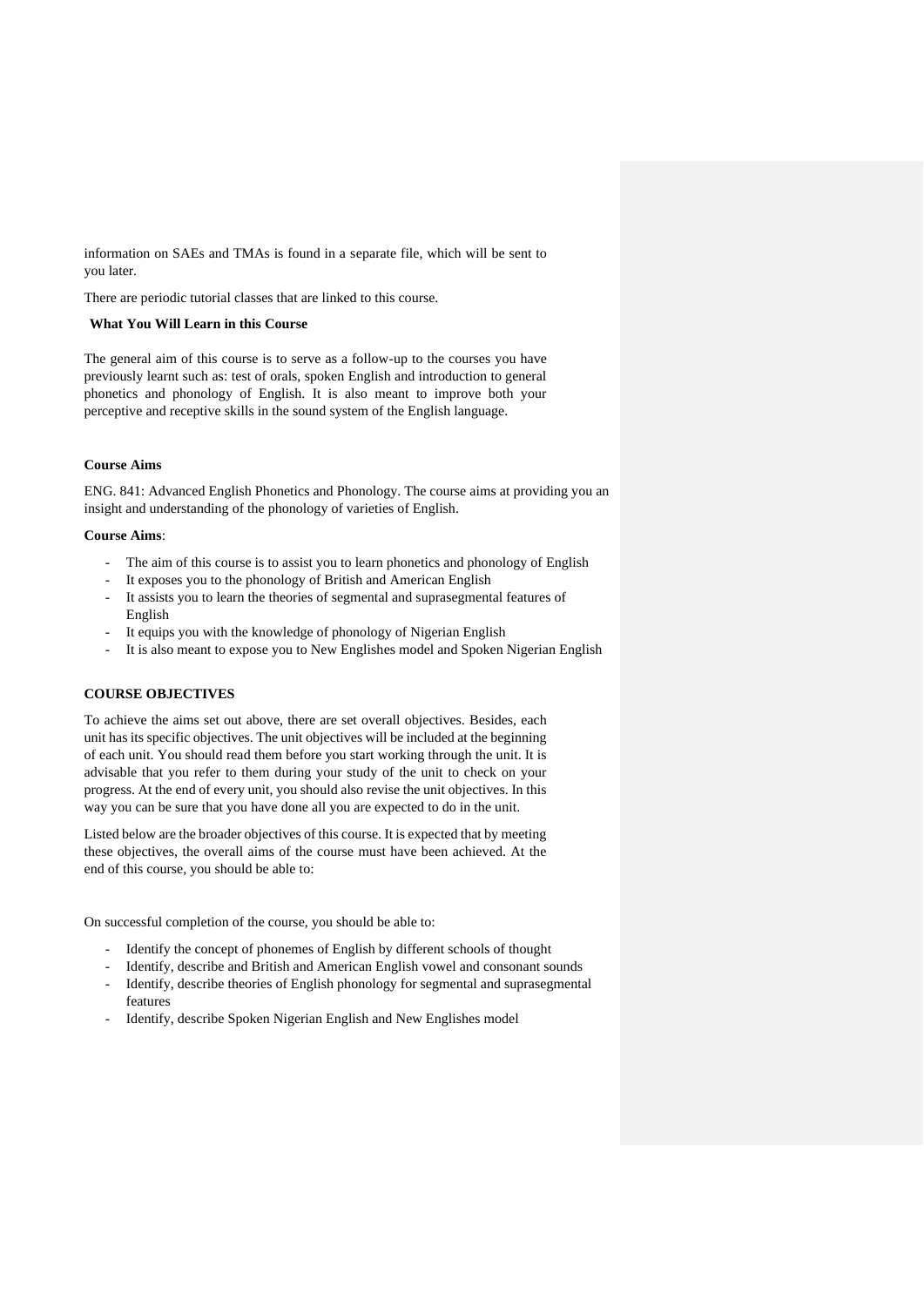information on SAEs and TMAs is found in a separate file, which will be sent to you later.

There are periodic tutorial classes that are linked to this course.

**What You Will Learn in this Course**

The general aim of this course is to serve as a follow-up to the courses you have previously learnt such as: test of orals, spoken English and introduction to general phonetics and phonology of English. It is also meant to improve both your perceptive and receptive skills in the sound system of the English language.

**Course Aims**

ENG. 841: Advanced English Phonetics and Phonology. The course aims at providing you an insight and understanding of the phonology of varieties of English.

**Course Aims**:

- The aim of this course is to assist you to learn phonetics and phonology of English
- It exposes you to the phonology of British and American English
- It assists you to learn the theories of segmental and suprasegmental features of English
- It equips you with the knowledge of phonology of Nigerian English
- It is also meant to expose you to New Englishes model and Spoken Nigerian English

**COURSE OBJECTIVES**

To achieve the aims set out above, there are set overall objectives. Besides, each unit has its specific objectives. The unit objectives will be included at the beginning of each unit. You should read them before you start working through the unit. It is advisable that you refer to them during your study of the unit to check on your progress. At the end of every unit, you should also revise the unit objectives. In this way you can be sure that you have done all you are expected to do in the unit.

Listed below are the broader objectives of this course. It is expected that by meeting these objectives, the overall aims of the course must have been achieved. At the end of this course, you should be able to:

On successful completion of the course, you should be able to:

- Identify the concept of phonemes of English by different schools of thought
- Identify, describe and British and American English vowel and consonant sounds
- Identify, describe theories of English phonology for segmental and suprasegmental features
- Identify, describe Spoken Nigerian English and New Englishes model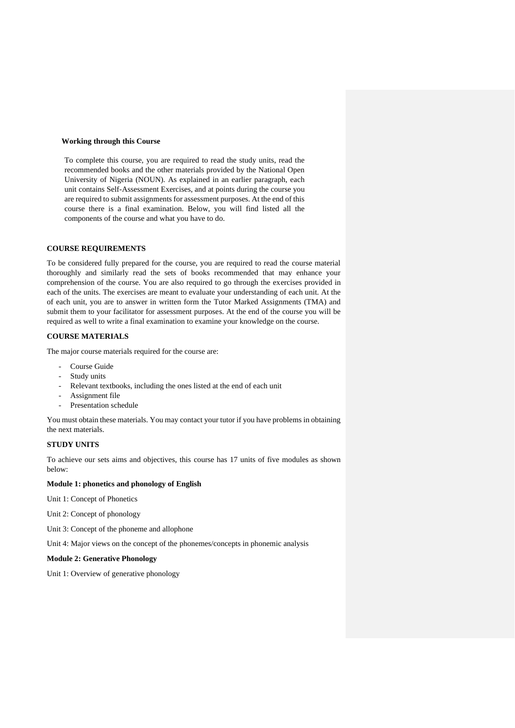**Working through this Course**

To complete this course, you are required to read the study units, read the recommended books and the other materials provided by the National Open University of Nigeria (NOUN). As explained in an earlier paragraph, each unit contains Self-Assessment Exercises, and at points during the course you are required to submit assignments for assessment purposes. At the end of this course there is a final examination. Below, you will find listed all the components of the course and what you have to do.

**COURSE REQUIREMENTS**

To be considered fully prepared for the course, you are required to read the course material thoroughly and similarly read the sets of books recommended that may enhance your comprehension of the course. You are also required to go through the exercises provided in each of the units. The exercises are meant to evaluate your understanding of each unit. At the of each unit, you are to answer in written form the Tutor Marked Assignments (TMA) and submit them to your facilitator for assessment purposes. At the end of the course you will be required as well to write a final examination to examine your knowledge on the course.

**COURSE MATERIALS**

The major course materials required for the course are:

- Course Guide
- Study units
- Relevant textbooks, including the ones listed at the end of each unit
- Assignment file
- Presentation schedule

You must obtain these materials. You may contact your tutor if you have problems in obtaining the next materials.

**STUDY UNITS**

To achieve our sets aims and objectives, this course has 17 units of five modules as shown below:

**Module 1: phonetics and phonology of English**

Unit 1: Concept of Phonetics

Unit 2: Concept of phonology

Unit 3: Concept of the phoneme and allophone

Unit 4: Major views on the concept of the phonemes/concepts in phonemic analysis

**Module 2: Generative Phonology**

Unit 1: Overview of generative phonology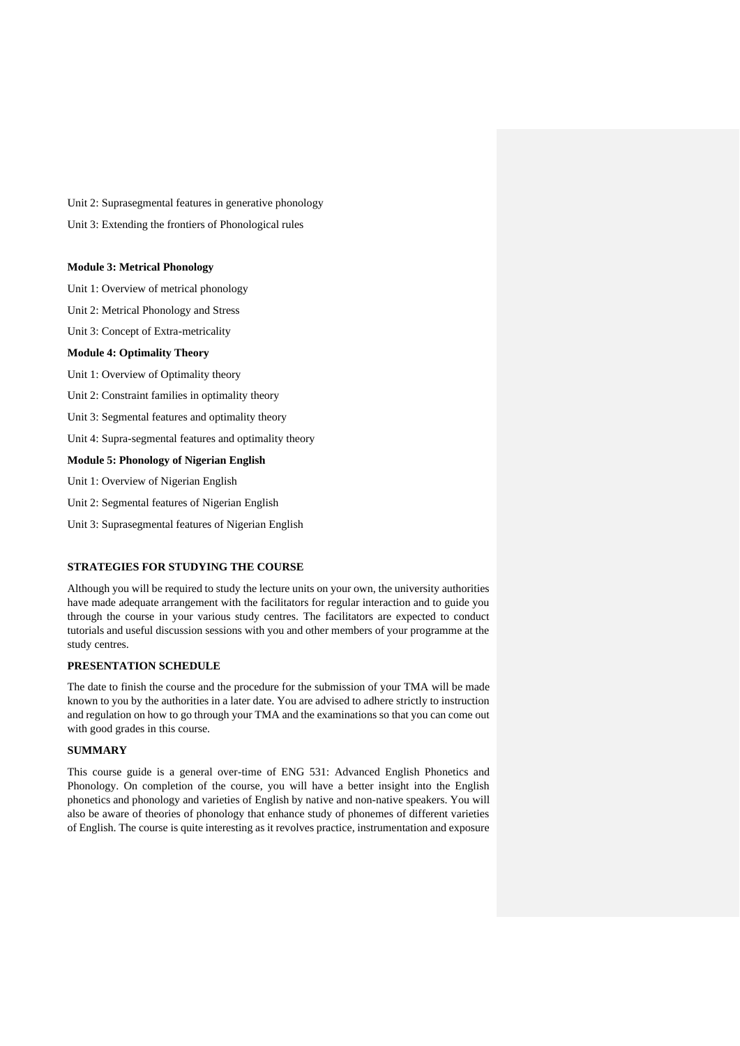Unit 2: Suprasegmental features in generative phonology

Unit 3: Extending the frontiers of Phonological rules

**Module 3: Metrical Phonology**

Unit 1: Overview of metrical phonology

Unit 2: Metrical Phonology and Stress

Unit 3: Concept of Extra-metricality

**Module 4: Optimality Theory**

Unit 1: Overview of Optimality theory

Unit 2: Constraint families in optimality theory

Unit 3: Segmental features and optimality theory

Unit 4: Supra-segmental features and optimality theory

**Module 5: Phonology of Nigerian English**

Unit 1: Overview of Nigerian English

Unit 2: Segmental features of Nigerian English

Unit 3: Suprasegmental features of Nigerian English

## STRATEGIES FOR STUDYING THE COURSE

Although you will be required to study the lecture units on your own, the university authorities have made adequate arrangement with the facilitators for regular interaction and to guide you through the course in your various study centres. The facilitators are expected to conduct tutorials and useful discussion sessions with you and other members of your programme at the study centres.

## PRESENTATION SCHEDULE

The date to finish the course and the procedure for the submission of your TMA will be made known to you by the authorities in a later date. You are advised to adhere strictly to instruction and regulation on how to go through your TMA and the examinations so that you can come out with good grades in this course.

## SUMMARY

This course guide is a general over-time of ENG 531: Advanced English Phonetics and Phonology. On completion of the course, you will have a better insight into the English phonetics and phonology and varieties of English by native and non-native speakers. You will also be aware of theories of phonology that enhance study of phonemes of different varieties of English. The course is quite interesting as it revolves practice, instrumentation and exposure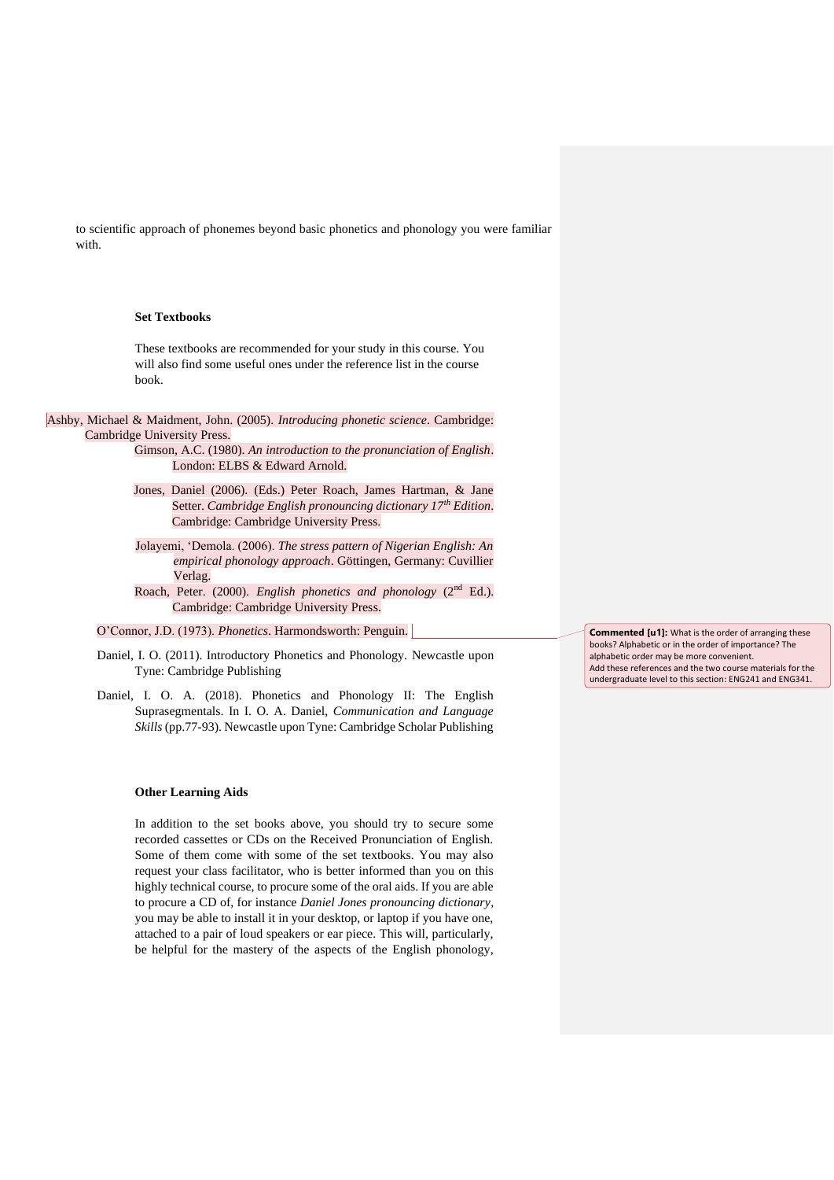to scientific approach of phonemes beyond basic phonetics and phonology you were familiar with.

**Set Textbooks**

These textbooks are recommended for your study in this course. You will also find some useful ones under the reference list in the course book.

Ashby, Michael & Maidment, John. (2005). *Introducing phonetic science*. Cambridge: Cambridge University Press.

Gimson, A.C. (1980). *An introduction to the pronunciation of English*. London: ELBS & Edward Arnold.

Jones, Daniel (2006). (Eds.) Peter Roach, James Hartman, & Jane Setter. *Cambridge English pronouncing dictionary 17th Edition*. Cambridge: Cambridge University Press.

Jolayemi, 'Demola. (2006). *The stress pattern of Nigerian English: An empirical phonology approach*. Göttingen, Germany: Cuvillier Verlag.

Roach, Peter. (2000). *English phonetics and phonology* (2nd Ed.). Cambridge: Cambridge University Press.

O'Connor, J.D. (1973). *Phonetics*. Harmondsworth: Penguin.

Daniel, I. O. (2011). Introductory Phonetics and Phonology. Newcastle upon Tyne: Cambridge Publishing

Daniel, I. O. A. (2018). Phonetics and Phonology II: The English Suprasegmentals. In I. O. A. Daniel, *Communication and Language Skills* (pp.77-93). Newcastle upon Tyne: Cambridge Scholar Publishing

**Commented [u1]:** What is the order of arranging these books? Alphabetic or in the order of importance? The alphabetic order may be more convenient.
Add these references and the two course materials for the undergraduate level to this section: ENG241 and ENG341.

**Other Learning Aids**

In addition to the set books above, you should try to secure some recorded cassettes or CDs on the Received Pronunciation of English. Some of them come with some of the set textbooks. You may also request your class facilitator, who is better informed than you on this highly technical course, to procure some of the oral aids. If you are able to procure a CD of, for instance *Daniel Jones pronouncing dictionary*, you may be able to install it in your desktop, or laptop if you have one, attached to a pair of loud speakers or ear piece. This will, particularly, be helpful for the mastery of the aspects of the English phonology,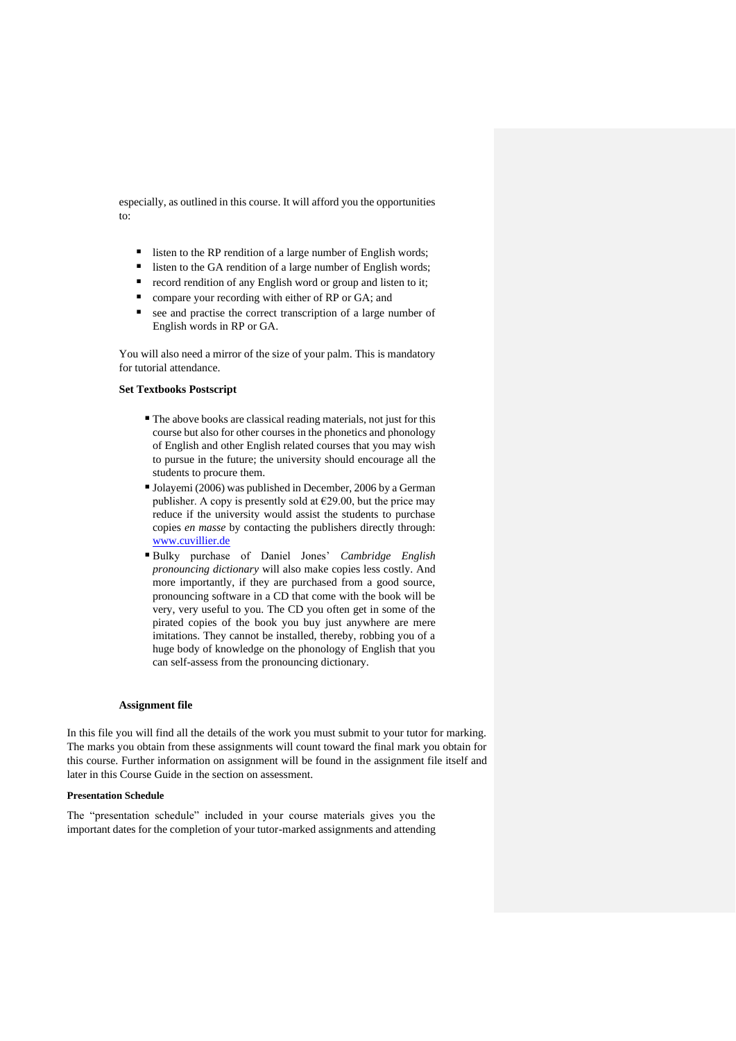especially, as outlined in this course. It will afford you the opportunities to:

- listen to the RP rendition of a large number of English words;
- listen to the GA rendition of a large number of English words;
- record rendition of any English word or group and listen to it;
- compare your recording with either of RP or GA; and
- see and practise the correct transcription of a large number of English words in RP or GA.

You will also need a mirror of the size of your palm. This is mandatory for tutorial attendance.

**Set Textbooks Postscript**

- The above books are classical reading materials, not just for this course but also for other courses in the phonetics and phonology of English and other English related courses that you may wish to pursue in the future; the university should encourage all the students to procure them.
- Jolayemi (2006) was published in December, 2006 by a German publisher. A copy is presently sold at €29.00, but the price may reduce if the university would assist the students to purchase copies *en masse* by contacting the publishers directly through: [www.cuvillier.de](www.cuvillier.de)
- Bulky purchase of Daniel Jones' *Cambridge English pronouncing dictionary* will also make copies less costly. And more importantly, if they are purchased from a good source, pronouncing software in a CD that come with the book will be very, very useful to you. The CD you often get in some of the pirated copies of the book you buy just anywhere are mere imitations. They cannot be installed, thereby, robbing you of a huge body of knowledge on the phonology of English that you can self-assess from the pronouncing dictionary.

**Assignment file**

In this file you will find all the details of the work you must submit to your tutor for marking. The marks you obtain from these assignments will count toward the final mark you obtain for this course. Further information on assignment will be found in the assignment file itself and later in this Course Guide in the section on assessment.

**Presentation Schedule**

The "presentation schedule" included in your course materials gives you the important dates for the completion of your tutor-marked assignments and attending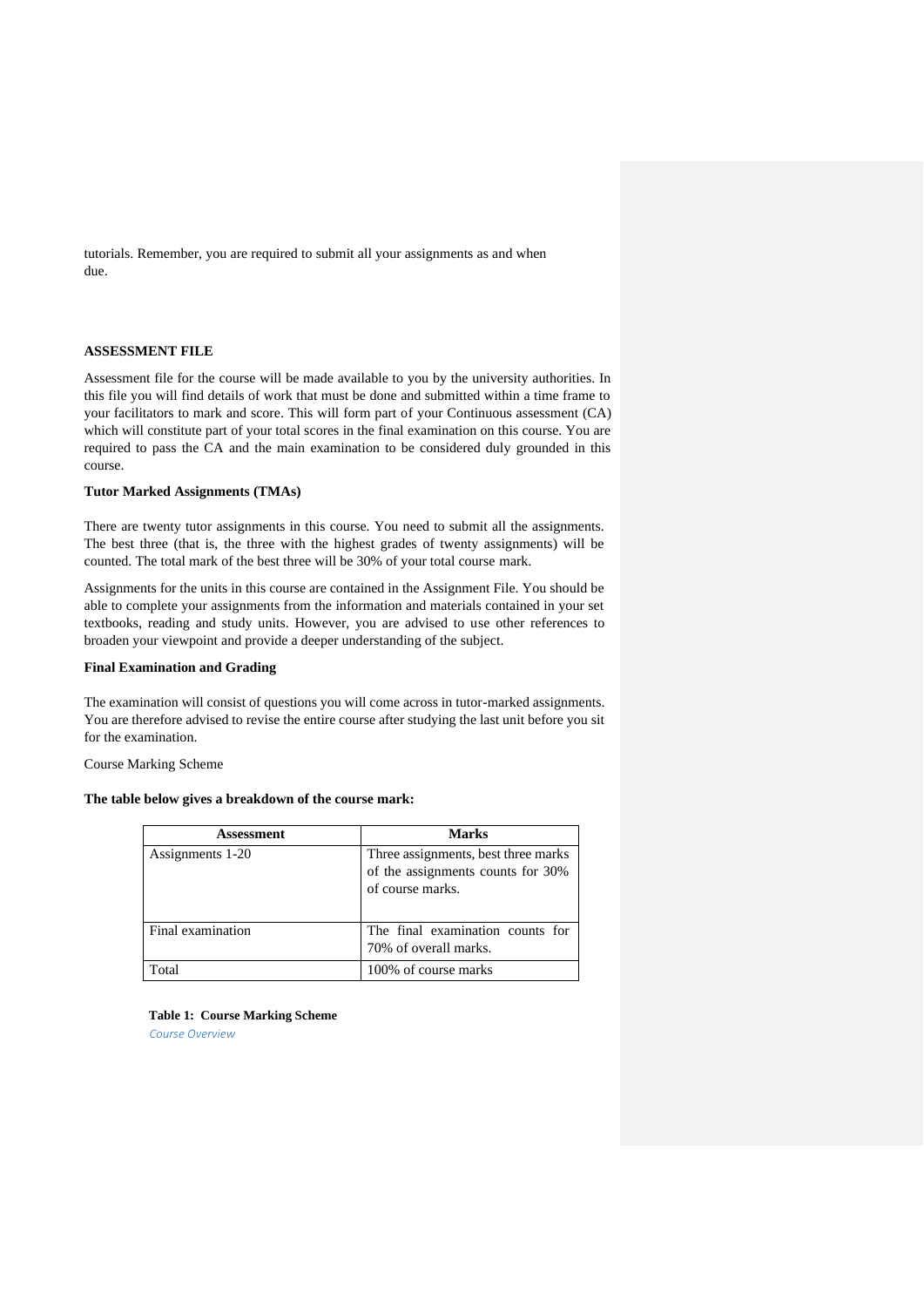tutorials. Remember, you are required to submit all your assignments as and when due.

**ASSESSMENT FILE**

Assessment file for the course will be made available to you by the university authorities. In this file you will find details of work that must be done and submitted within a time frame to your facilitators to mark and score. This will form part of your Continuous assessment (CA) which will constitute part of your total scores in the final examination on this course. You are required to pass the CA and the main examination to be considered duly grounded in this course.

**Tutor Marked Assignments (TMAs)**

There are twenty tutor assignments in this course. You need to submit all the assignments. The best three (that is, the three with the highest grades of twenty assignments) will be counted. The total mark of the best three will be 30% of your total course mark.

Assignments for the units in this course are contained in the Assignment File. You should be able to complete your assignments from the information and materials contained in your set textbooks, reading and study units. However, you are advised to use other references to broaden your viewpoint and provide a deeper understanding of the subject.

**Final Examination and Grading**

The examination will consist of questions you will come across in tutor-marked assignments. You are therefore advised to revise the entire course after studying the last unit before you sit for the examination.

Course Marking Scheme

**The table below gives a breakdown of the course mark:**

| Assessment | Marks |
| --- | --- |
| Assignments 1-20 | Three assignments, best three marks of the assignments counts for 30% of course marks. |
| Final examination | The final examination counts for 70% of overall marks. |
| Total | 100% of course marks |

**Table 1: Course Marking Scheme**

*Course Overview*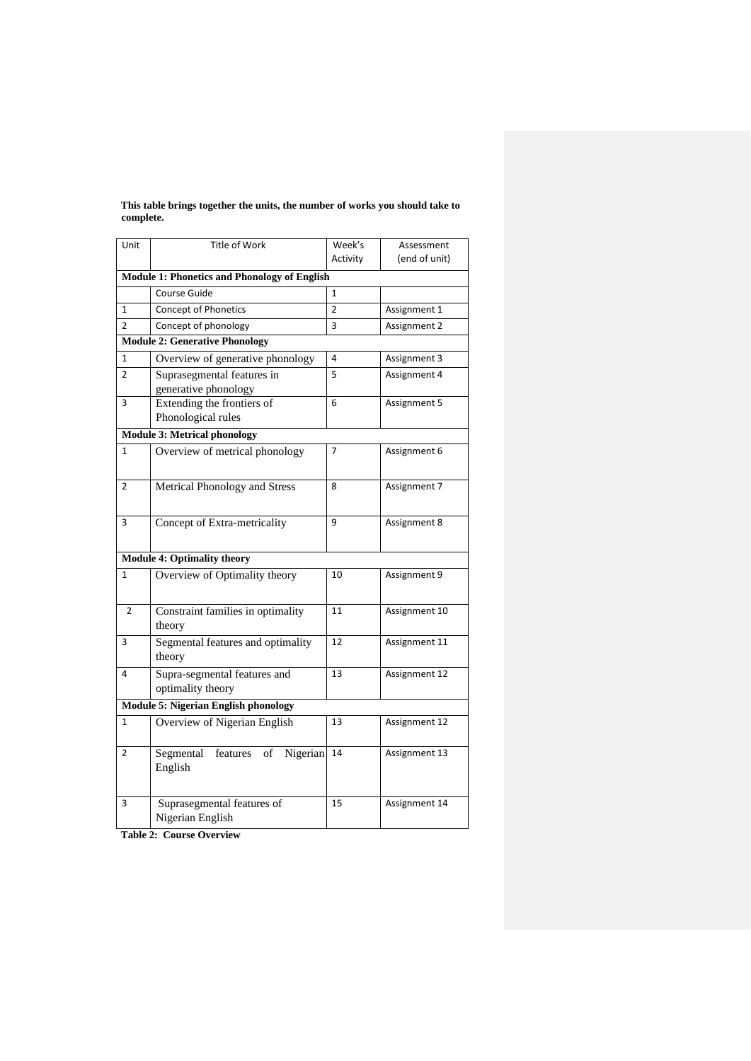**This table brings together the units, the number of works you should take to complete.**

| Unit | Title of Work | Week's Activity | Assessment (end of unit) |
|---|---|---|---|
| **Module 1: Phonetics and Phonology of English** | | | |
| | Course Guide | 1 | |
| 1 | Concept of Phonetics | 2 | Assignment 1 |
| 2 | Concept of phonology | 3 | Assignment 2 |
| **Module 2: Generative Phonology** | | | |
| 1 | Overview of generative phonology | 4 | Assignment 3 |
| 2 | Suprasegmental features in generative phonology | 5 | Assignment 4 |
| 3 | Extending the frontiers of Phonological rules | 6 | Assignment 5 |
| **Module 3: Metrical phonology** | | | |
| 1 | Overview of metrical phonology | 7 | Assignment 6 |
| 2 | Metrical Phonology and Stress | 8 | Assignment 7 |
| 3 | Concept of Extra-metricality | 9 | Assignment 8 |
| **Module 4: Optimality theory** | | | |
| 1 | Overview of Optimality theory | 10 | Assignment 9 |
| 2 | Constraint families in optimality theory | 11 | Assignment 10 |
| 3 | Segmental features and optimality theory | 12 | Assignment 11 |
| 4 | Supra-segmental features and optimality theory | 13 | Assignment 12 |
| **Module 5: Nigerian English phonology** | | | |
| 1 | Overview of Nigerian English | 13 | Assignment 12 |
| 2 | Segmental features of Nigerian English | 14 | Assignment 13 |
| 3 | Suprasegmental features of Nigerian English | 15 | Assignment 14 |

**Table 2: Course Overview**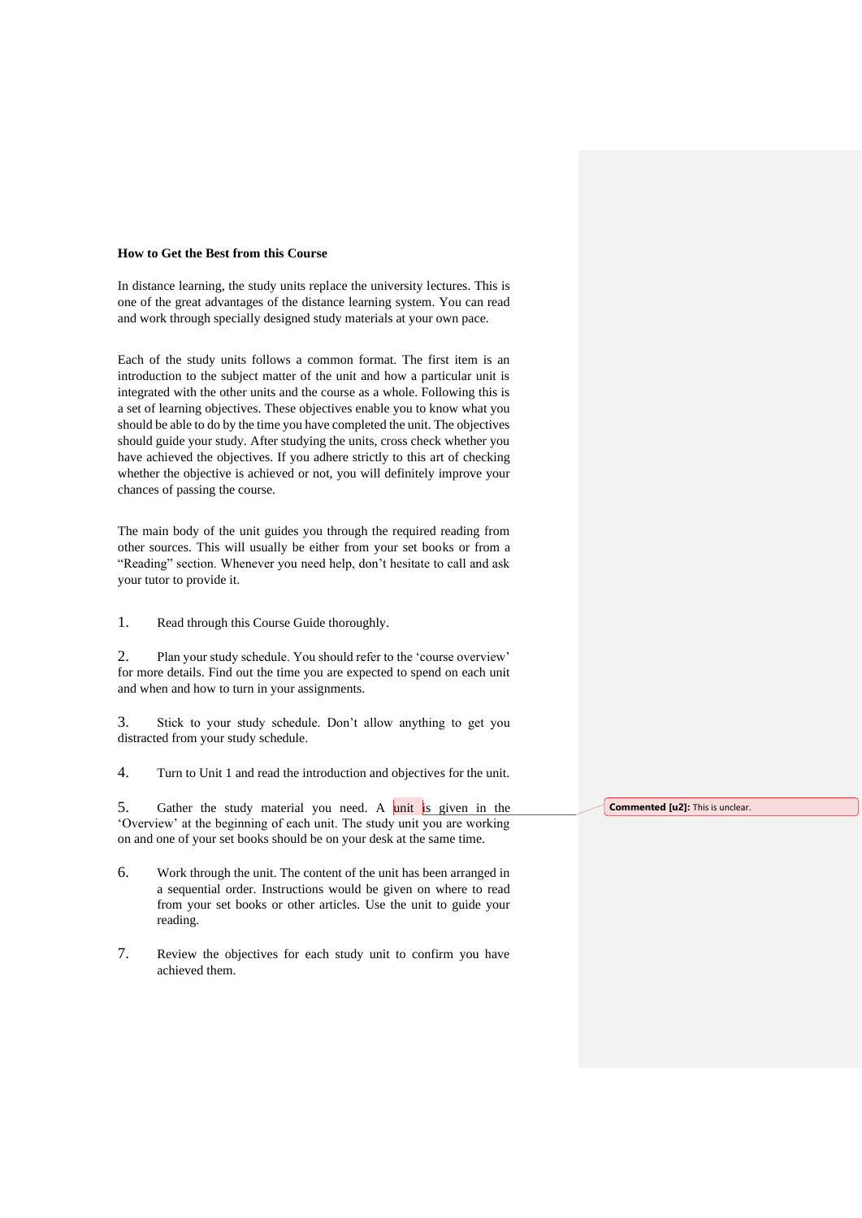**How to Get the Best from this Course**

In distance learning, the study units replace the university lectures. This is one of the great advantages of the distance learning system. You can read and work through specially designed study materials at your own pace.

Each of the study units follows a common format. The first item is an introduction to the subject matter of the unit and how a particular unit is integrated with the other units and the course as a whole. Following this is a set of learning objectives. These objectives enable you to know what you should be able to do by the time you have completed the unit. The objectives should guide your study. After studying the units, cross check whether you have achieved the objectives. If you adhere strictly to this art of checking whether the objective is achieved or not, you will definitely improve your chances of passing the course.

The main body of the unit guides you through the required reading from other sources. This will usually be either from your set books or from a "Reading" section. Whenever you need help, don't hesitate to call and ask your tutor to provide it.

1. Read through this Course Guide thoroughly.

2. Plan your study schedule. You should refer to the 'course overview' for more details. Find out the time you are expected to spend on each unit and when and how to turn in your assignments.

3. Stick to your study schedule. Don't allow anything to get you distracted from your study schedule.

4. Turn to Unit 1 and read the introduction and objectives for the unit.

5. Gather the study material you need. A unit is given in the 'Overview' at the beginning of each unit. The study unit you are working on and one of your set books should be on your desk at the same time.

6. Work through the unit. The content of the unit has been arranged in a sequential order. Instructions would be given on where to read from your set books or other articles. Use the unit to guide your reading.

7. Review the objectives for each study unit to confirm you have achieved them.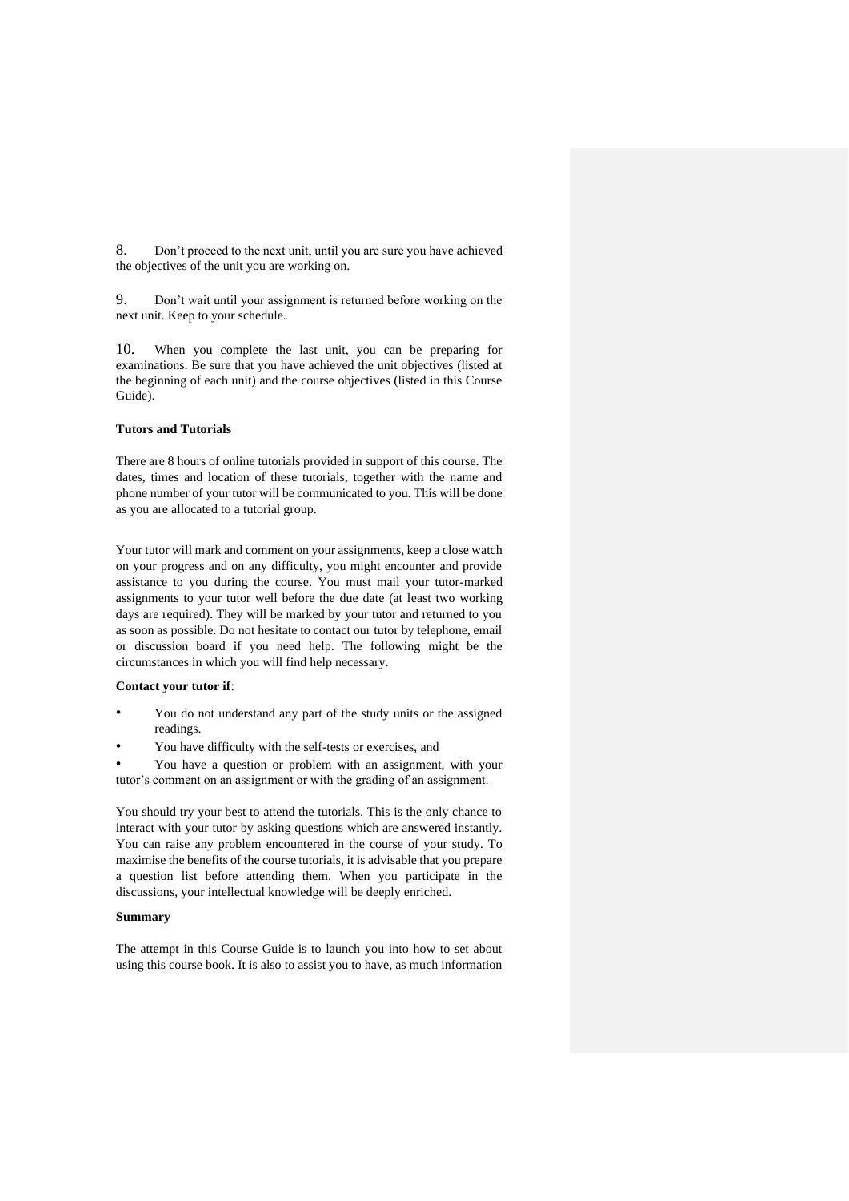8. Don't proceed to the next unit, until you are sure you have achieved the objectives of the unit you are working on.

9. Don't wait until your assignment is returned before working on the next unit. Keep to your schedule.

10. When you complete the last unit, you can be preparing for examinations. Be sure that you have achieved the unit objectives (listed at the beginning of each unit) and the course objectives (listed in this Course Guide).

**Tutors and Tutorials**

There are 8 hours of online tutorials provided in support of this course. The dates, times and location of these tutorials, together with the name and phone number of your tutor will be communicated to you. This will be done as you are allocated to a tutorial group.

Your tutor will mark and comment on your assignments, keep a close watch on your progress and on any difficulty, you might encounter and provide assistance to you during the course. You must mail your tutor-marked assignments to your tutor well before the due date (at least two working days are required). They will be marked by your tutor and returned to you as soon as possible. Do not hesitate to contact our tutor by telephone, email or discussion board if you need help. The following might be the circumstances in which you will find help necessary.

**Contact your tutor if**:

- You do not understand any part of the study units or the assigned readings.
- You have difficulty with the self-tests or exercises, and
- You have a question or problem with an assignment, with your tutor's comment on an assignment or with the grading of an assignment.

You should try your best to attend the tutorials. This is the only chance to interact with your tutor by asking questions which are answered instantly. You can raise any problem encountered in the course of your study. To maximise the benefits of the course tutorials, it is advisable that you prepare a question list before attending them. When you participate in the discussions, your intellectual knowledge will be deeply enriched.

**Summary**

The attempt in this Course Guide is to launch you into how to set about using this course book. It is also to assist you to have, as much information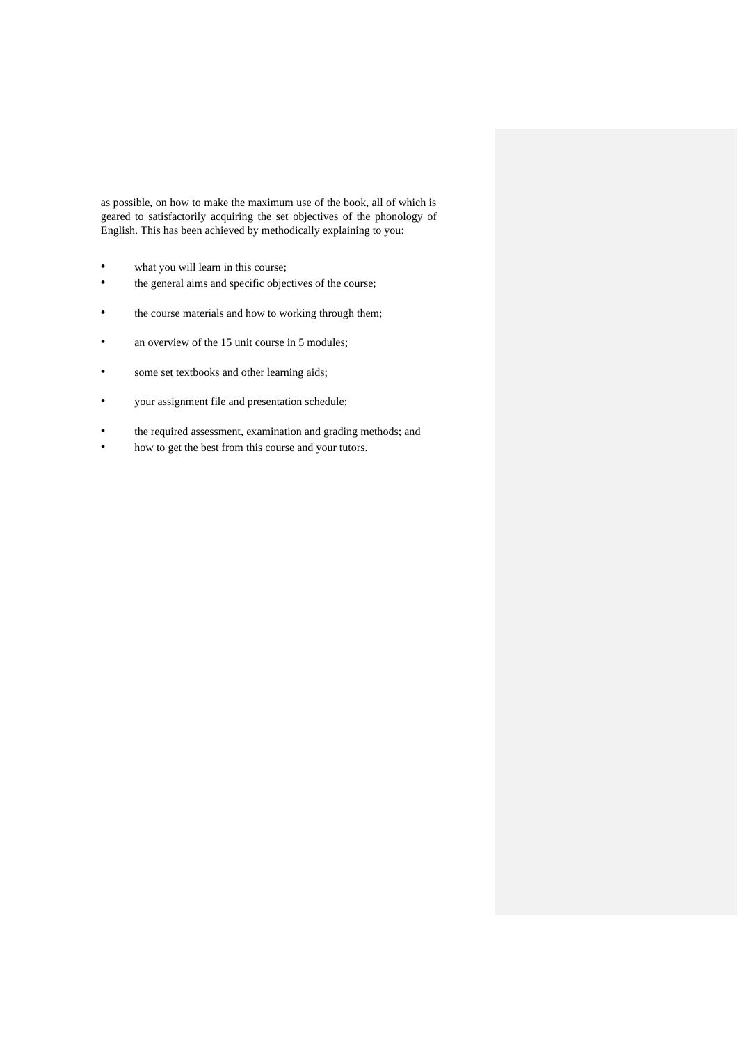as possible, on how to make the maximum use of the book, all of which is geared to satisfactorily acquiring the set objectives of the phonology of English. This has been achieved by methodically explaining to you:

- what you will learn in this course;
- the general aims and specific objectives of the course;
- the course materials and how to working through them;
- an overview of the 15 unit course in 5 modules;
- some set textbooks and other learning aids;
- your assignment file and presentation schedule;
- the required assessment, examination and grading methods; and
- how to get the best from this course and your tutors.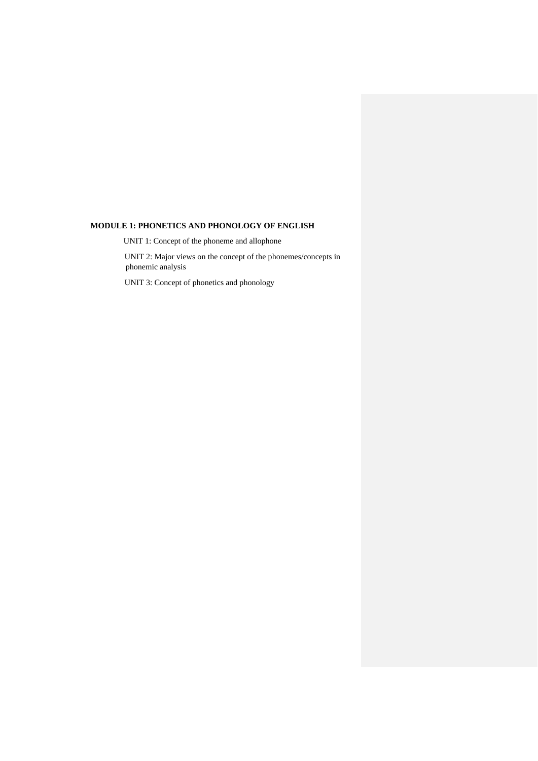**MODULE 1: PHONETICS AND PHONOLOGY OF ENGLISH**

UNIT 1: Concept of the phoneme and allophone

UNIT 2: Major views on the concept of the phonemes/concepts in phonemic analysis

UNIT 3: Concept of phonetics and phonology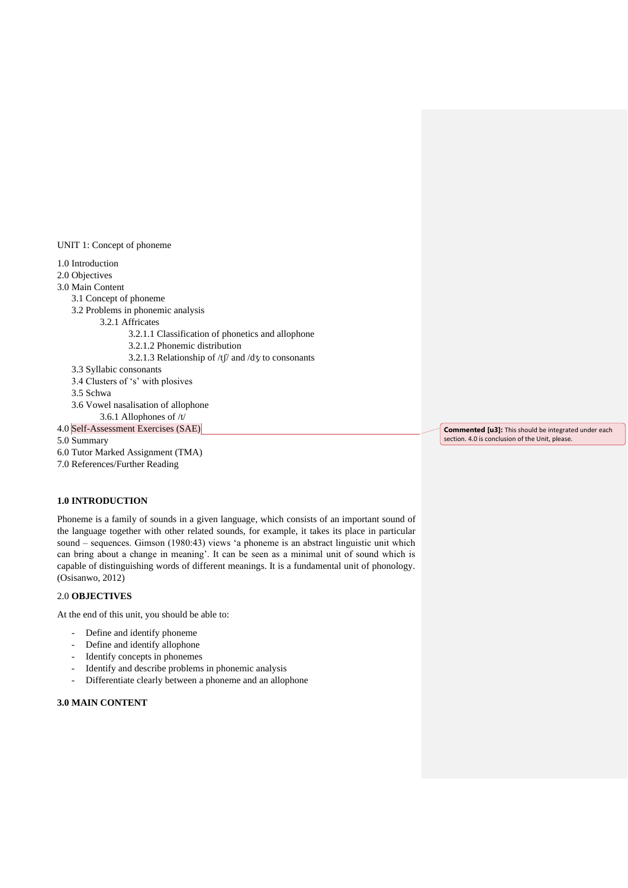UNIT 1: Concept of phoneme

1.0 Introduction
2.0 Objectives
3.0 Main Content
    3.1 Concept of phoneme
    3.2 Problems in phonemic analysis
        3.2.1 Affricates
            3.2.1.1 Classification of phonetics and allophone
            3.2.1.2 Phonemic distribution
            3.2.1.3 Relationship of /tʃ/ and /dʒ/ to consonants
    3.3 Syllabic consonants
    3.4 Clusters of 's' with plosives
    3.5 Schwa
    3.6 Vowel nasalisation of allophone
        3.6.1 Allophones of /t/
4.0 Self-Assessment Exercises (SAE)
5.0 Summary
6.0 Tutor Marked Assignment (TMA)
7.0 References/Further Reading

**Commented [u3]:** This should be integrated under each section. 4.0 is conclusion of the Unit, please.

**1.0 INTRODUCTION**

Phoneme is a family of sounds in a given language, which consists of an important sound of the language together with other related sounds, for example, it takes its place in particular sound – sequences. Gimson (1980:43) views 'a phoneme is an abstract linguistic unit which can bring about a change in meaning'. It can be seen as a minimal unit of sound which is capable of distinguishing words of different meanings. It is a fundamental unit of phonology. (Osisanwo, 2012)

2.0 **OBJECTIVES**

At the end of this unit, you should be able to:

- Define and identify phoneme
- Define and identify allophone
- Identify concepts in phonemes
- Identify and describe problems in phonemic analysis
- Differentiate clearly between a phoneme and an allophone

**3.0 MAIN CONTENT**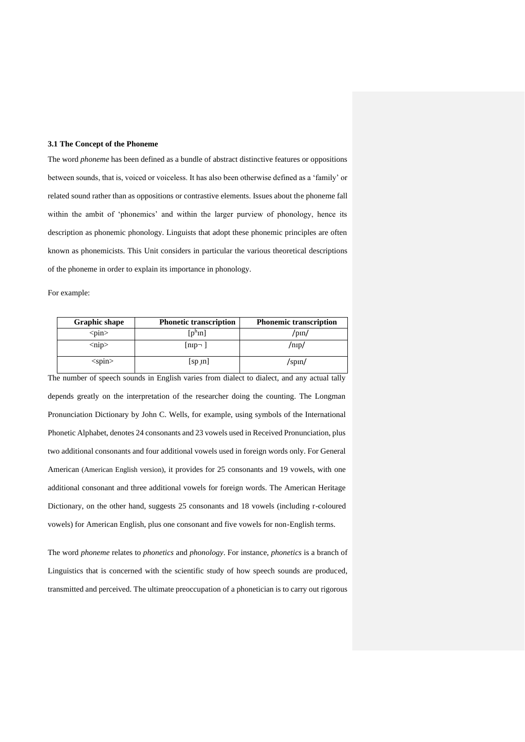### 3.1 The Concept of the Phoneme

The word *phoneme* has been defined as a bundle of abstract distinctive features or oppositions between sounds, that is, voiced or voiceless. It has also been otherwise defined as a 'family' or related sound rather than as oppositions or contrastive elements. Issues about the phoneme fall within the ambit of 'phonemics' and within the larger purview of phonology, hence its description as phonemic phonology. Linguists that adopt these phonemic principles are often known as phonemicists. This Unit considers in particular the various theoretical descriptions of the phoneme in order to explain its importance in phonology.

For example:

| Graphic shape | Phonetic transcription | Phonemic transcription |
|---|---|---|
| <pin> | [pʰɪn] | /pɪn/ |
| <nip> | [nɪp¬ ] | /nɪp/ |
| <spin> | [sp ̧ɪn] | /spɪn/ |

The number of speech sounds in English varies from dialect to dialect, and any actual tally depends greatly on the interpretation of the researcher doing the counting. The Longman Pronunciation Dictionary by John C. Wells, for example, using symbols of the International Phonetic Alphabet, denotes 24 consonants and 23 vowels used in Received Pronunciation, plus two additional consonants and four additional vowels used in foreign words only. For General American (American English version), it provides for 25 consonants and 19 vowels, with one additional consonant and three additional vowels for foreign words. The American Heritage Dictionary, on the other hand, suggests 25 consonants and 18 vowels (including r-coloured vowels) for American English, plus one consonant and five vowels for non-English terms.

The word *phoneme* relates to *phonetics* and *phonology*. For instance, *phonetics* is a branch of Linguistics that is concerned with the scientific study of how speech sounds are produced, transmitted and perceived. The ultimate preoccupation of a phonetician is to carry out rigorous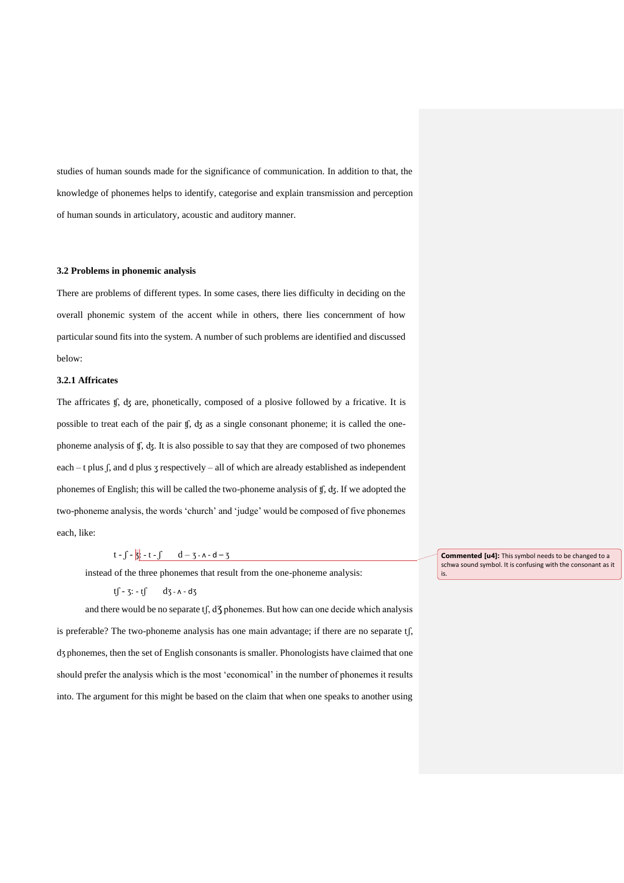studies of human sounds made for the significance of communication. In addition to that, the knowledge of phonemes helps to identify, categorise and explain transmission and perception of human sounds in articulatory, acoustic and auditory manner.

### 3.2 Problems in phonemic analysis

There are problems of different types. In some cases, there lies difficulty in deciding on the overall phonemic system of the accent while in others, there lies concernment of how particular sound fits into the system. A number of such problems are identified and discussed below:

#### 3.2.1 Affricates

The affricates ʧ, ʤ are, phonetically, composed of a plosive followed by a fricative. It is possible to treat each of the pair ʧ, ʤ as a single consonant phoneme; it is called the one-phoneme analysis of ʧ, ʤ. It is also possible to say that they are composed of two phonemes each – t plus ʃ, and d plus ʒ respectively – all of which are already established as independent phonemes of English; this will be called the two-phoneme analysis of ʧ, ʤ. If we adopted the two-phoneme analysis, the words 'church' and 'judge' would be composed of five phonemes each, like:

t - ʃ - ʒː - t - ʃ     d – ʒ - ʌ - d – ʒ

instead of the three phonemes that result from the one-phoneme analysis:

tʃ - ɜː - tʃ     dʒ - ʌ - dʒ

and there would be no separate tʃ, dʒ phonemes. But how can one decide which analysis is preferable? The two-phoneme analysis has one main advantage; if there are no separate tʃ, dʒ phonemes, then the set of English consonants is smaller. Phonologists have claimed that one should prefer the analysis which is the most 'economical' in the number of phonemes it results into. The argument for this might be based on the claim that when one speaks to another using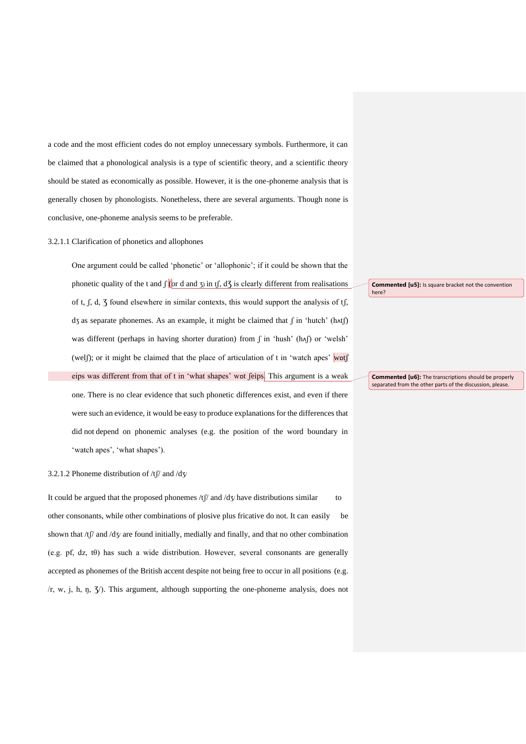a code and the most efficient codes do not employ unnecessary symbols. Furthermore, it can be claimed that a phonological analysis is a type of scientific theory, and a scientific theory should be stated as economically as possible. However, it is the one-phoneme analysis that is generally chosen by phonologists. Nonetheless, there are several arguments. Though none is conclusive, one-phoneme analysis seems to be preferable.

#### 3.2.1.1 Clarification of phonetics and allophones

One argument could be called 'phonetic' or 'allophonic'; if it could be shown that the phonetic quality of the t and ʃ (or d and ʒ) in tʃ, dʒ is clearly different from realisations of t, ʃ, d, ʒ found elsewhere in similar contexts, this would support the analysis of tʃ, dʒ as separate phonemes. As an example, it might be claimed that ʃ in 'hutch' (hʌtʃ) was different (perhaps in having shorter duration) from ʃ in 'hush' (hʌʃ) or 'welsh' (welʃ); or it might be claimed that the place of articulation of t in 'watch apes' wɒtʃ eips was different from that of t in 'what shapes' wɒt ʃeips. This argument is a weak one. There is no clear evidence that such phonetic differences exist, and even if there were such an evidence, it would be easy to produce explanations for the differences that did not depend on phonemic analyses (e.g. the position of the word boundary in 'watch apes', 'what shapes').

> **Commented [u5]:** Is square bracket not the convention here?
>
> **Commented [u6]:** The transcriptions should be properly separated from the other parts of the discussion, please.

#### 3.2.1.2 Phoneme distribution of /tʃ/ and /dʒ/

It could be argued that the proposed phonemes /tʃ/ and /dʒ/ have distributions similar to other consonants, while other combinations of plosive plus fricative do not. It can easily be shown that /tʃ/ and /dʒ/ are found initially, medially and finally, and that no other combination (e.g. pf, dz, tθ) has such a wide distribution. However, several consonants are generally accepted as phonemes of the British accent despite not being free to occur in all positions (e.g. /r, w, j, h, ŋ, ʒ/). This argument, although supporting the one-phoneme analysis, does not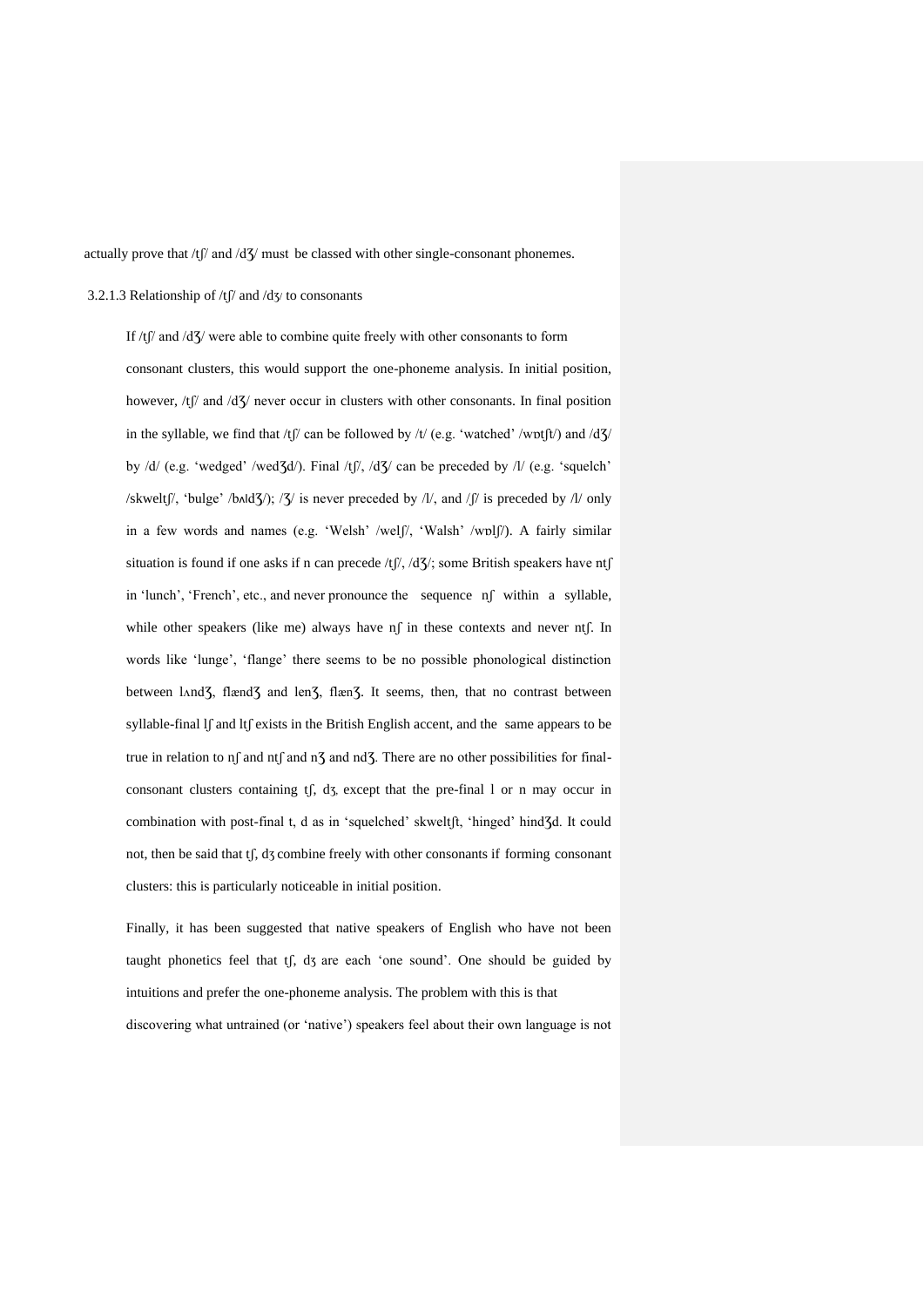actually prove that /tʃ/ and /dʒ/ must be classed with other single-consonant phonemes.

#### 3.2.1.3 Relationship of /tʃ/ and /dʒ/ to consonants

If /tʃ/ and /dʒ/ were able to combine quite freely with other consonants to form consonant clusters, this would support the one-phoneme analysis. In initial position, however, /tʃ/ and /dʒ/ never occur in clusters with other consonants. In final position in the syllable, we find that /tʃ/ can be followed by /t/ (e.g. 'watched' /wɒtʃt/) and /dʒ/ by /d/ (e.g. 'wedged' /wedʒd/). Final /tʃ/, /dʒ/ can be preceded by /l/ (e.g. 'squelch' /skweltʃ/, 'bulge' /bʌldʒ/); /ʒ/ is never preceded by /l/, and /ʃ/ is preceded by /l/ only in a few words and names (e.g. 'Welsh' /welʃ/, 'Walsh' /wɒlʃ/). A fairly similar situation is found if one asks if n can precede /tʃ/, /dʒ/; some British speakers have ntʃ in 'lunch', 'French', etc., and never pronounce the sequence nʃ within a syllable, while other speakers (like me) always have nʃ in these contexts and never ntʃ. In words like 'lunge', 'flange' there seems to be no possible phonological distinction between lʌndʒ, flændʒ and lenʒ, flænʒ. It seems, then, that no contrast between syllable-final lʃ and ltʃ exists in the British English accent, and the same appears to be true in relation to nʃ and ntʃ and nʒ and ndʒ. There are no other possibilities for final-consonant clusters containing tʃ, dʒ, except that the pre-final l or n may occur in combination with post-final t, d as in 'squelched' skweltʃt, 'hinged' hindʒd. It could not, then be said that tʃ, dʒ combine freely with other consonants if forming consonant clusters: this is particularly noticeable in initial position.

Finally, it has been suggested that native speakers of English who have not been taught phonetics feel that tʃ, dʒ are each 'one sound'. One should be guided by intuitions and prefer the one-phoneme analysis. The problem with this is that discovering what untrained (or 'native') speakers feel about their own language is not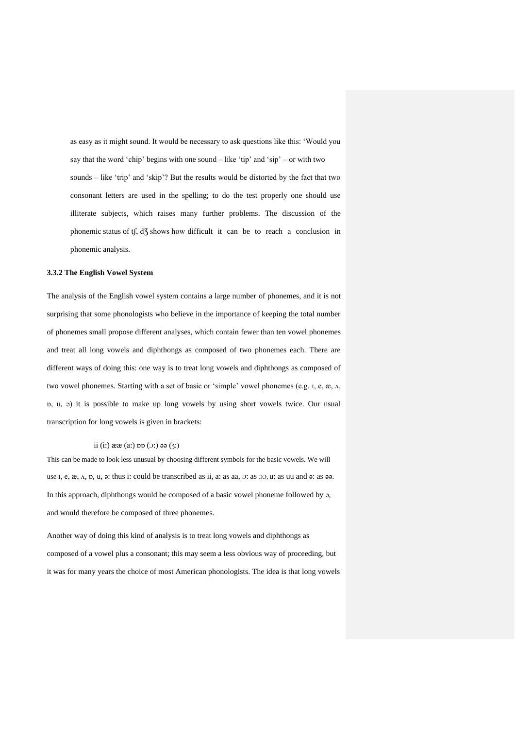as easy as it might sound. It would be necessary to ask questions like this: 'Would you say that the word 'chip' begins with one sound – like 'tip' and 'sip' – or with two sounds – like 'trip' and 'skip'? But the results would be distorted by the fact that two consonant letters are used in the spelling; to do the test properly one should use illiterate subjects, which raises many further problems. The discussion of the phonemic status of tʃ, dʒ shows how difficult it can be to reach a conclusion in phonemic analysis.

### 3.3.2 The English Vowel System

The analysis of the English vowel system contains a large number of phonemes, and it is not surprising that some phonologists who believe in the importance of keeping the total number of phonemes small propose different analyses, which contain fewer than ten vowel phonemes and treat all long vowels and diphthongs as composed of two phonemes each. There are different ways of doing this: one way is to treat long vowels and diphthongs as composed of two vowel phonemes. Starting with a set of basic or 'simple' vowel phonemes (e.g. ɪ, e, æ, ʌ, ɒ, u, ə) it is possible to make up long vowels by using short vowels twice. Our usual transcription for long vowels is given in brackets:

ii (iː) ææ (aː) ɒɒ (ɔː) əə (ɜː)

This can be made to look less unusual by choosing different symbols for the basic vowels. We will use ɪ, e, æ, ʌ, ɒ, u, ə: thus iː could be transcribed as ii, aː as aa, ɔː as ɔɔ, uː as uu and əː as əə. In this approach, diphthongs would be composed of a basic vowel phoneme followed by ə, and would therefore be composed of three phonemes.

Another way of doing this kind of analysis is to treat long vowels and diphthongs as composed of a vowel plus a consonant; this may seem a less obvious way of proceeding, but it was for many years the choice of most American phonologists. The idea is that long vowels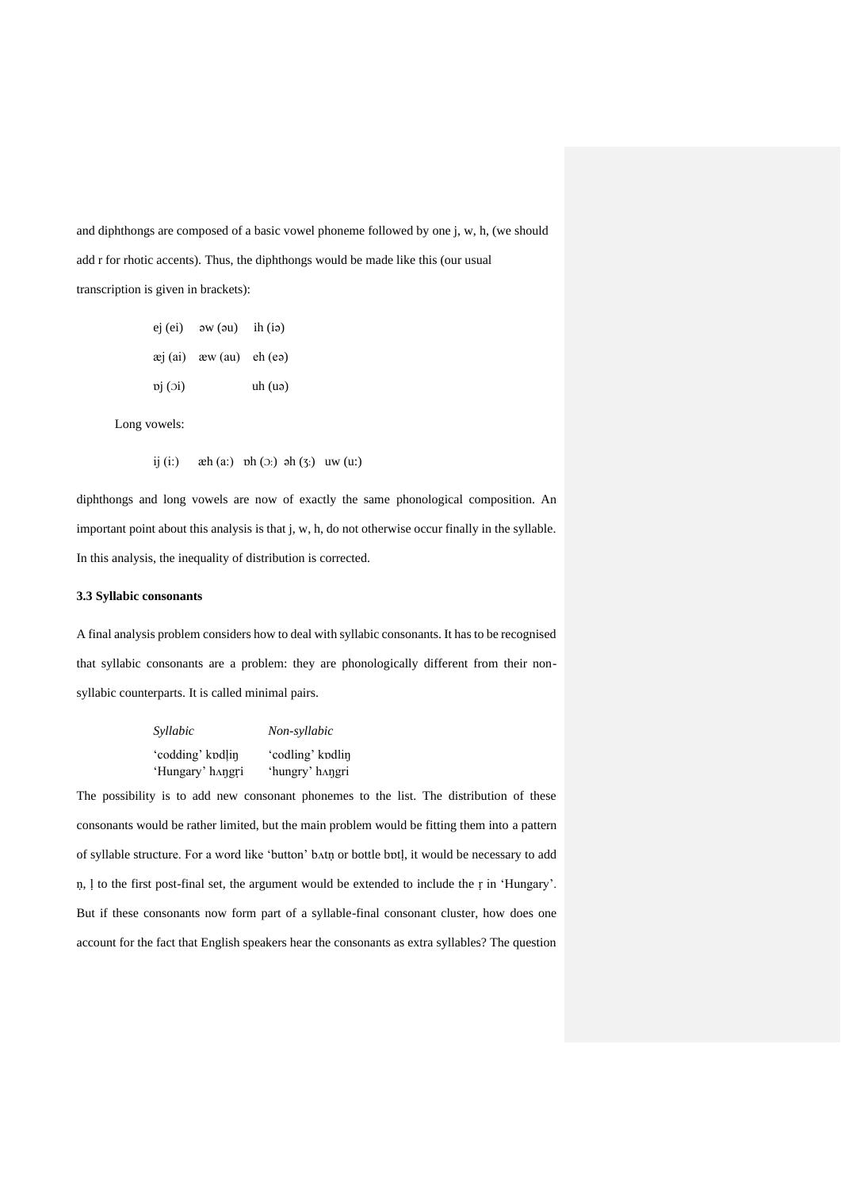and diphthongs are composed of a basic vowel phoneme followed by one j, w, h, (we should add r for rhotic accents). Thus, the diphthongs would be made like this (our usual transcription is given in brackets):

ej (ei)   əw (əu)   ih (iə)

æj (ai)   æw (au)   eh (eə)

ɒj (ɔi)   uh (uə)

Long vowels:

ij (iː)   æh (aː)   ɒh (ɔː)   əh (ɜː)   uw (uː)

diphthongs and long vowels are now of exactly the same phonological composition. An important point about this analysis is that j, w, h, do not otherwise occur finally in the syllable. In this analysis, the inequality of distribution is corrected.

### 3.3 Syllabic consonants

A final analysis problem considers how to deal with syllabic consonants. It has to be recognised that syllabic consonants are a problem: they are phonologically different from their non-syllabic counterparts. It is called minimal pairs.

| *Syllabic* | *Non-syllabic* |
|---|---|
| 'codding' kɒdl̩iŋ | 'codling' kɒdliŋ |
| 'Hungary' hʌŋgr̩i | 'hungry' hʌŋgri |

The possibility is to add new consonant phonemes to the list. The distribution of these consonants would be rather limited, but the main problem would be fitting them into a pattern of syllable structure. For a word like 'button' bʌtn̩ or bottle bɒtl̩, it would be necessary to add n̩, l̩ to the first post-final set, the argument would be extended to include the r̩ in 'Hungary'. But if these consonants now form part of a syllable-final consonant cluster, how does one account for the fact that English speakers hear the consonants as extra syllables? The question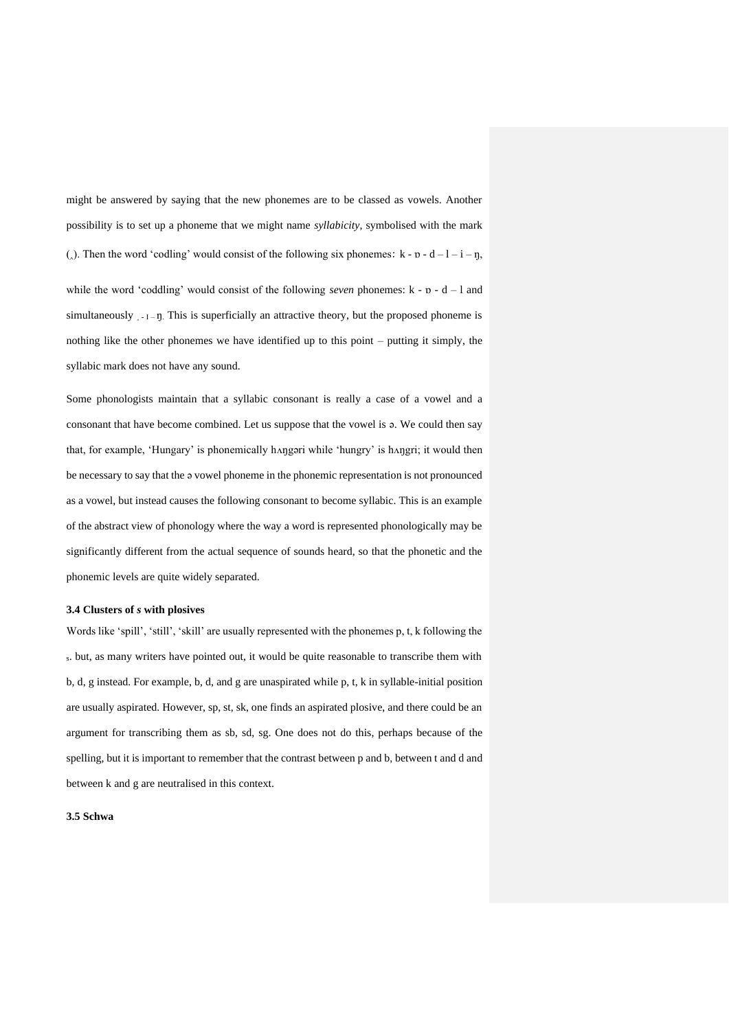might be answered by saying that the new phonemes are to be classed as vowels. Another possibility is to set up a phoneme that we might name *syllabicity*, symbolised with the mark (ˌ). Then the word 'codling' would consist of the following six phonemes: k - ɒ - d – l – i – ŋ,

while the word 'coddling' would consist of the following *seven* phonemes: k - ɒ - d – l and simultaneously ˌ - ɪ – ŋ. This is superficially an attractive theory, but the proposed phoneme is nothing like the other phonemes we have identified up to this point – putting it simply, the syllabic mark does not have any sound.

Some phonologists maintain that a syllabic consonant is really a case of a vowel and a consonant that have become combined. Let us suppose that the vowel is ə. We could then say that, for example, 'Hungary' is phonemically hʌŋgəri while 'hungry' is hʌŋgri; it would then be necessary to say that the ə vowel phoneme in the phonemic representation is not pronounced as a vowel, but instead causes the following consonant to become syllabic. This is an example of the abstract view of phonology where the way a word is represented phonologically may be significantly different from the actual sequence of sounds heard, so that the phonetic and the phonemic levels are quite widely separated.

### 3.4 Clusters of *s* with plosives

Words like 'spill', 'still', 'skill' are usually represented with the phonemes p, t, k following the s. but, as many writers have pointed out, it would be quite reasonable to transcribe them with b, d, g instead. For example, b, d, and g are unaspirated while p, t, k in syllable-initial position are usually aspirated. However, sp, st, sk, one finds an aspirated plosive, and there could be an argument for transcribing them as sb, sd, sg. One does not do this, perhaps because of the spelling, but it is important to remember that the contrast between p and b, between t and d and between k and g are neutralised in this context.

### 3.5 Schwa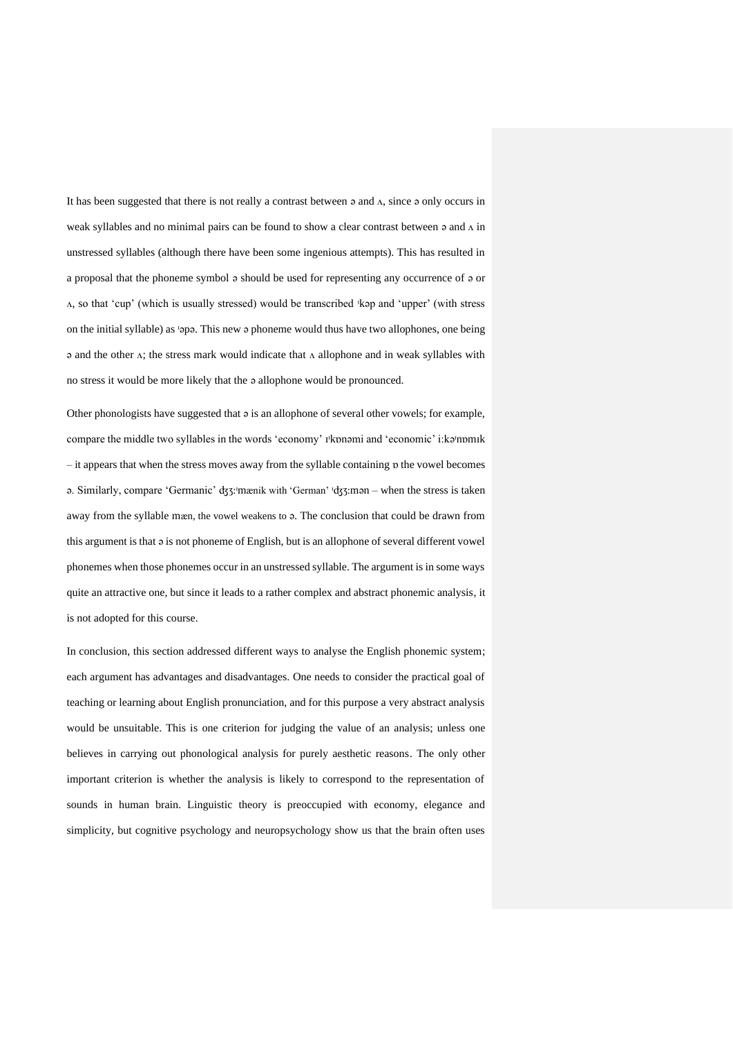It has been suggested that there is not really a contrast between ə and ʌ, since ə only occurs in weak syllables and no minimal pairs can be found to show a clear contrast between ə and ʌ in unstressed syllables (although there have been some ingenious attempts). This has resulted in a proposal that the phoneme symbol ə should be used for representing any occurrence of ə or ʌ, so that 'cup' (which is usually stressed) would be transcribed ˈkəp and 'upper' (with stress on the initial syllable) as ˈəpə. This new ə phoneme would thus have two allophones, one being ə and the other ʌ; the stress mark would indicate that ʌ allophone and in weak syllables with no stress it would be more likely that the ə allophone would be pronounced.

Other phonologists have suggested that ə is an allophone of several other vowels; for example, compare the middle two syllables in the words 'economy' ɪˈkɒnəmi and 'economic' iːkəˈnɒmɪk – it appears that when the stress moves away from the syllable containing ɒ the vowel becomes ə. Similarly, compare 'Germanic' ʤɜːˈmænik with 'German' ˈʤɜːmən – when the stress is taken away from the syllable mæn, the vowel weakens to ə. The conclusion that could be drawn from this argument is that ə is not phoneme of English, but is an allophone of several different vowel phonemes when those phonemes occur in an unstressed syllable. The argument is in some ways quite an attractive one, but since it leads to a rather complex and abstract phonemic analysis, it is not adopted for this course.

In conclusion, this section addressed different ways to analyse the English phonemic system; each argument has advantages and disadvantages. One needs to consider the practical goal of teaching or learning about English pronunciation, and for this purpose a very abstract analysis would be unsuitable. This is one criterion for judging the value of an analysis; unless one believes in carrying out phonological analysis for purely aesthetic reasons. The only other important criterion is whether the analysis is likely to correspond to the representation of sounds in human brain. Linguistic theory is preoccupied with economy, elegance and simplicity, but cognitive psychology and neuropsychology show us that the brain often uses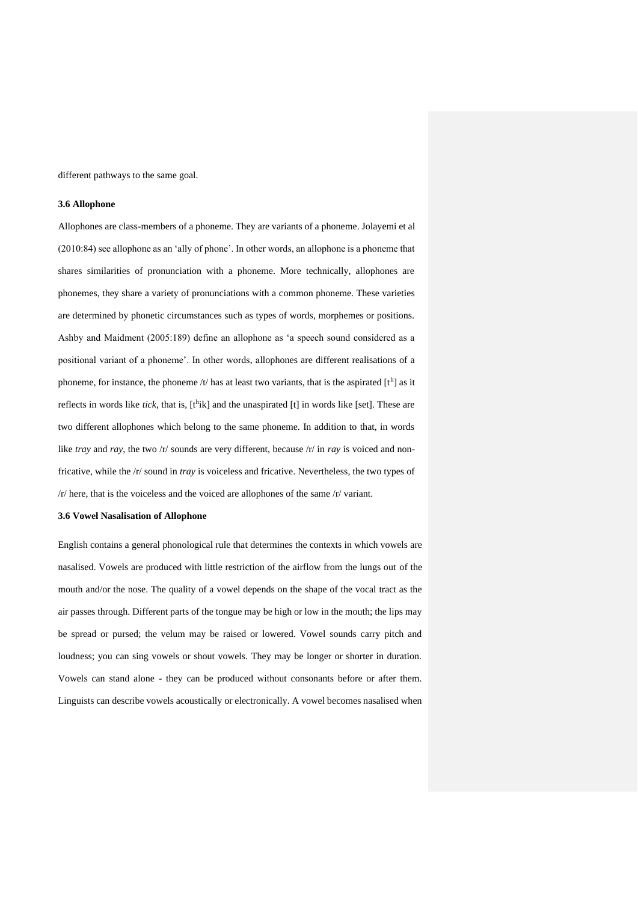different pathways to the same goal.

### 3.6 Allophone

Allophones are class-members of a phoneme. They are variants of a phoneme. Jolayemi et al (2010:84) see allophone as an 'ally of phone'. In other words, an allophone is a phoneme that shares similarities of pronunciation with a phoneme. More technically, allophones are phonemes, they share a variety of pronunciations with a common phoneme. These varieties are determined by phonetic circumstances such as types of words, morphemes or positions. Ashby and Maidment (2005:189) define an allophone as 'a speech sound considered as a positional variant of a phoneme'. In other words, allophones are different realisations of a phoneme, for instance, the phoneme /t/ has at least two variants, that is the aspirated [$t^h$] as it reflects in words like *tick*, that is, [$t^h$ik] and the unaspirated [t] in words like [set]. These are two different allophones which belong to the same phoneme. In addition to that, in words like *tray* and *ray*, the two /r/ sounds are very different, because /r/ in *ray* is voiced and non-fricative, while the /r/ sound in *tray* is voiceless and fricative. Nevertheless, the two types of /r/ here, that is the voiceless and the voiced are allophones of the same /r/ variant.

### 3.6 Vowel Nasalisation of Allophone

English contains a general phonological rule that determines the contexts in which vowels are nasalised. Vowels are produced with little restriction of the airflow from the lungs out of the mouth and/or the nose. The quality of a vowel depends on the shape of the vocal tract as the air passes through. Different parts of the tongue may be high or low in the mouth; the lips may be spread or pursed; the velum may be raised or lowered. Vowel sounds carry pitch and loudness; you can sing vowels or shout vowels. They may be longer or shorter in duration. Vowels can stand alone - they can be produced without consonants before or after them. Linguists can describe vowels acoustically or electronically. A vowel becomes nasalised when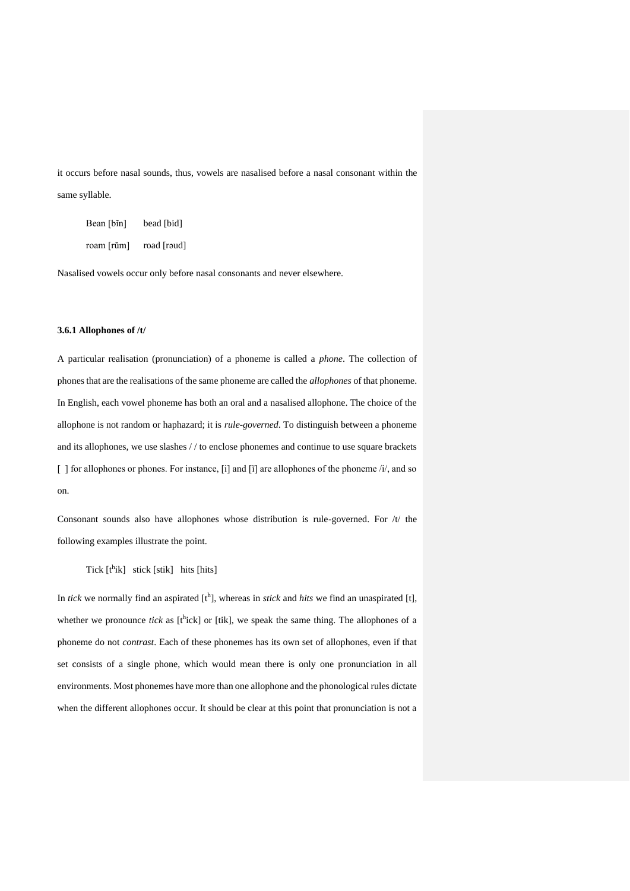it occurs before nasal sounds, thus, vowels are nasalised before a nasal consonant within the same syllable.

Bean [bĩn]  bead [bid]

roam [rũm]  road [rəud]

Nasalised vowels occur only before nasal consonants and never elsewhere.

**3.6.1 Allophones of /t/**

A particular realisation (pronunciation) of a phoneme is called a *phone*. The collection of phones that are the realisations of the same phoneme are called the *allophones* of that phoneme. In English, each vowel phoneme has both an oral and a nasalised allophone. The choice of the allophone is not random or haphazard; it is *rule-governed*. To distinguish between a phoneme and its allophones, we use slashes / / to enclose phonemes and continue to use square brackets [ ] for allophones or phones. For instance, [i] and [ĩ] are allophones of the phoneme /i/, and so on.

Consonant sounds also have allophones whose distribution is rule-governed. For /t/ the following examples illustrate the point.

Tick [tʰik]  stick [stik]  hits [hits]

In *tick* we normally find an aspirated [tʰ], whereas in *stick* and *hits* we find an unaspirated [t], whether we pronounce *tick* as [tʰick] or [tik], we speak the same thing. The allophones of a phoneme do not *contrast*. Each of these phonemes has its own set of allophones, even if that set consists of a single phone, which would mean there is only one pronunciation in all environments. Most phonemes have more than one allophone and the phonological rules dictate when the different allophones occur. It should be clear at this point that pronunciation is not a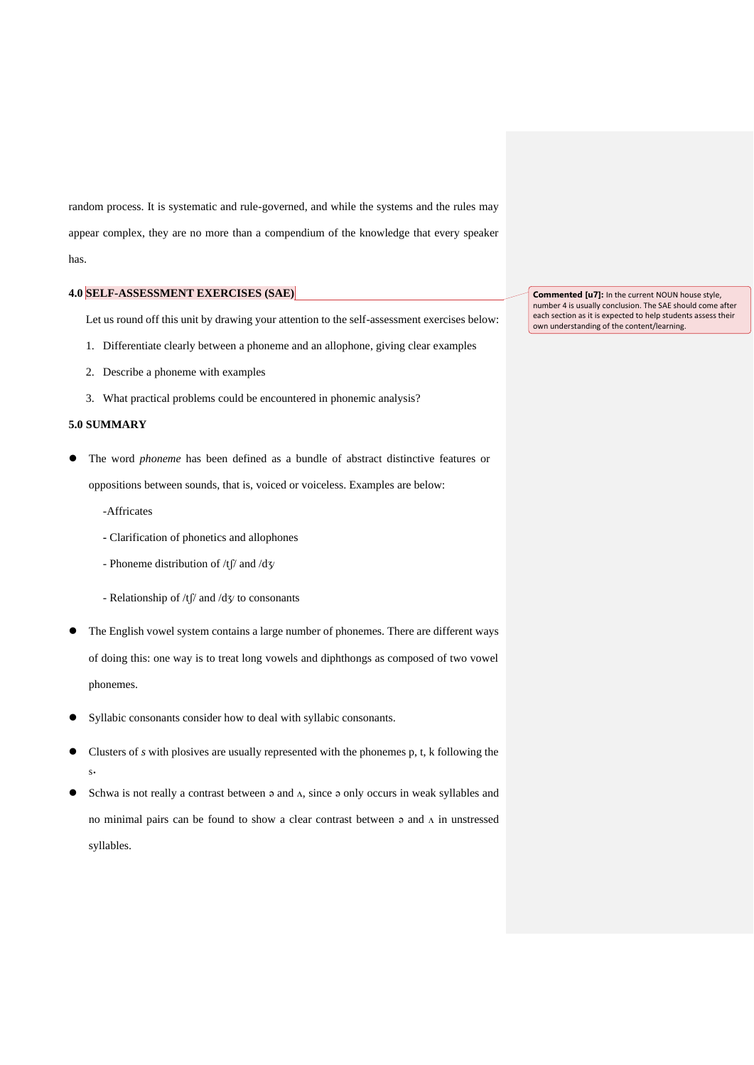random process. It is systematic and rule-governed, and while the systems and the rules may appear complex, they are no more than a compendium of the knowledge that every speaker has.

## 4.0 SELF-ASSESSMENT EXERCISES (SAE)

Commented [u7]: In the current NOUN house style, number 4 is usually conclusion. The SAE should come after each section as it is expected to help students assess their own understanding of the content/learning.

Let us round off this unit by drawing your attention to the self-assessment exercises below:

1. Differentiate clearly between a phoneme and an allophone, giving clear examples
2. Describe a phoneme with examples
3. What practical problems could be encountered in phonemic analysis?

## 5.0 SUMMARY

- The word *phoneme* has been defined as a bundle of abstract distinctive features or oppositions between sounds, that is, voiced or voiceless. Examples are below:

  -Affricates

  - Clarification of phonetics and allophones

  - Phoneme distribution of /tʃ/ and /dʒ/

  - Relationship of /tʃ/ and /dʒ/ to consonants

- The English vowel system contains a large number of phonemes. There are different ways of doing this: one way is to treat long vowels and diphthongs as composed of two vowel phonemes.

- Syllabic consonants consider how to deal with syllabic consonants.

- Clusters of *s* with plosives are usually represented with the phonemes p, t, k following the s.

- Schwa is not really a contrast between ə and ʌ, since ə only occurs in weak syllables and no minimal pairs can be found to show a clear contrast between ə and ʌ in unstressed syllables.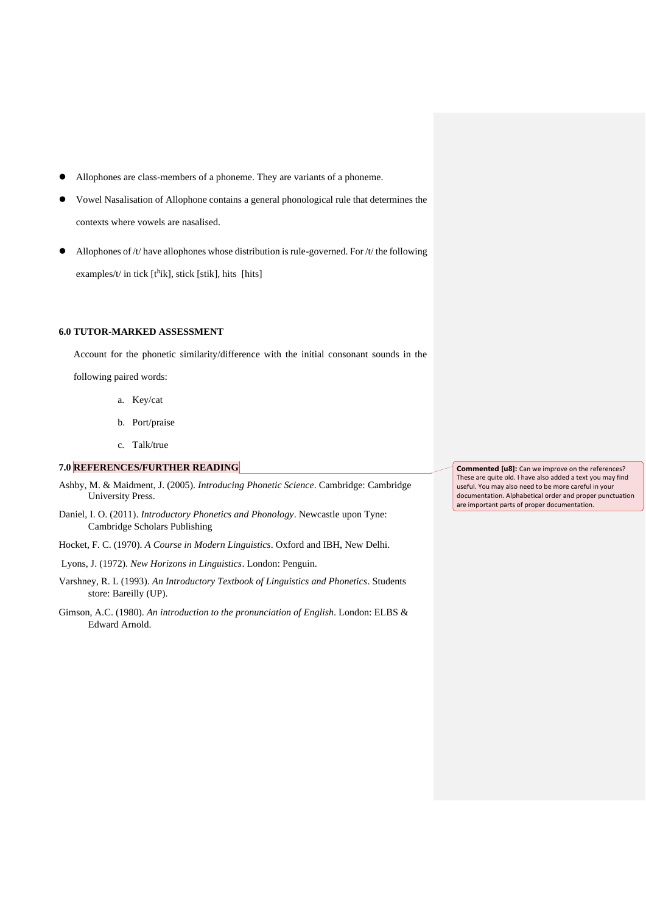- Allophones are class-members of a phoneme. They are variants of a phoneme.
- Vowel Nasalisation of Allophone contains a general phonological rule that determines the contexts where vowels are nasalised.
- Allophones of /t/ have allophones whose distribution is rule-governed. For /t/ the following examples/t/ in tick [tʰik], stick [stik], hits [hits]

### 6.0 TUTOR-MARKED ASSESSMENT

Account for the phonetic similarity/difference with the initial consonant sounds in the following paired words:

a. Key/cat
b. Port/praise
c. Talk/true

### 7.0 REFERENCES/FURTHER READING

Ashby, M. & Maidment, J. (2005). *Introducing Phonetic Science*. Cambridge: Cambridge University Press.

Daniel, I. O. (2011). *Introductory Phonetics and Phonology*. Newcastle upon Tyne: Cambridge Scholars Publishing

Hocket, F. C. (1970). *A Course in Modern Linguistics*. Oxford and IBH, New Delhi.

Lyons, J. (1972). *New Horizons in Linguistics*. London: Penguin.

Varshney, R. L (1993). *An Introductory Textbook of Linguistics and Phonetics*. Students store: Bareilly (UP).

Gimson, A.C. (1980). *An introduction to the pronunciation of English*. London: ELBS & Edward Arnold.

**Commented [u8]:** Can we improve on the references? These are quite old. I have also added a text you may find useful. You may also need to be more careful in your documentation. Alphabetical order and proper punctuation are important parts of proper documentation.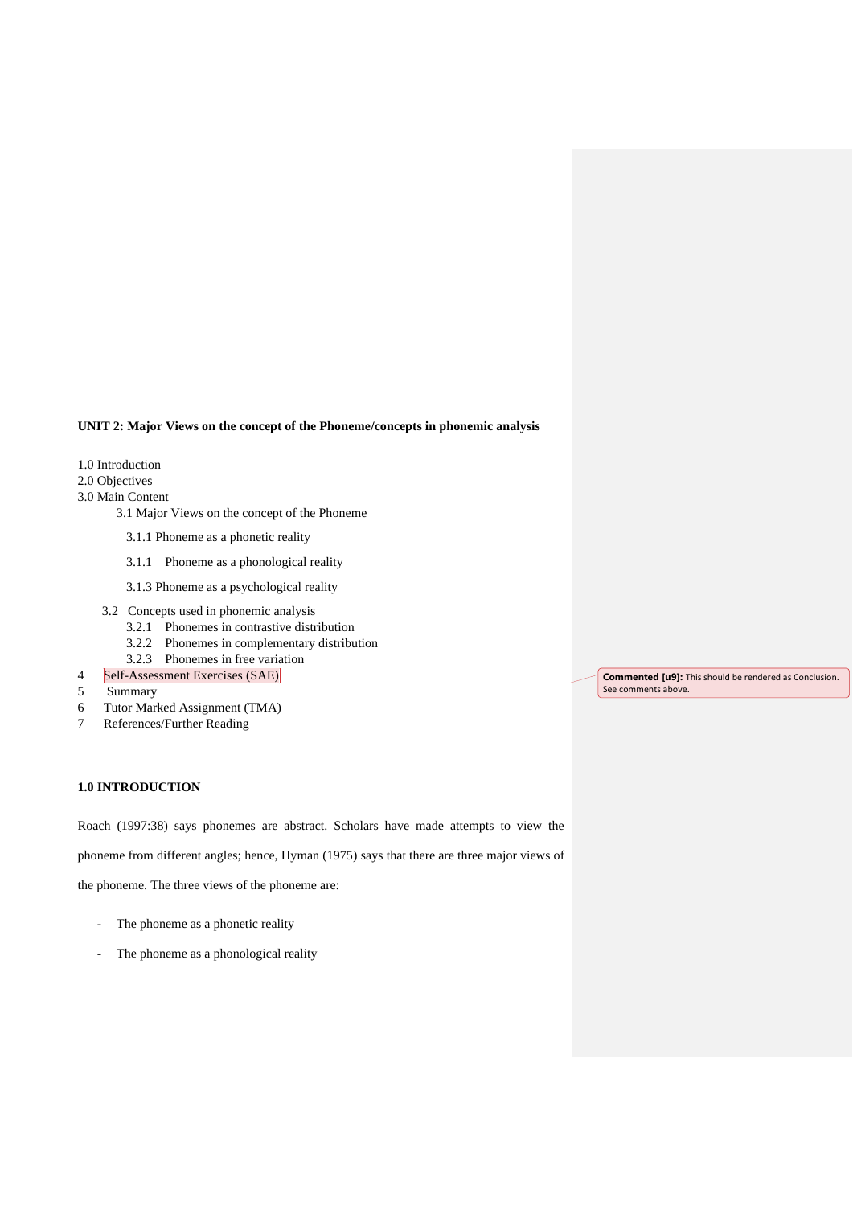**UNIT 2: Major Views on the concept of the Phoneme/concepts in phonemic analysis**

1.0 Introduction
2.0 Objectives
3.0 Main Content
    3.1 Major Views on the concept of the Phoneme
        3.1.1 Phoneme as a phonetic reality
        3.1.1 Phoneme as a phonological reality
        3.1.3 Phoneme as a psychological reality
    3.2 Concepts used in phonemic analysis
        3.2.1 Phonemes in contrastive distribution
        3.2.2 Phonemes in complementary distribution
        3.2.3 Phonemes in free variation
4 Self-Assessment Exercises (SAE)
5 Summary
6 Tutor Marked Assignment (TMA)
7 References/Further Reading

**Commented [u9]:** This should be rendered as Conclusion. See comments above.

**1.0 INTRODUCTION**

Roach (1997:38) says phonemes are abstract. Scholars have made attempts to view the phoneme from different angles; hence, Hyman (1975) says that there are three major views of the phoneme. The three views of the phoneme are:

- The phoneme as a phonetic reality
- The phoneme as a phonological reality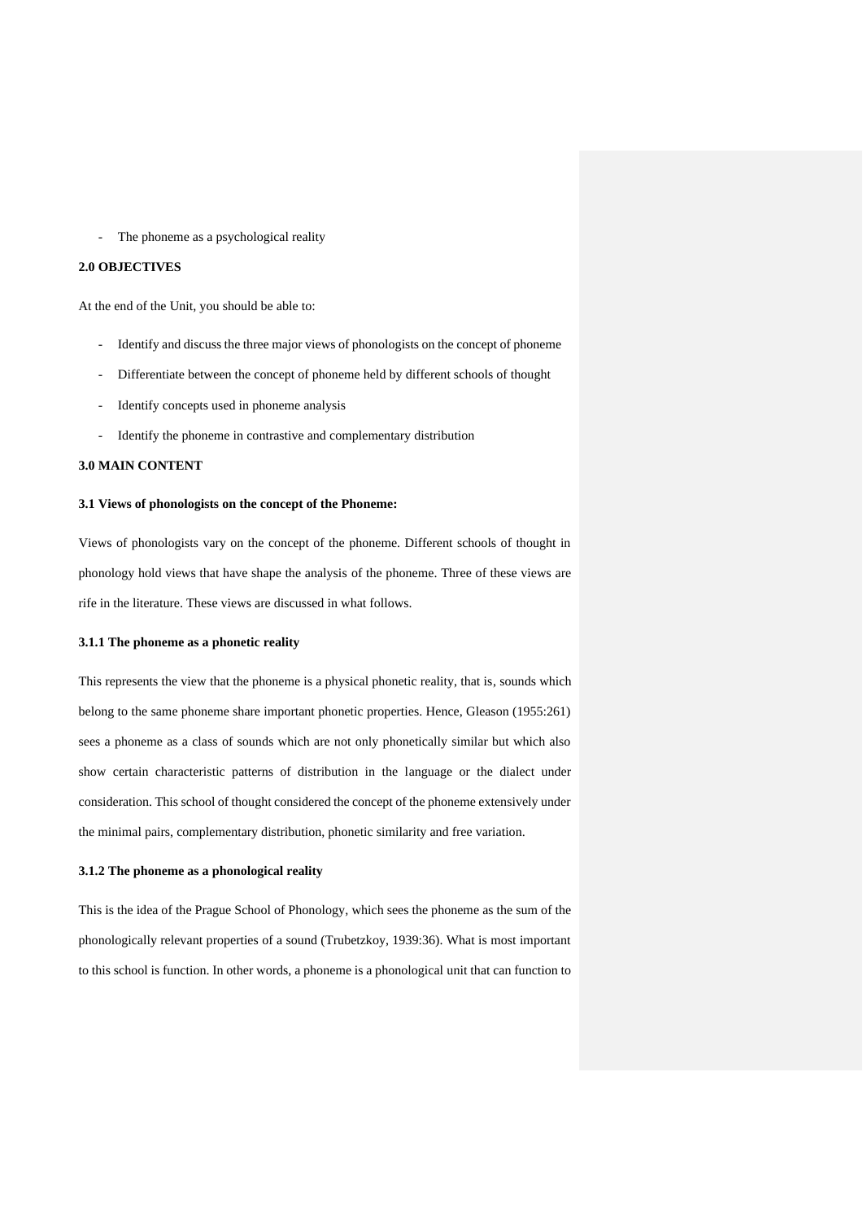- The phoneme as a psychological reality

## 2.0 OBJECTIVES

At the end of the Unit, you should be able to:

- Identify and discuss the three major views of phonologists on the concept of phoneme
- Differentiate between the concept of phoneme held by different schools of thought
- Identify concepts used in phoneme analysis
- Identify the phoneme in contrastive and complementary distribution

## 3.0 MAIN CONTENT

### 3.1 Views of phonologists on the concept of the Phoneme:

Views of phonologists vary on the concept of the phoneme. Different schools of thought in phonology hold views that have shape the analysis of the phoneme. Three of these views are rife in the literature. These views are discussed in what follows.

#### 3.1.1 The phoneme as a phonetic reality

This represents the view that the phoneme is a physical phonetic reality, that is, sounds which belong to the same phoneme share important phonetic properties. Hence, Gleason (1955:261) sees a phoneme as a class of sounds which are not only phonetically similar but which also show certain characteristic patterns of distribution in the language or the dialect under consideration. This school of thought considered the concept of the phoneme extensively under the minimal pairs, complementary distribution, phonetic similarity and free variation.

#### 3.1.2 The phoneme as a phonological reality

This is the idea of the Prague School of Phonology, which sees the phoneme as the sum of the phonologically relevant properties of a sound (Trubetzkoy, 1939:36). What is most important to this school is function. In other words, a phoneme is a phonological unit that can function to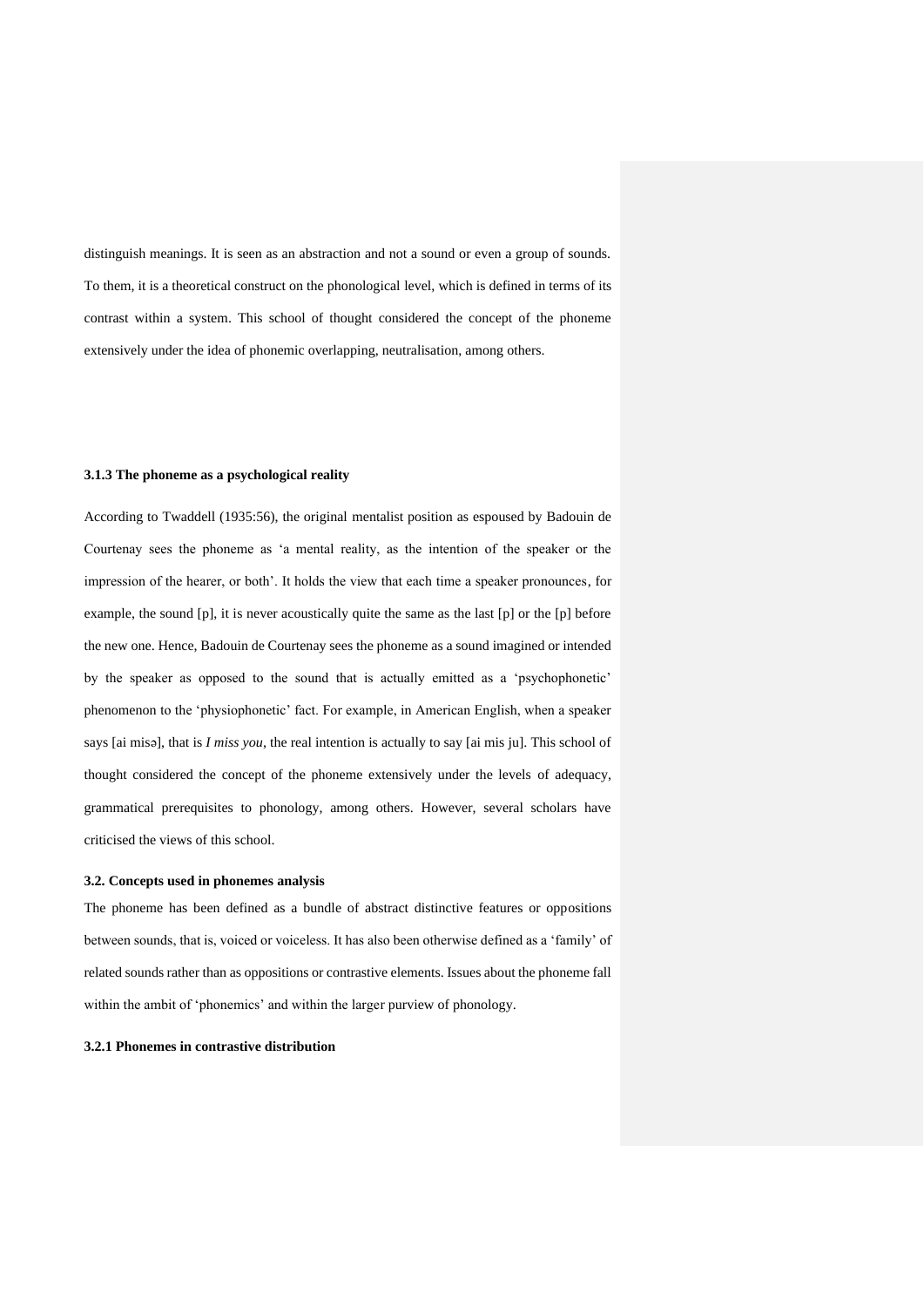distinguish meanings. It is seen as an abstraction and not a sound or even a group of sounds. To them, it is a theoretical construct on the phonological level, which is defined in terms of its contrast within a system. This school of thought considered the concept of the phoneme extensively under the idea of phonemic overlapping, neutralisation, among others.

### 3.1.3 The phoneme as a psychological reality

According to Twaddell (1935:56), the original mentalist position as espoused by Badouin de Courtenay sees the phoneme as 'a mental reality, as the intention of the speaker or the impression of the hearer, or both'. It holds the view that each time a speaker pronounces, for example, the sound [p], it is never acoustically quite the same as the last [p] or the [p] before the new one. Hence, Badouin de Courtenay sees the phoneme as a sound imagined or intended by the speaker as opposed to the sound that is actually emitted as a 'psychophonetic' phenomenon to the 'physiophonetic' fact. For example, in American English, when a speaker says [ai misə], that is *I miss you*, the real intention is actually to say [ai mis ju]. This school of thought considered the concept of the phoneme extensively under the levels of adequacy, grammatical prerequisites to phonology, among others. However, several scholars have criticised the views of this school.

### 3.2. Concepts used in phonemes analysis

The phoneme has been defined as a bundle of abstract distinctive features or oppositions between sounds, that is, voiced or voiceless. It has also been otherwise defined as a 'family' of related sounds rather than as oppositions or contrastive elements. Issues about the phoneme fall within the ambit of 'phonemics' and within the larger purview of phonology.

### 3.2.1 Phonemes in contrastive distribution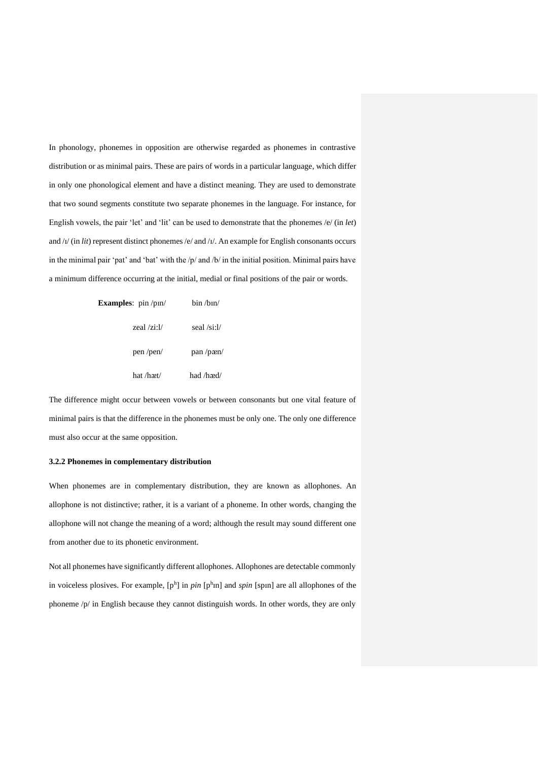In phonology, phonemes in opposition are otherwise regarded as phonemes in contrastive distribution or as minimal pairs. These are pairs of words in a particular language, which differ in only one phonological element and have a distinct meaning. They are used to demonstrate that two sound segments constitute two separate phonemes in the language. For instance, for English vowels, the pair 'let' and 'lit' can be used to demonstrate that the phonemes /e/ (in *let*) and /ɪ/ (in *lit*) represent distinct phonemes /e/ and /ɪ/. An example for English consonants occurs in the minimal pair 'pat' and 'bat' with the /p/ and /b/ in the initial position. Minimal pairs have a minimum difference occurring at the initial, medial or final positions of the pair or words.

**Examples**: pin /pɪn/ &nbsp;&nbsp;&nbsp; bin /bɪn/

zeal /zi:l/ &nbsp;&nbsp;&nbsp; seal /si:l/

pen /pen/ &nbsp;&nbsp;&nbsp; pan /pæn/

hat /hæt/ &nbsp;&nbsp;&nbsp; had /hæd/

The difference might occur between vowels or between consonants but one vital feature of minimal pairs is that the difference in the phonemes must be only one. The only one difference must also occur at the same opposition.

#### 3.2.2 Phonemes in complementary distribution

When phonemes are in complementary distribution, they are known as allophones. An allophone is not distinctive; rather, it is a variant of a phoneme. In other words, changing the allophone will not change the meaning of a word; although the result may sound different one from another due to its phonetic environment.

Not all phonemes have significantly different allophones. Allophones are detectable commonly in voiceless plosives. For example, [pʰ] in *pin* [pʰɪn] and *spin* [spɪn] are all allophones of the phoneme /p/ in English because they cannot distinguish words. In other words, they are only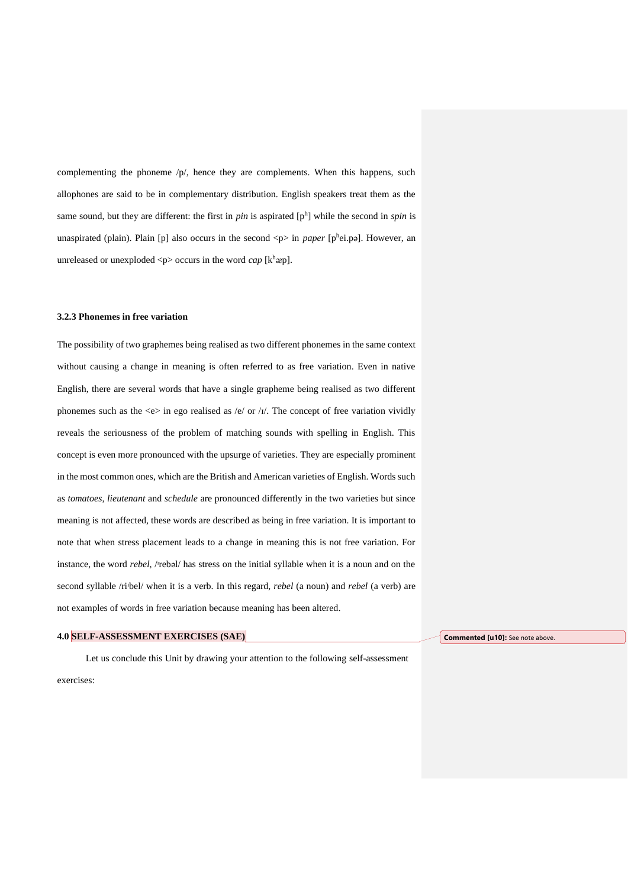complementing the phoneme /p/, hence they are complements. When this happens, such allophones are said to be in complementary distribution. English speakers treat them as the same sound, but they are different: the first in *pin* is aspirated [pʰ] while the second in *spin* is unaspirated (plain). Plain [p] also occurs in the second <p> in *paper* [pʰei.pə]. However, an unreleased or unexploded <p> occurs in the word *cap* [kʰæp].

### 3.2.3 Phonemes in free variation

The possibility of two graphemes being realised as two different phonemes in the same context without causing a change in meaning is often referred to as free variation. Even in native English, there are several words that have a single grapheme being realised as two different phonemes such as the <e> in ego realised as /e/ or /ɪ/. The concept of free variation vividly reveals the seriousness of the problem of matching sounds with spelling in English. This concept is even more pronounced with the upsurge of varieties. They are especially prominent in the most common ones, which are the British and American varieties of English. Words such as *tomatoes*, *lieutenant* and *schedule* are pronounced differently in the two varieties but since meaning is not affected, these words are described as being in free variation. It is important to note that when stress placement leads to a change in meaning this is not free variation. For instance, the word *rebel*, /ˈrebəl/ has stress on the initial syllable when it is a noun and on the second syllable /riˈbel/ when it is a verb. In this regard, *rebel* (a noun) and *rebel* (a verb) are not examples of words in free variation because meaning has been altered.

## 4.0 SELF-ASSESSMENT EXERCISES (SAE)

Let us conclude this Unit by drawing your attention to the following self-assessment exercises:

Commented [u10]: See note above.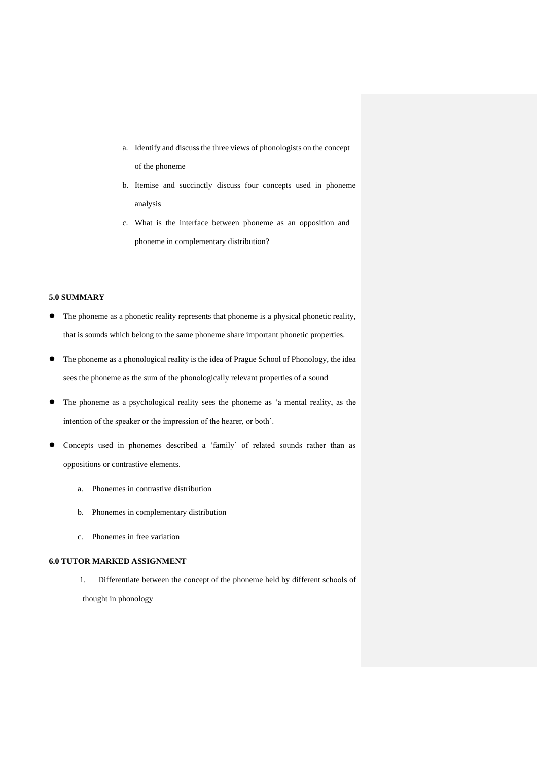a. Identify and discuss the three views of phonologists on the concept of the phoneme
b. Itemise and succinctly discuss four concepts used in phoneme analysis
c. What is the interface between phoneme as an opposition and phoneme in complementary distribution?

**5.0 SUMMARY**

- The phoneme as a phonetic reality represents that phoneme is a physical phonetic reality, that is sounds which belong to the same phoneme share important phonetic properties.
- The phoneme as a phonological reality is the idea of Prague School of Phonology, the idea sees the phoneme as the sum of the phonologically relevant properties of a sound
- The phoneme as a psychological reality sees the phoneme as 'a mental reality, as the intention of the speaker or the impression of the hearer, or both'.
- Concepts used in phonemes described a 'family' of related sounds rather than as oppositions or contrastive elements.
  a. Phonemes in contrastive distribution
  b. Phonemes in complementary distribution
  c. Phonemes in free variation

**6.0 TUTOR MARKED ASSIGNMENT**

1. Differentiate between the concept of the phoneme held by different schools of thought in phonology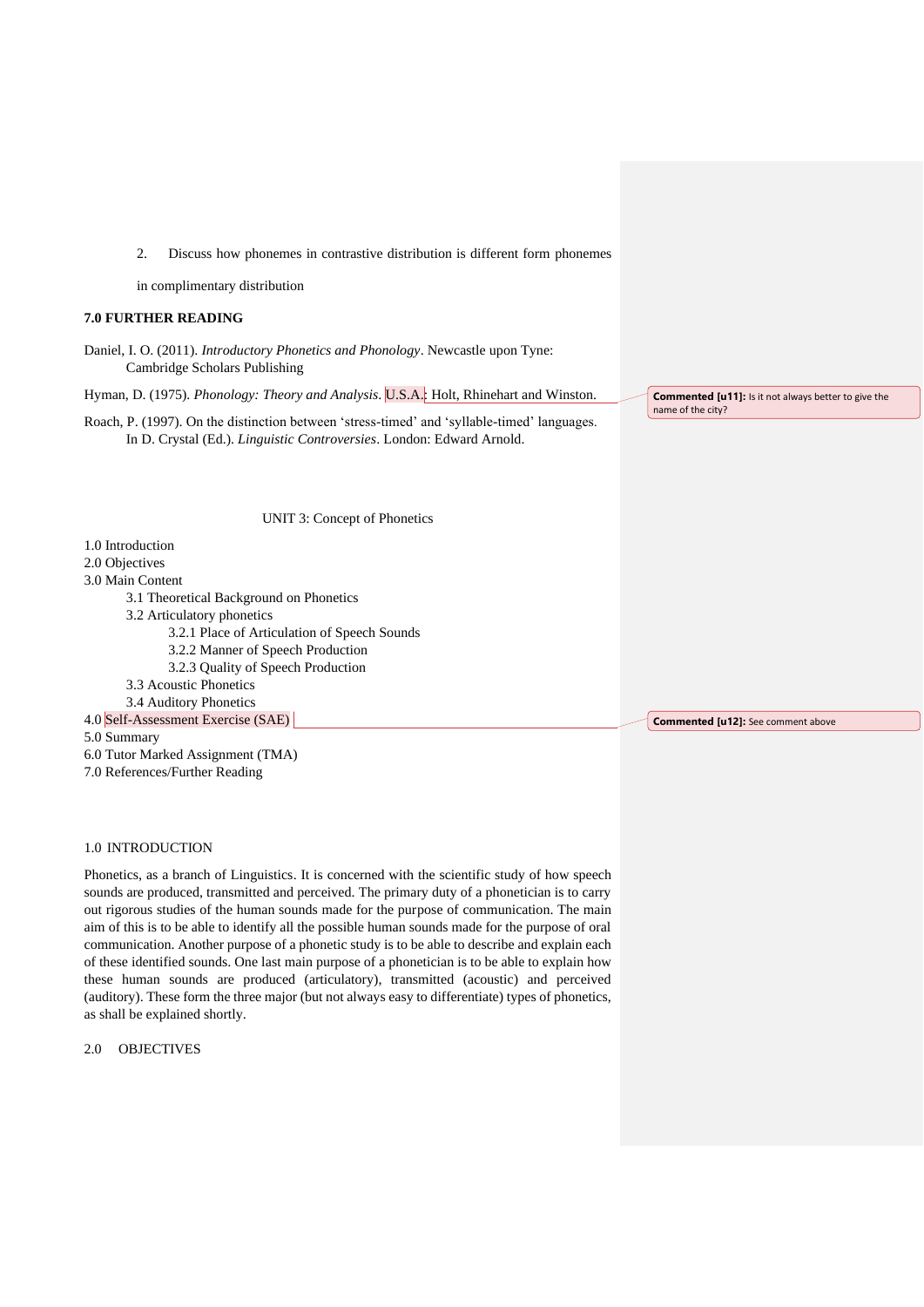2. Discuss how phonemes in contrastive distribution is different form phonemes in complimentary distribution

**7.0 FURTHER READING**

Daniel, I. O. (2011). *Introductory Phonetics and Phonology*. Newcastle upon Tyne: Cambridge Scholars Publishing

Hyman, D. (1975). *Phonology: Theory and Analysis*. U.S.A.: Holt, Rhinehart and Winston.

Roach, P. (1997). On the distinction between 'stress-timed' and 'syllable-timed' languages. In D. Crystal (Ed.). *Linguistic Controversies*. London: Edward Arnold.

**Commented [u11]:** Is it not always better to give the name of the city?

UNIT 3: Concept of Phonetics

1.0 Introduction
2.0 Objectives
3.0 Main Content
  3.1 Theoretical Background on Phonetics
  3.2 Articulatory phonetics
    3.2.1 Place of Articulation of Speech Sounds
    3.2.2 Manner of Speech Production
    3.2.3 Quality of Speech Production
  3.3 Acoustic Phonetics
  3.4 Auditory Phonetics
4.0 Self-Assessment Exercise (SAE)
5.0 Summary
6.0 Tutor Marked Assignment (TMA)
7.0 References/Further Reading

**Commented [u12]:** See comment above

1.0 INTRODUCTION

Phonetics, as a branch of Linguistics. It is concerned with the scientific study of how speech sounds are produced, transmitted and perceived. The primary duty of a phonetician is to carry out rigorous studies of the human sounds made for the purpose of communication. The main aim of this is to be able to identify all the possible human sounds made for the purpose of oral communication. Another purpose of a phonetic study is to be able to describe and explain each of these identified sounds. One last main purpose of a phonetician is to be able to explain how these human sounds are produced (articulatory), transmitted (acoustic) and perceived (auditory). These form the three major (but not always easy to differentiate) types of phonetics, as shall be explained shortly.

2.0 OBJECTIVES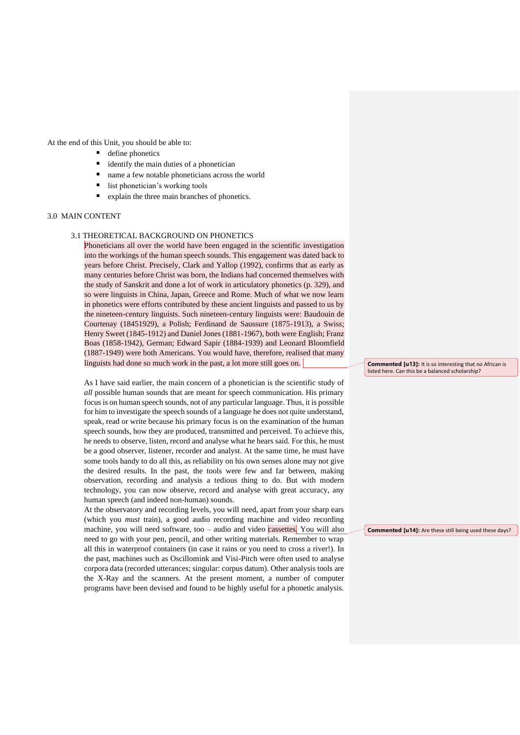At the end of this Unit, you should be able to:

- define phonetics
- identify the main duties of a phonetician
- name a few notable phoneticians across the world
- list phonetician's working tools
- explain the three main branches of phonetics.

## 3.0 MAIN CONTENT

### 3.1 THEORETICAL BACKGROUND ON PHONETICS

Phoneticians all over the world have been engaged in the scientific investigation into the workings of the human speech sounds. This engagement was dated back to years before Christ. Precisely, Clark and Yallop (1992), confirms that as early as many centuries before Christ was born, the Indians had concerned themselves with the study of Sanskrit and done a lot of work in articulatory phonetics (p. 329), and so were linguists in China, Japan, Greece and Rome. Much of what we now learn in phonetics were efforts contributed by these ancient linguists and passed to us by the nineteen-century linguists. Such nineteen-century linguists were: Baudouin de Courtenay (18451929), a Polish; Ferdinand de Saussure (1875-1913), a Swiss; Henry Sweet (1845-1912) and Daniel Jones (1881-1967), both were English; Franz Boas (1858-1942), German; Edward Sapir (1884-1939) and Leonard Bloomfield (1887-1949) were both Americans. You would have, therefore, realised that many linguists had done so much work in the past, a lot more still goes on.

**Commented [u13]:** It is so interesting that no African is listed here. Can this be a balanced scholarship?

As I have said earlier, the main concern of a phonetician is the scientific study of *all* possible human sounds that are meant for speech communication. His primary focus is on human speech sounds, not of any particular language. Thus, it is possible for him to investigate the speech sounds of a language he does not quite understand, speak, read or write because his primary focus is on the examination of the human speech sounds, how they are produced, transmitted and perceived. To achieve this, he needs to observe, listen, record and analyse what he hears said. For this, he must be a good observer, listener, recorder and analyst. At the same time, he must have some tools handy to do all this, as reliability on his own senses alone may not give the desired results. In the past, the tools were few and far between, making observation, recording and analysis a tedious thing to do. But with modern technology, you can now observe, record and analyse with great accuracy, any human speech (and indeed non-human) sounds.

At the observatory and recording levels, you will need, apart from your sharp ears (which you *must* train), a good audio recording machine and video recording machine, you will need software, too – audio and video cassettes. You will also need to go with your pen, pencil, and other writing materials. Remember to wrap all this in waterproof containers (in case it rains or you need to cross a river!). In the past, machines such as Oscillomink and Visi-Pitch were often used to analyse corpora data (recorded utterances; singular: corpus datum). Other analysis tools are the X-Ray and the scanners. At the present moment, a number of computer programs have been devised and found to be highly useful for a phonetic analysis.

**Commented [u14]:** Are these still being used these days?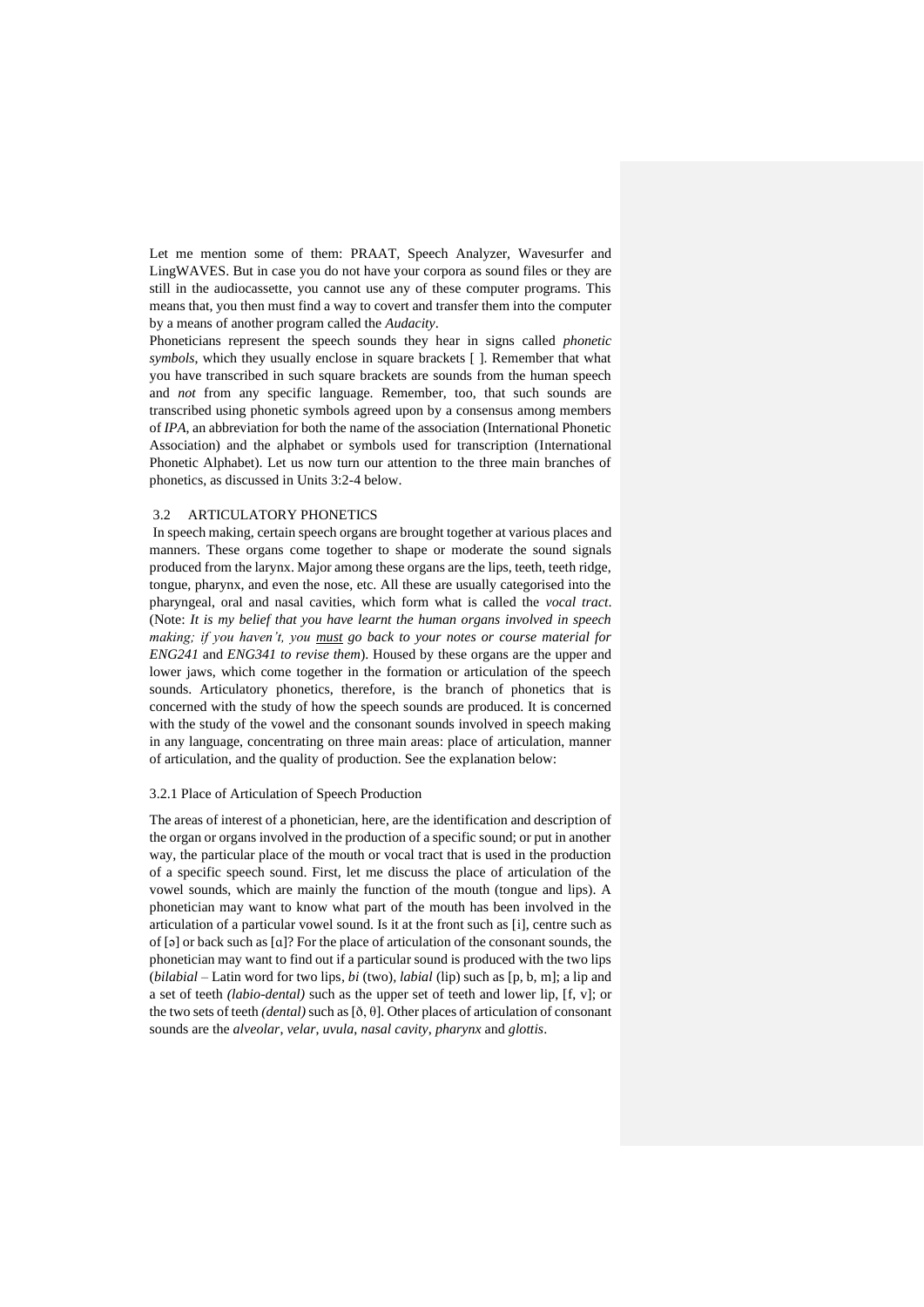Let me mention some of them: PRAAT, Speech Analyzer, Wavesurfer and LingWAVES. But in case you do not have your corpora as sound files or they are still in the audiocassette, you cannot use any of these computer programs. This means that, you then must find a way to covert and transfer them into the computer by a means of another program called the *Audacity*.

Phoneticians represent the speech sounds they hear in signs called *phonetic symbols*, which they usually enclose in square brackets [ ]. Remember that what you have transcribed in such square brackets are sounds from the human speech and *not* from any specific language. Remember, too, that such sounds are transcribed using phonetic symbols agreed upon by a consensus among members of *IPA*, an abbreviation for both the name of the association (International Phonetic Association) and the alphabet or symbols used for transcription (International Phonetic Alphabet). Let us now turn our attention to the three main branches of phonetics, as discussed in Units 3:2-4 below.

## 3.2 ARTICULATORY PHONETICS

In speech making, certain speech organs are brought together at various places and manners. These organs come together to shape or moderate the sound signals produced from the larynx. Major among these organs are the lips, teeth, teeth ridge, tongue, pharynx, and even the nose, etc. All these are usually categorised into the pharyngeal, oral and nasal cavities, which form what is called the *vocal tract*. (Note: *It is my belief that you have learnt the human organs involved in speech making; if you haven't, you <u>must</u> go back to your notes or course material for ENG241* and *ENG341 to revise them*). Housed by these organs are the upper and lower jaws, which come together in the formation or articulation of the speech sounds. Articulatory phonetics, therefore, is the branch of phonetics that is concerned with the study of how the speech sounds are produced. It is concerned with the study of the vowel and the consonant sounds involved in speech making in any language, concentrating on three main areas: place of articulation, manner of articulation, and the quality of production. See the explanation below:

### 3.2.1 Place of Articulation of Speech Production

The areas of interest of a phonetician, here, are the identification and description of the organ or organs involved in the production of a specific sound; or put in another way, the particular place of the mouth or vocal tract that is used in the production of a specific speech sound. First, let me discuss the place of articulation of the vowel sounds, which are mainly the function of the mouth (tongue and lips). A phonetician may want to know what part of the mouth has been involved in the articulation of a particular vowel sound. Is it at the front such as [i], centre such as of [ə] or back such as [ɑ]? For the place of articulation of the consonant sounds, the phonetician may want to find out if a particular sound is produced with the two lips (*bilabial* – Latin word for two lips, *bi* (two), *labial* (lip) such as [p, b, m]; a lip and a set of teeth *(labio-dental)* such as the upper set of teeth and lower lip, [f, v]; or the two sets of teeth *(dental)* such as [ð, θ]. Other places of articulation of consonant sounds are the *alveolar*, *velar*, *uvula*, *nasal cavity*, *pharynx* and *glottis*.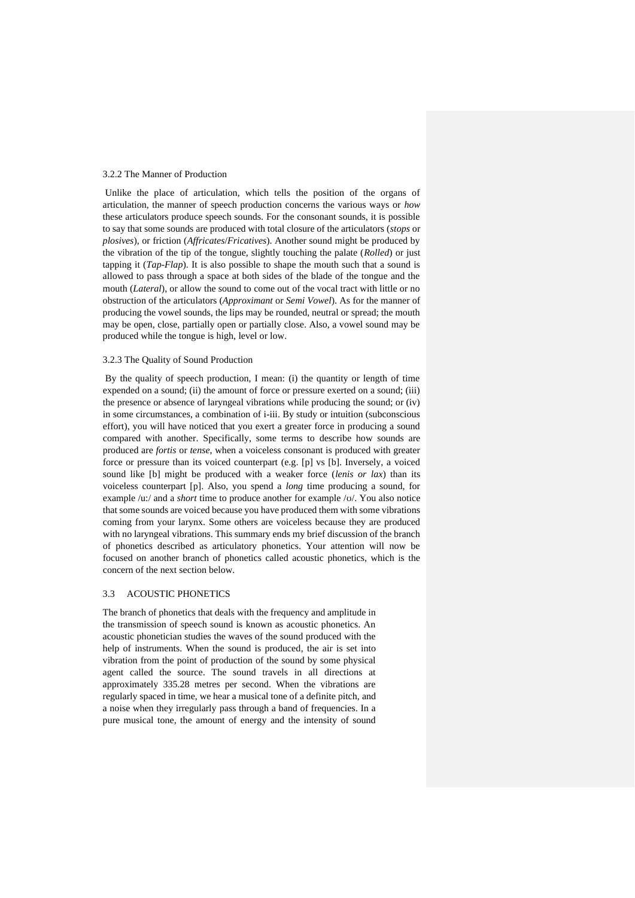### 3.2.2 The Manner of Production

Unlike the place of articulation, which tells the position of the organs of articulation, the manner of speech production concerns the various ways or *how* these articulators produce speech sounds. For the consonant sounds, it is possible to say that some sounds are produced with total closure of the articulators (*stops* or *plosives*), or friction (*Affricates*/*Fricatives*). Another sound might be produced by the vibration of the tip of the tongue, slightly touching the palate (*Rolled*) or just tapping it (*Tap-Flap*). It is also possible to shape the mouth such that a sound is allowed to pass through a space at both sides of the blade of the tongue and the mouth (*Lateral*), or allow the sound to come out of the vocal tract with little or no obstruction of the articulators (*Approximant* or *Semi Vowel*). As for the manner of producing the vowel sounds, the lips may be rounded, neutral or spread; the mouth may be open, close, partially open or partially close. Also, a vowel sound may be produced while the tongue is high, level or low.

### 3.2.3 The Quality of Sound Production

By the quality of speech production, I mean: (i) the quantity or length of time expended on a sound; (ii) the amount of force or pressure exerted on a sound; (iii) the presence or absence of laryngeal vibrations while producing the sound; or (iv) in some circumstances, a combination of i-iii. By study or intuition (subconscious effort), you will have noticed that you exert a greater force in producing a sound compared with another. Specifically, some terms to describe how sounds are produced are *fortis* or *tense*, when a voiceless consonant is produced with greater force or pressure than its voiced counterpart (e.g. [p] vs [b]. Inversely, a voiced sound like [b] might be produced with a weaker force (*lenis or lax*) than its voiceless counterpart [p]. Also, you spend a *long* time producing a sound, for example /u:/ and a *short* time to produce another for example /ʊ/. You also notice that some sounds are voiced because you have produced them with some vibrations coming from your larynx. Some others are voiceless because they are produced with no laryngeal vibrations. This summary ends my brief discussion of the branch of phonetics described as articulatory phonetics. Your attention will now be focused on another branch of phonetics called acoustic phonetics, which is the concern of the next section below.

## 3.3 ACOUSTIC PHONETICS

The branch of phonetics that deals with the frequency and amplitude in the transmission of speech sound is known as acoustic phonetics. An acoustic phonetician studies the waves of the sound produced with the help of instruments. When the sound is produced, the air is set into vibration from the point of production of the sound by some physical agent called the source. The sound travels in all directions at approximately 335.28 metres per second. When the vibrations are regularly spaced in time, we hear a musical tone of a definite pitch, and a noise when they irregularly pass through a band of frequencies. In a pure musical tone, the amount of energy and the intensity of sound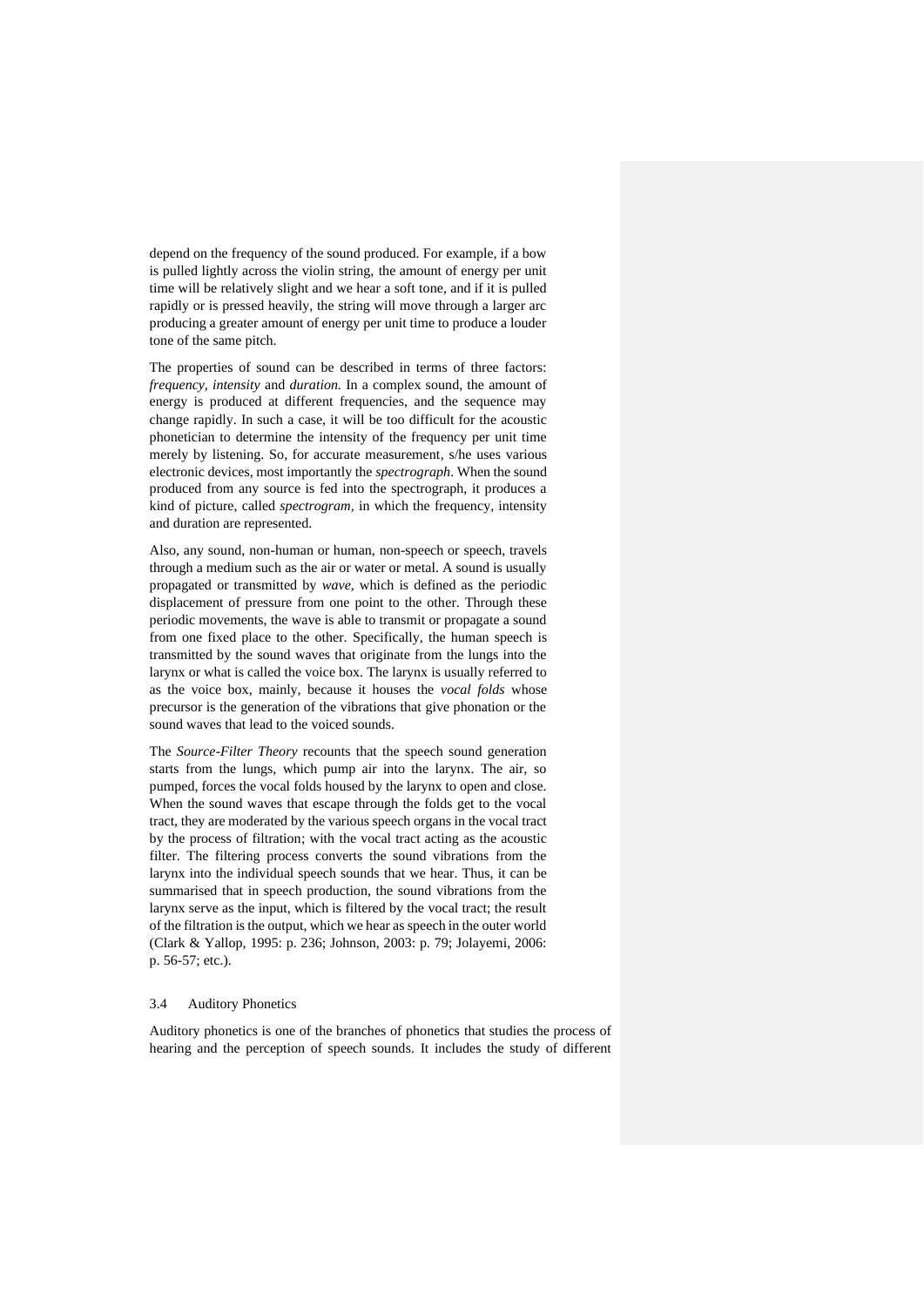depend on the frequency of the sound produced. For example, if a bow is pulled lightly across the violin string, the amount of energy per unit time will be relatively slight and we hear a soft tone, and if it is pulled rapidly or is pressed heavily, the string will move through a larger arc producing a greater amount of energy per unit time to produce a louder tone of the same pitch.

The properties of sound can be described in terms of three factors: *frequency, intensity* and *duration.* In a complex sound, the amount of energy is produced at different frequencies, and the sequence may change rapidly. In such a case, it will be too difficult for the acoustic phonetician to determine the intensity of the frequency per unit time merely by listening. So, for accurate measurement, s/he uses various electronic devices, most importantly the *spectrograph*. When the sound produced from any source is fed into the spectrograph, it produces a kind of picture, called *spectrogram*, in which the frequency, intensity and duration are represented.

Also, any sound, non-human or human, non-speech or speech, travels through a medium such as the air or water or metal. A sound is usually propagated or transmitted by *wave*, which is defined as the periodic displacement of pressure from one point to the other. Through these periodic movements, the wave is able to transmit or propagate a sound from one fixed place to the other. Specifically, the human speech is transmitted by the sound waves that originate from the lungs into the larynx or what is called the voice box. The larynx is usually referred to as the voice box, mainly, because it houses the *vocal folds* whose precursor is the generation of the vibrations that give phonation or the sound waves that lead to the voiced sounds.

The *Source-Filter Theory* recounts that the speech sound generation starts from the lungs, which pump air into the larynx. The air, so pumped, forces the vocal folds housed by the larynx to open and close. When the sound waves that escape through the folds get to the vocal tract, they are moderated by the various speech organs in the vocal tract by the process of filtration; with the vocal tract acting as the acoustic filter. The filtering process converts the sound vibrations from the larynx into the individual speech sounds that we hear. Thus, it can be summarised that in speech production, the sound vibrations from the larynx serve as the input, which is filtered by the vocal tract; the result of the filtration is the output, which we hear as speech in the outer world (Clark & Yallop, 1995: p. 236; Johnson, 2003: p. 79; Jolayemi, 2006: p. 56-57; etc.).

### 3.4 Auditory Phonetics

Auditory phonetics is one of the branches of phonetics that studies the process of hearing and the perception of speech sounds. It includes the study of different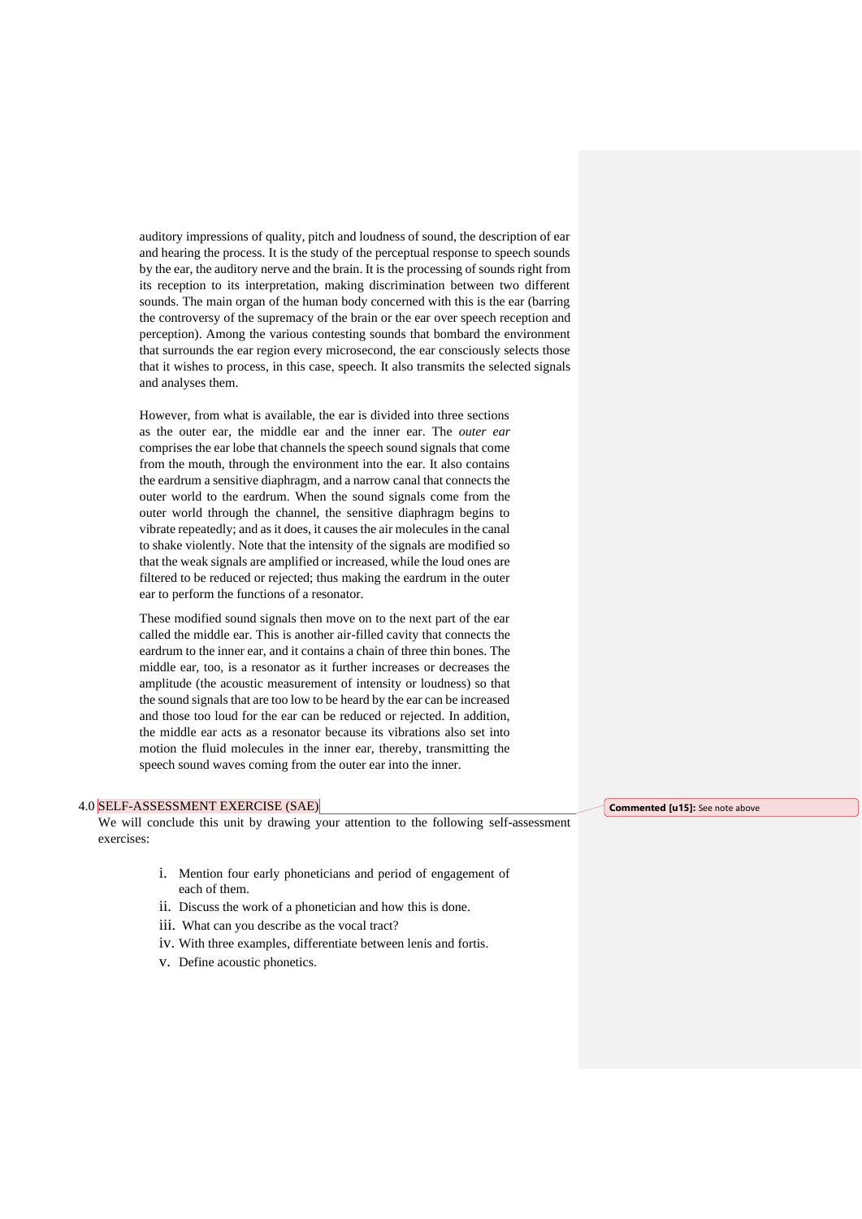auditory impressions of quality, pitch and loudness of sound, the description of ear and hearing the process. It is the study of the perceptual response to speech sounds by the ear, the auditory nerve and the brain. It is the processing of sounds right from its reception to its interpretation, making discrimination between two different sounds. The main organ of the human body concerned with this is the ear (barring the controversy of the supremacy of the brain or the ear over speech reception and perception). Among the various contesting sounds that bombard the environment that surrounds the ear region every microsecond, the ear consciously selects those that it wishes to process, in this case, speech. It also transmits the selected signals and analyses them.

However, from what is available, the ear is divided into three sections as the outer ear, the middle ear and the inner ear. The *outer ear* comprises the ear lobe that channels the speech sound signals that come from the mouth, through the environment into the ear. It also contains the eardrum a sensitive diaphragm, and a narrow canal that connects the outer world to the eardrum. When the sound signals come from the outer world through the channel, the sensitive diaphragm begins to vibrate repeatedly; and as it does, it causes the air molecules in the canal to shake violently. Note that the intensity of the signals are modified so that the weak signals are amplified or increased, while the loud ones are filtered to be reduced or rejected; thus making the eardrum in the outer ear to perform the functions of a resonator.

These modified sound signals then move on to the next part of the ear called the middle ear. This is another air-filled cavity that connects the eardrum to the inner ear, and it contains a chain of three thin bones. The middle ear, too, is a resonator as it further increases or decreases the amplitude (the acoustic measurement of intensity or loudness) so that the sound signals that are too low to be heard by the ear can be increased and those too loud for the ear can be reduced or rejected. In addition, the middle ear acts as a resonator because its vibrations also set into motion the fluid molecules in the inner ear, thereby, transmitting the speech sound waves coming from the outer ear into the inner.

## 4.0 SELF-ASSESSMENT EXERCISE (SAE)

**Commented [u15]:** See note above

We will conclude this unit by drawing your attention to the following self-assessment exercises:

i. Mention four early phoneticians and period of engagement of each of them.
ii. Discuss the work of a phonetician and how this is done.
iii. What can you describe as the vocal tract?
iv. With three examples, differentiate between lenis and fortis.
v. Define acoustic phonetics.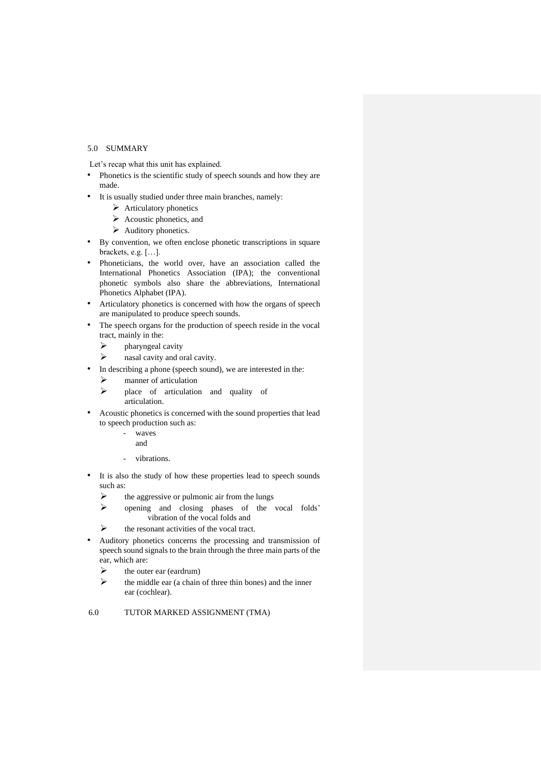## 5.0 SUMMARY

Let's recap what this unit has explained.

- Phonetics is the scientific study of speech sounds and how they are made.
- It is usually studied under three main branches, namely:
  - Articulatory phonetics
  - Acoustic phonetics, and
  - Auditory phonetics.
- By convention, we often enclose phonetic transcriptions in square brackets, e.g. […].
- Phoneticians, the world over, have an association called the International Phonetics Association (IPA); the conventional phonetic symbols also share the abbreviations, International Phonetics Alphabet (IPA).
- Articulatory phonetics is concerned with how the organs of speech are manipulated to produce speech sounds.
- The speech organs for the production of speech reside in the vocal tract, mainly in the:
  - pharyngeal cavity
  - nasal cavity and oral cavity.
- In describing a phone (speech sound), we are interested in the:
  - manner of articulation
  - place of articulation and quality of articulation.
- Acoustic phonetics is concerned with the sound properties that lead to speech production such as:
  - waves and
  - vibrations.
- It is also the study of how these properties lead to speech sounds such as:
  - the aggressive or pulmonic air from the lungs
  - opening and closing phases of the vocal folds' vibration of the vocal folds and
  - the resonant activities of the vocal tract.
- Auditory phonetics concerns the processing and transmission of speech sound signals to the brain through the three main parts of the ear, which are:
  - the outer ear (eardrum)
  - the middle ear (a chain of three thin bones) and the inner ear (cochlear).

## 6.0 TUTOR MARKED ASSIGNMENT (TMA)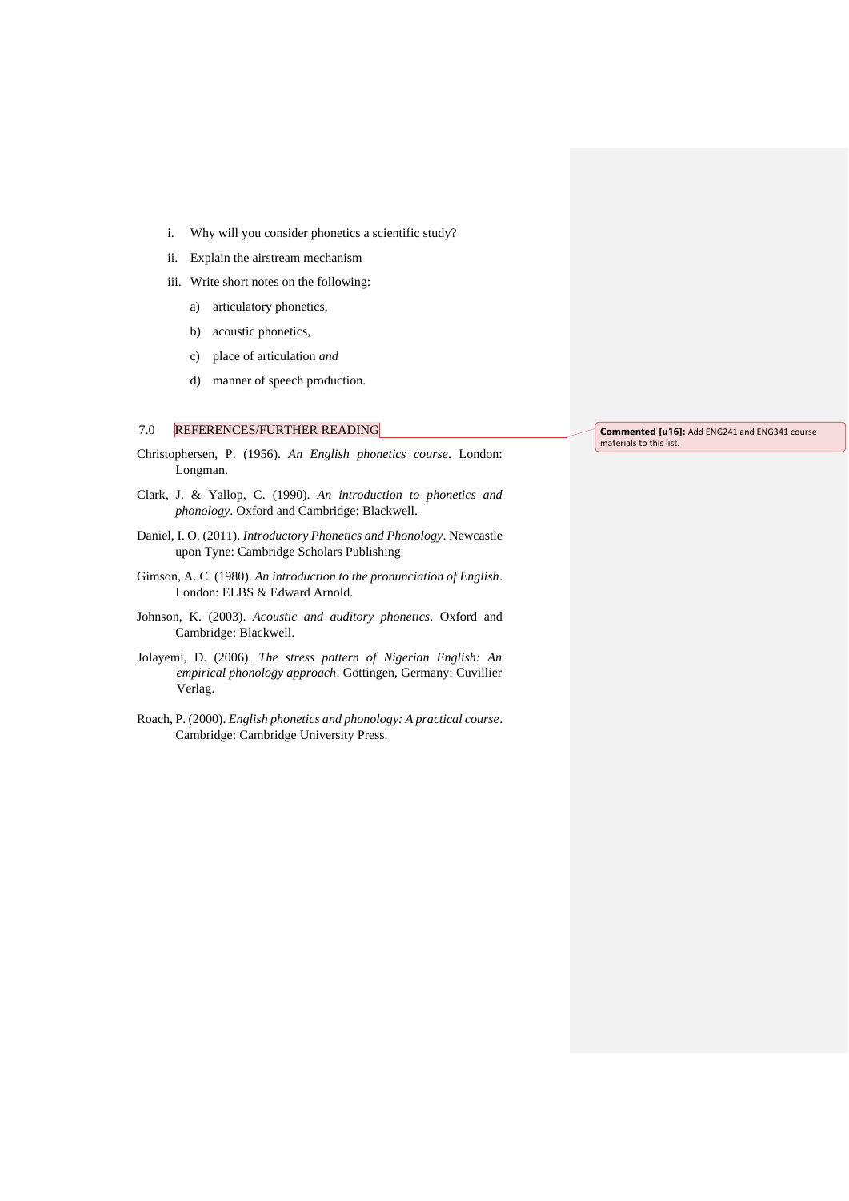i. Why will you consider phonetics a scientific study?

ii. Explain the airstream mechanism

iii. Write short notes on the following:

   a) articulatory phonetics,

   b) acoustic phonetics,

   c) place of articulation *and*

   d) manner of speech production.

## 7.0 REFERENCES/FURTHER READING

Christophersen, P. (1956). *An English phonetics course*. London: Longman.

Clark, J. & Yallop, C. (1990). *An introduction to phonetics and phonology*. Oxford and Cambridge: Blackwell.

Daniel, I. O. (2011). *Introductory Phonetics and Phonology*. Newcastle upon Tyne: Cambridge Scholars Publishing

Gimson, A. C. (1980). *An introduction to the pronunciation of English*. London: ELBS & Edward Arnold.

Johnson, K. (2003). *Acoustic and auditory phonetics*. Oxford and Cambridge: Blackwell.

Jolayemi, D. (2006). *The stress pattern of Nigerian English: An empirical phonology approach*. Göttingen, Germany: Cuvillier Verlag.

Roach, P. (2000). *English phonetics and phonology: A practical course*. Cambridge: Cambridge University Press.

**Commented [u16]:** Add ENG241 and ENG341 course materials to this list.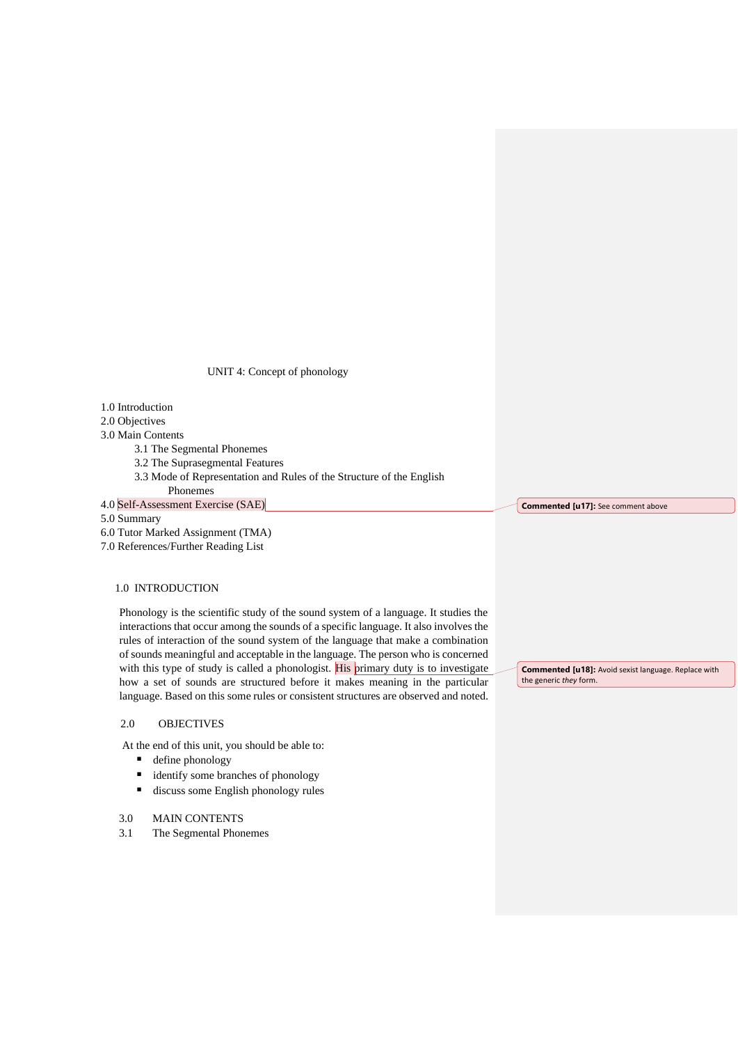UNIT 4: Concept of phonology

1.0 Introduction
2.0 Objectives
3.0 Main Contents
    3.1 The Segmental Phonemes
    3.2 The Suprasegmental Features
    3.3 Mode of Representation and Rules of the Structure of the English Phonemes
4.0 Self-Assessment Exercise (SAE)
5.0 Summary
6.0 Tutor Marked Assignment (TMA)
7.0 References/Further Reading List

**Commented [u17]:** See comment above

## 1.0 INTRODUCTION

Phonology is the scientific study of the sound system of a language. It studies the interactions that occur among the sounds of a specific language. It also involves the rules of interaction of the sound system of the language that make a combination of sounds meaningful and acceptable in the language. The person who is concerned with this type of study is called a phonologist. His primary duty is to investigate how a set of sounds are structured before it makes meaning in the particular language. Based on this some rules or consistent structures are observed and noted.

**Commented [u18]:** Avoid sexist language. Replace with the generic *they* form.

## 2.0 OBJECTIVES

At the end of this unit, you should be able to:

- define phonology
- identify some branches of phonology
- discuss some English phonology rules

## 3.0 MAIN CONTENTS

### 3.1 The Segmental Phonemes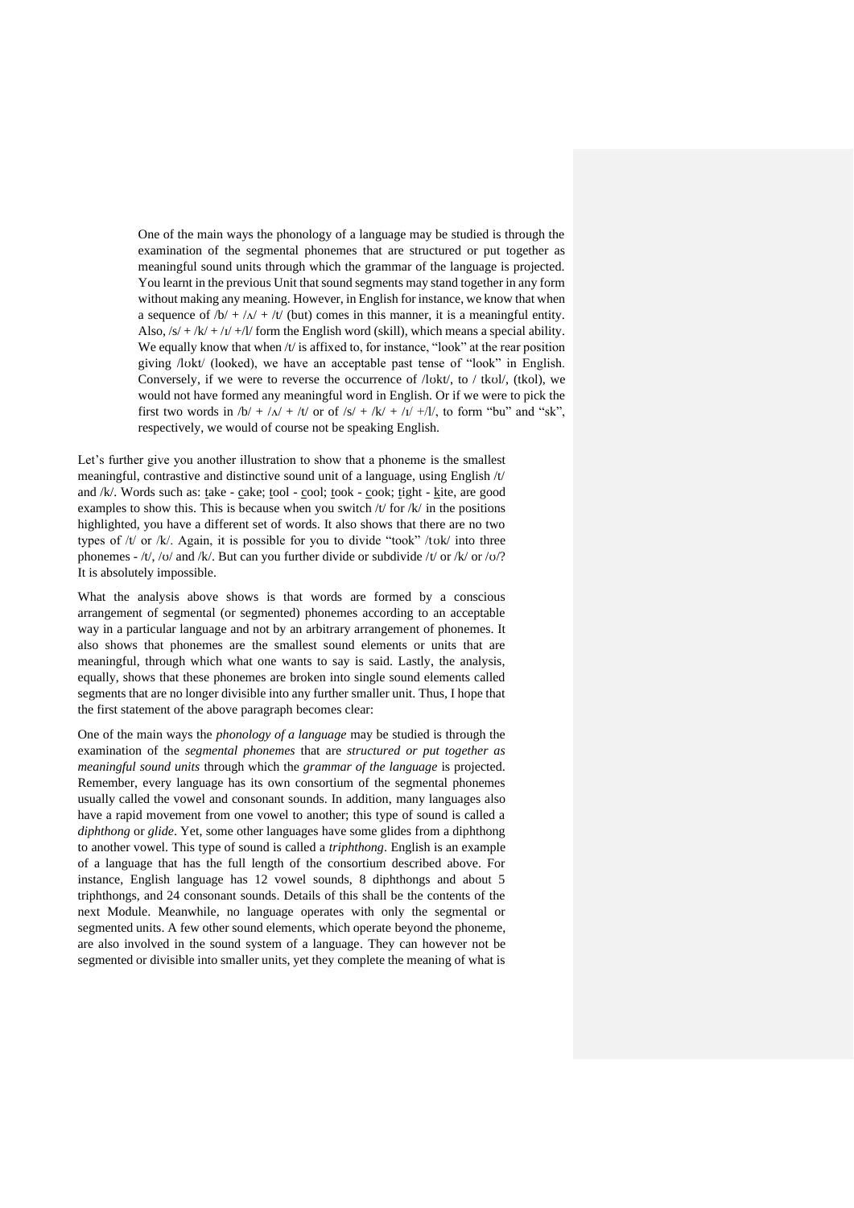> One of the main ways the phonology of a language may be studied is through the examination of the segmental phonemes that are structured or put together as meaningful sound units through which the grammar of the language is projected. You learnt in the previous Unit that sound segments may stand together in any form without making any meaning. However, in English for instance, we know that when a sequence of /b/ + /ʌ/ + /t/ (but) comes in this manner, it is a meaningful entity. Also, /s/ + /k/ + /ɪ/ +/l/ form the English word (skill), which means a special ability. We equally know that when /t/ is affixed to, for instance, "look" at the rear position giving /lʊkt/ (looked), we have an acceptable past tense of "look" in English. Conversely, if we were to reverse the occurrence of /lʊkt/, to / tkʊl/, (tkol), we would not have formed any meaningful word in English. Or if we were to pick the first two words in /b/ + /ʌ/ + /t/ or of /s/ + /k/ + /ɪ/ +/l/, to form "bu" and "sk", respectively, we would of course not be speaking English.

Let's further give you another illustration to show that a phoneme is the smallest meaningful, contrastive and distinctive sound unit of a language, using English /t/ and /k/. Words such as: t̲ake - c̲ake; t̲ool - c̲ool; t̲ook - c̲ook; t̲ight - k̲ite, are good examples to show this. This is because when you switch /t/ for /k/ in the positions highlighted, you have a different set of words. It also shows that there are no two types of /t/ or /k/. Again, it is possible for you to divide "took" /tʊk/ into three phonemes - /t/, /ʊ/ and /k/. But can you further divide or subdivide /t/ or /k/ or /ʊ/? It is absolutely impossible.

What the analysis above shows is that words are formed by a conscious arrangement of segmental (or segmented) phonemes according to an acceptable way in a particular language and not by an arbitrary arrangement of phonemes. It also shows that phonemes are the smallest sound elements or units that are meaningful, through which what one wants to say is said. Lastly, the analysis, equally, shows that these phonemes are broken into single sound elements called segments that are no longer divisible into any further smaller unit. Thus, I hope that the first statement of the above paragraph becomes clear:

One of the main ways the *phonology of a language* may be studied is through the examination of the *segmental phonemes* that are *structured or put together as meaningful sound units* through which the *grammar of the language* is projected. Remember, every language has its own consortium of the segmental phonemes usually called the vowel and consonant sounds. In addition, many languages also have a rapid movement from one vowel to another; this type of sound is called a *diphthong* or *glide*. Yet, some other languages have some glides from a diphthong to another vowel. This type of sound is called a *triphthong*. English is an example of a language that has the full length of the consortium described above. For instance, English language has 12 vowel sounds, 8 diphthongs and about 5 triphthongs, and 24 consonant sounds. Details of this shall be the contents of the next Module. Meanwhile, no language operates with only the segmental or segmented units. A few other sound elements, which operate beyond the phoneme, are also involved in the sound system of a language. They can however not be segmented or divisible into smaller units, yet they complete the meaning of what is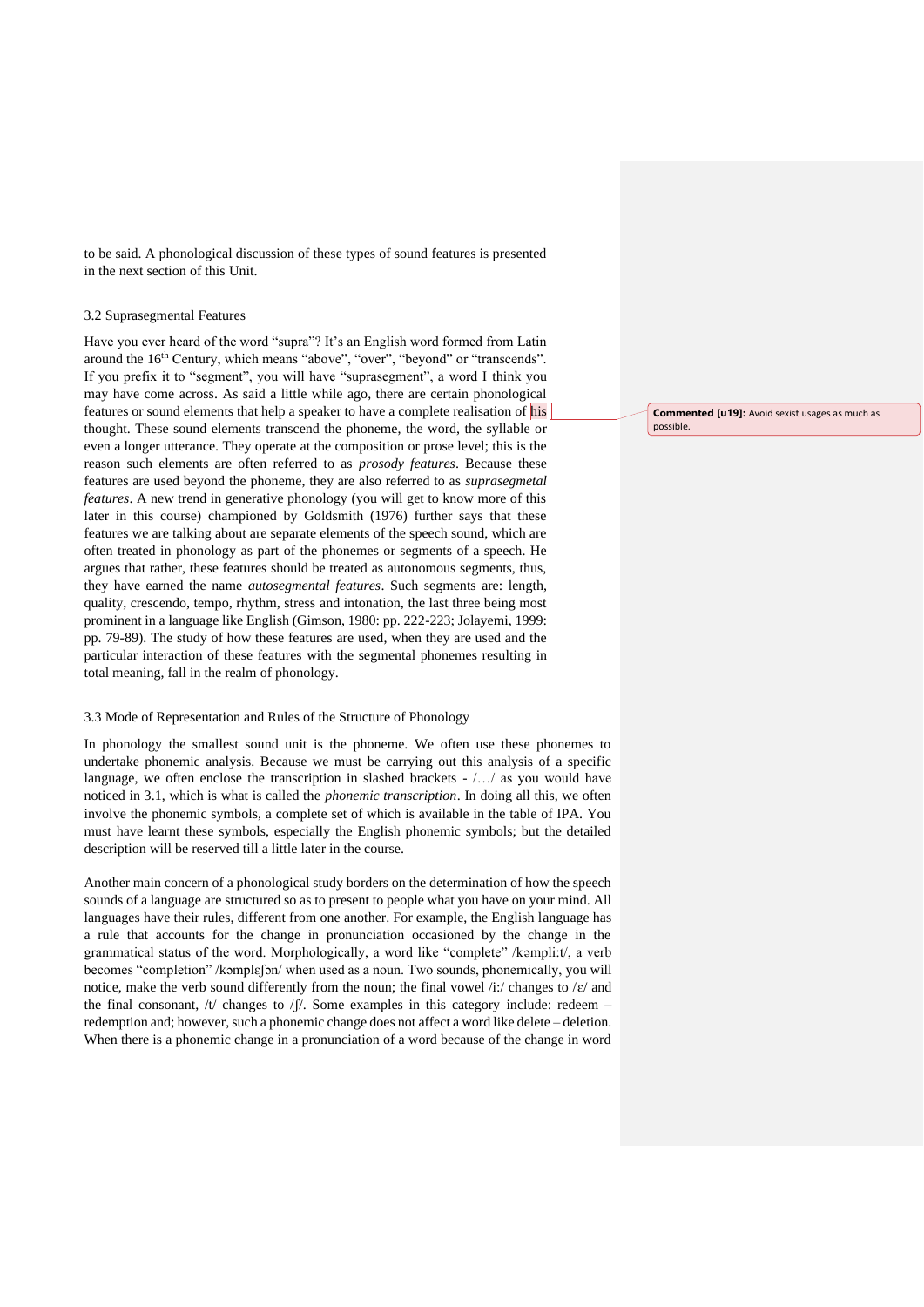to be said. A phonological discussion of these types of sound features is presented in the next section of this Unit.

### 3.2 Suprasegmental Features

Have you ever heard of the word "supra"? It's an English word formed from Latin around the 16th Century, which means "above", "over", "beyond" or "transcends". If you prefix it to "segment", you will have "suprasegment", a word I think you may have come across. As said a little while ago, there are certain phonological features or sound elements that help a speaker to have a complete realisation of his thought. These sound elements transcend the phoneme, the word, the syllable or even a longer utterance. They operate at the composition or prose level; this is the reason such elements are often referred to as *prosody features*. Because these features are used beyond the phoneme, they are also referred to as *suprasegmetal features*. A new trend in generative phonology (you will get to know more of this later in this course) championed by Goldsmith (1976) further says that these features we are talking about are separate elements of the speech sound, which are often treated in phonology as part of the phonemes or segments of a speech. He argues that rather, these features should be treated as autonomous segments, thus, they have earned the name *autosegmental features*. Such segments are: length, quality, crescendo, tempo, rhythm, stress and intonation, the last three being most prominent in a language like English (Gimson, 1980: pp. 222-223; Jolayemi, 1999: pp. 79-89). The study of how these features are used, when they are used and the particular interaction of these features with the segmental phonemes resulting in total meaning, fall in the realm of phonology.

**Commented [u19]:** Avoid sexist usages as much as possible.

### 3.3 Mode of Representation and Rules of the Structure of Phonology

In phonology the smallest sound unit is the phoneme. We often use these phonemes to undertake phonemic analysis. Because we must be carrying out this analysis of a specific language, we often enclose the transcription in slashed brackets - /…/ as you would have noticed in 3.1, which is what is called the *phonemic transcription*. In doing all this, we often involve the phonemic symbols, a complete set of which is available in the table of IPA. You must have learnt these symbols, especially the English phonemic symbols; but the detailed description will be reserved till a little later in the course.

Another main concern of a phonological study borders on the determination of how the speech sounds of a language are structured so as to present to people what you have on your mind. All languages have their rules, different from one another. For example, the English language has a rule that accounts for the change in pronunciation occasioned by the change in the grammatical status of the word. Morphologically, a word like "complete" /kəmpli:t/, a verb becomes "completion" /kəmplɛʃən/ when used as a noun. Two sounds, phonemically, you will notice, make the verb sound differently from the noun; the final vowel /i:/ changes to /ɛ/ and the final consonant, /t/ changes to /ʃ/. Some examples in this category include: redeem – redemption and; however, such a phonemic change does not affect a word like delete – deletion. When there is a phonemic change in a pronunciation of a word because of the change in word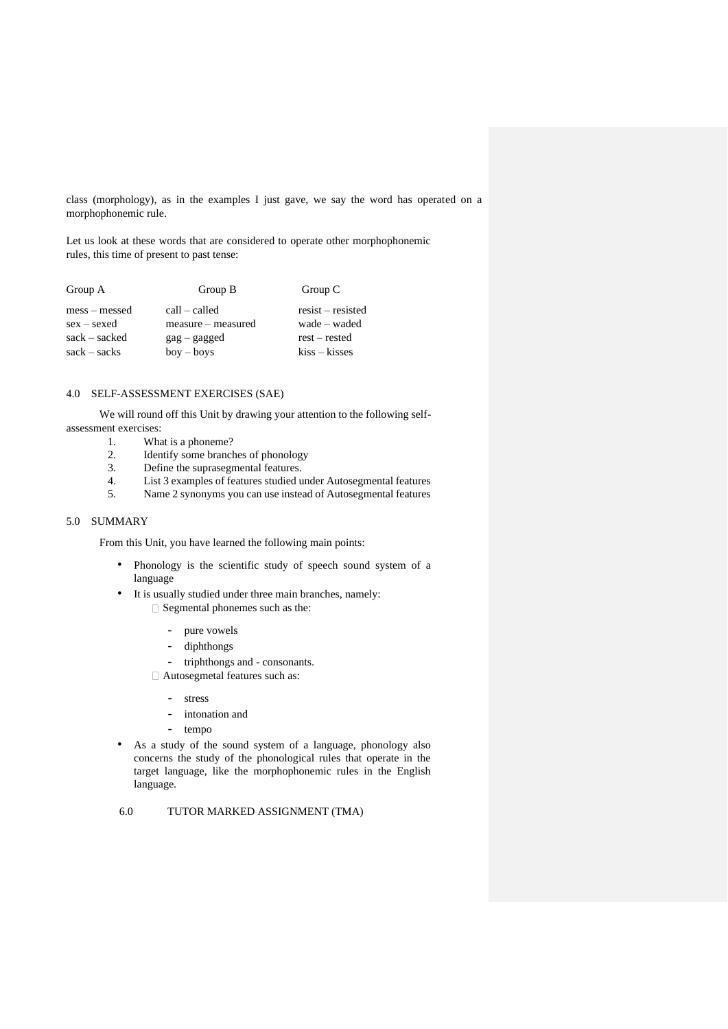class (morphology), as in the examples I just gave, we say the word has operated on a morphophonemic rule.

Let us look at these words that are considered to operate other morphophonemic rules, this time of present to past tense:

| Group A | Group B | Group C |
|---|---|---|
| mess – messed | call – called | resist – resisted |
| sex – sexed | measure – measured | wade – waded |
| sack – sacked | gag – gagged | rest – rested |
| sack – sacks | boy – boys | kiss – kisses |

## 4.0 SELF-ASSESSMENT EXERCISES (SAE)

We will round off this Unit by drawing your attention to the following self-assessment exercises:

1. What is a phoneme?
2. Identify some branches of phonology
3. Define the suprasegmental features.
4. List 3 examples of features studied under Autosegmental features
5. Name 2 synonyms you can use instead of Autosegmental features

## 5.0 SUMMARY

From this Unit, you have learned the following main points:

- Phonology is the scientific study of speech sound system of a language
- It is usually studied under three main branches, namely:
  - Segmental phonemes such as the:
    - pure vowels
    - diphthongs
    - triphthongs and - consonants.
  - Autosegmetal features such as:
    - stress
    - intonation and
    - tempo
- As a study of the sound system of a language, phonology also concerns the study of the phonological rules that operate in the target language, like the morphophonemic rules in the English language.

## 6.0 TUTOR MARKED ASSIGNMENT (TMA)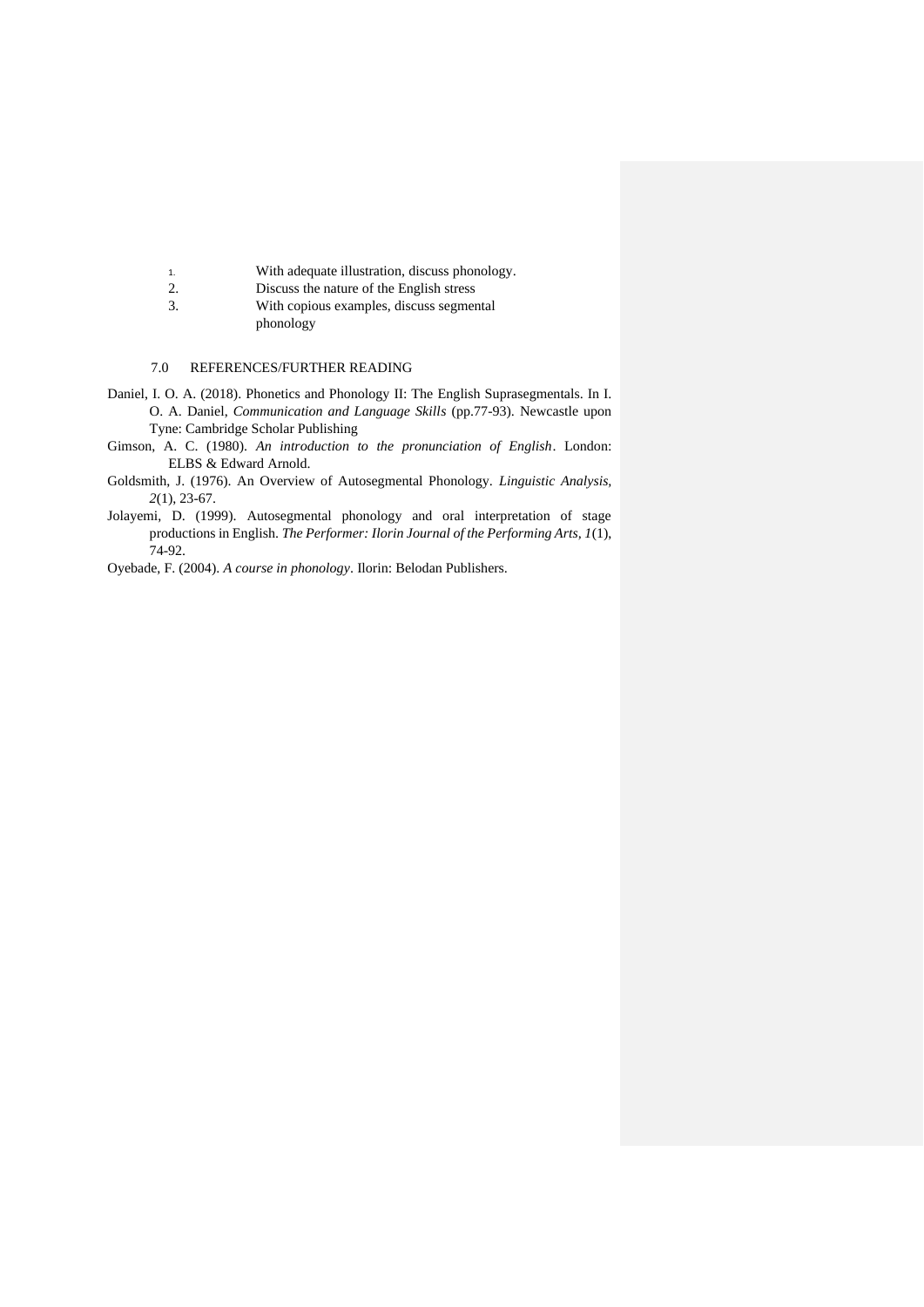1. With adequate illustration, discuss phonology.
2. Discuss the nature of the English stress
3. With copious examples, discuss segmental phonology

## 7.0 REFERENCES/FURTHER READING

Daniel, I. O. A. (2018). Phonetics and Phonology II: The English Suprasegmentals. In I. O. A. Daniel, *Communication and Language Skills* (pp.77-93). Newcastle upon Tyne: Cambridge Scholar Publishing

Gimson, A. C. (1980). *An introduction to the pronunciation of English*. London: ELBS & Edward Arnold.

Goldsmith, J. (1976). An Overview of Autosegmental Phonology. *Linguistic Analysis, 2*(1), 23-67.

Jolayemi, D. (1999). Autosegmental phonology and oral interpretation of stage productions in English. *The Performer: Ilorin Journal of the Performing Arts, 1*(1), 74-92.

Oyebade, F. (2004). *A course in phonology*. Ilorin: Belodan Publishers.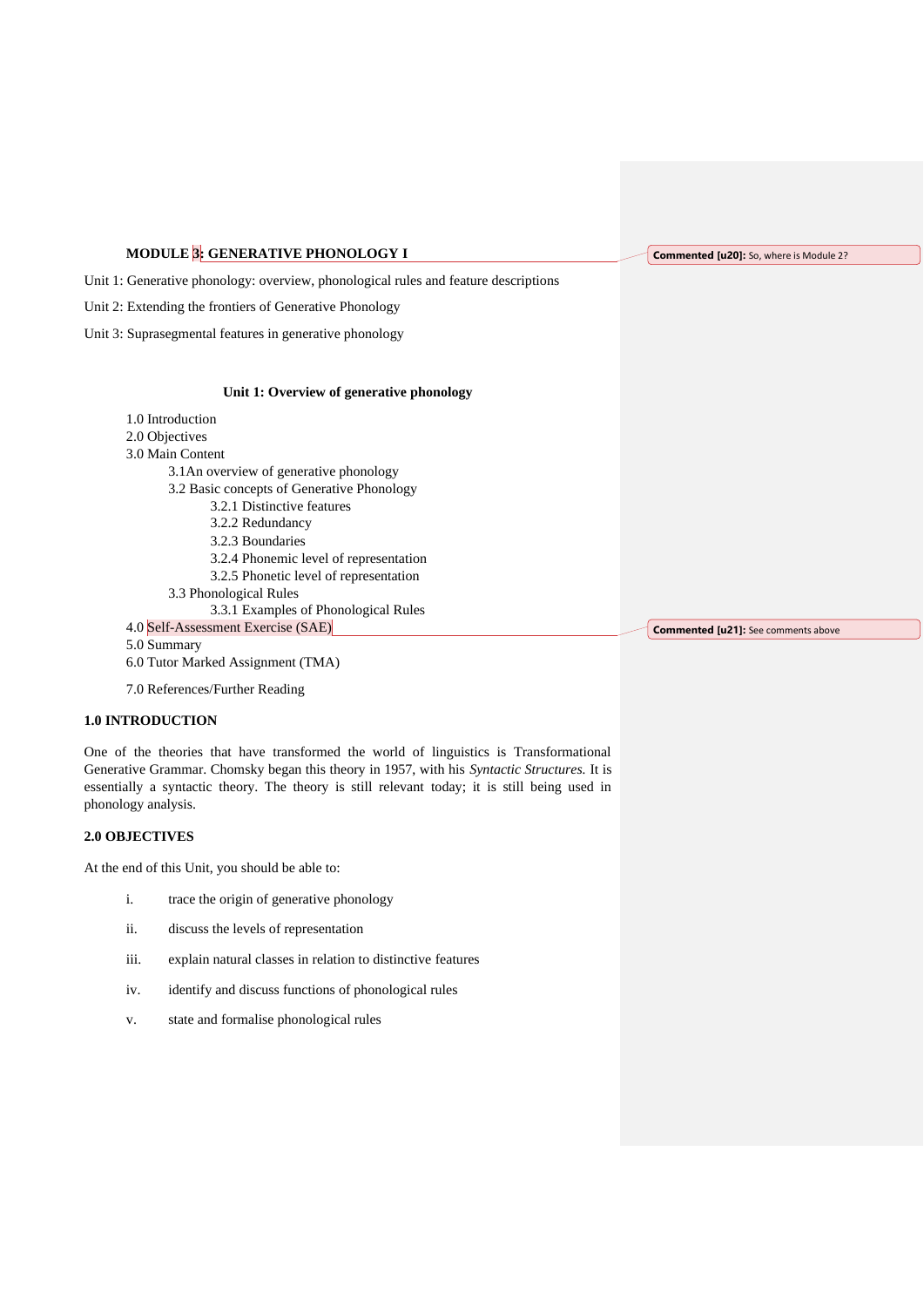# MODULE 3: GENERATIVE PHONOLOGY I

Unit 1: Generative phonology: overview, phonological rules and feature descriptions

Unit 2: Extending the frontiers of Generative Phonology

Unit 3: Suprasegmental features in generative phonology

## Unit 1: Overview of generative phonology

1.0 Introduction
2.0 Objectives
3.0 Main Content
  3.1An overview of generative phonology
  3.2 Basic concepts of Generative Phonology
    3.2.1 Distinctive features
    3.2.2 Redundancy
    3.2.3 Boundaries
    3.2.4 Phonemic level of representation
    3.2.5 Phonetic level of representation
  3.3 Phonological Rules
    3.3.1 Examples of Phonological Rules
4.0 Self-Assessment Exercise (SAE)
5.0 Summary
6.0 Tutor Marked Assignment (TMA)
7.0 References/Further Reading

### 1.0 INTRODUCTION

One of the theories that have transformed the world of linguistics is Transformational Generative Grammar. Chomsky began this theory in 1957, with his *Syntactic Structures.* It is essentially a syntactic theory. The theory is still relevant today; it is still being used in phonology analysis.

### 2.0 OBJECTIVES

At the end of this Unit, you should be able to:

i. trace the origin of generative phonology
ii. discuss the levels of representation
iii. explain natural classes in relation to distinctive features
iv. identify and discuss functions of phonological rules
v. state and formalise phonological rules

Commented [u20]: So, where is Module 2?

Commented [u21]: See comments above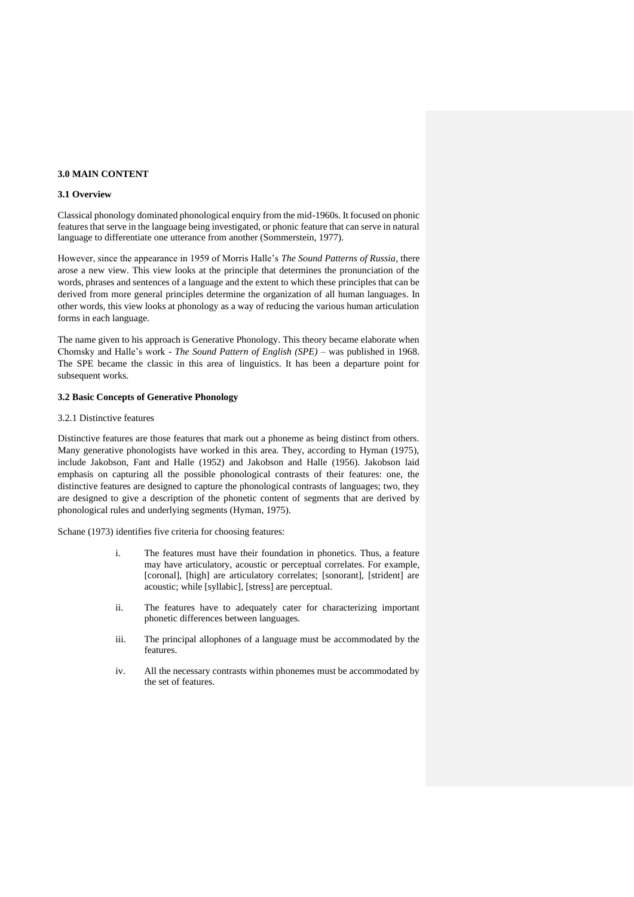**3.0 MAIN CONTENT**

**3.1 Overview**

Classical phonology dominated phonological enquiry from the mid-1960s. It focused on phonic features that serve in the language being investigated, or phonic feature that can serve in natural language to differentiate one utterance from another (Sommerstein, 1977).

However, since the appearance in 1959 of Morris Halle's *The Sound Patterns of Russia*, there arose a new view. This view looks at the principle that determines the pronunciation of the words, phrases and sentences of a language and the extent to which these principles that can be derived from more general principles determine the organization of all human languages. In other words, this view looks at phonology as a way of reducing the various human articulation forms in each language.

The name given to his approach is Generative Phonology. This theory became elaborate when Chomsky and Halle's work - *The Sound Pattern of English (SPE)* – was published in 1968. The SPE became the classic in this area of linguistics. It has been a departure point for subsequent works.

**3.2 Basic Concepts of Generative Phonology**

3.2.1 Distinctive features

Distinctive features are those features that mark out a phoneme as being distinct from others. Many generative phonologists have worked in this area. They, according to Hyman (1975), include Jakobson, Fant and Halle (1952) and Jakobson and Halle (1956). Jakobson laid emphasis on capturing all the possible phonological contrasts of their features: one, the distinctive features are designed to capture the phonological contrasts of languages; two, they are designed to give a description of the phonetic content of segments that are derived by phonological rules and underlying segments (Hyman, 1975).

Schane (1973) identifies five criteria for choosing features:

i. The features must have their foundation in phonetics. Thus, a feature may have articulatory, acoustic or perceptual correlates. For example, [coronal], [high] are articulatory correlates; [sonorant], [strident] are acoustic; while [syllabic], [stress] are perceptual.

ii. The features have to adequately cater for characterizing important phonetic differences between languages.

iii. The principal allophones of a language must be accommodated by the features.

iv. All the necessary contrasts within phonemes must be accommodated by the set of features.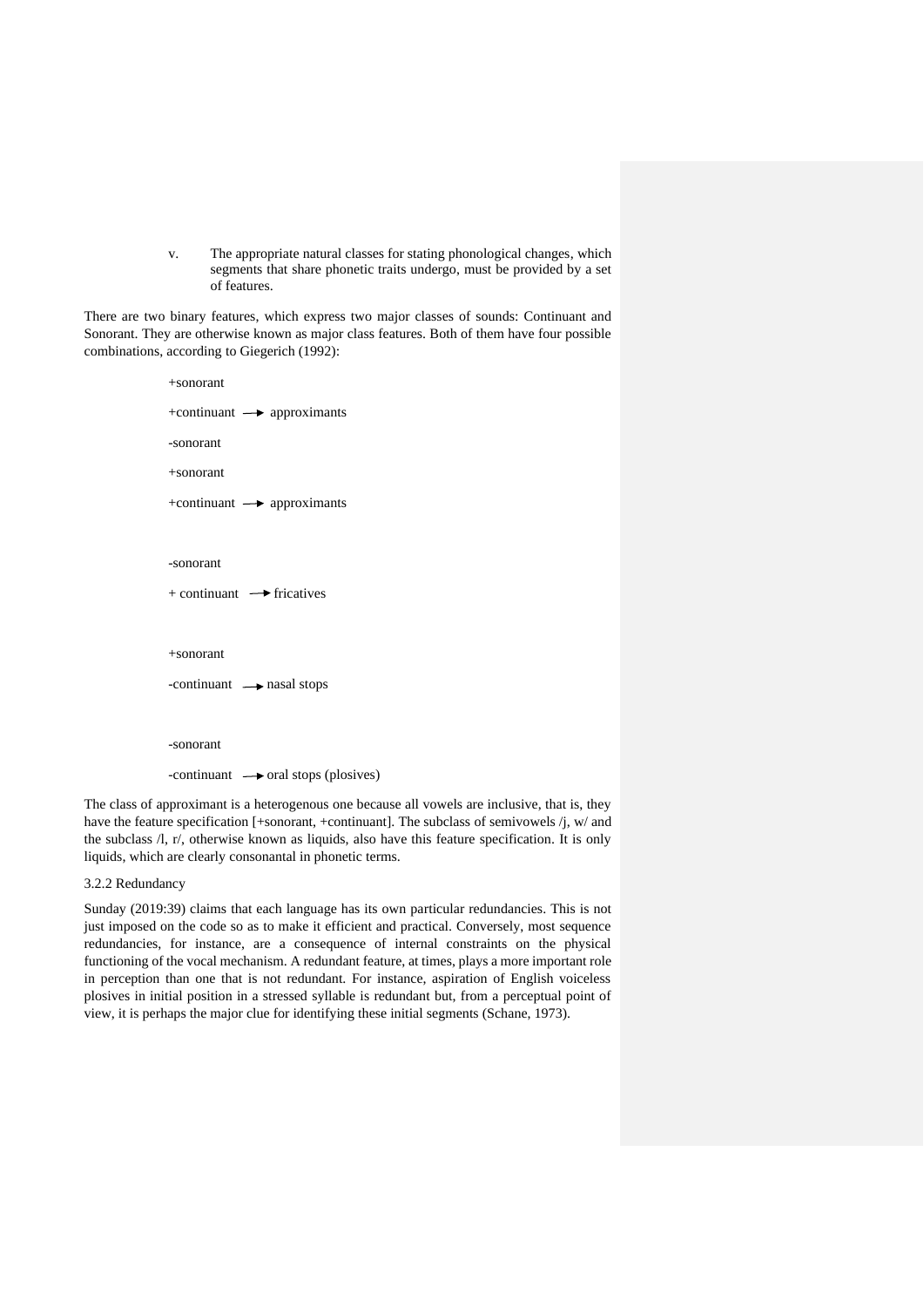v. The appropriate natural classes for stating phonological changes, which segments that share phonetic traits undergo, must be provided by a set of features.

There are two binary features, which express two major classes of sounds: Continuant and Sonorant. They are otherwise known as major class features. Both of them have four possible combinations, according to Giegerich (1992):

+sonorant

+continuant → approximants

-sonorant

+sonorant

+continuant → approximants

-sonorant

+ continuant → fricatives

+sonorant

-continuant → nasal stops

-sonorant

-continuant → oral stops (plosives)

The class of approximant is a heterogenous one because all vowels are inclusive, that is, they have the feature specification [+sonorant, +continuant]. The subclass of semivowels /j, w/ and the subclass /l, r/, otherwise known as liquids, also have this feature specification. It is only liquids, which are clearly consonantal in phonetic terms.

3.2.2 Redundancy

Sunday (2019:39) claims that each language has its own particular redundancies. This is not just imposed on the code so as to make it efficient and practical. Conversely, most sequence redundancies, for instance, are a consequence of internal constraints on the physical functioning of the vocal mechanism. A redundant feature, at times, plays a more important role in perception than one that is not redundant. For instance, aspiration of English voiceless plosives in initial position in a stressed syllable is redundant but, from a perceptual point of view, it is perhaps the major clue for identifying these initial segments (Schane, 1973).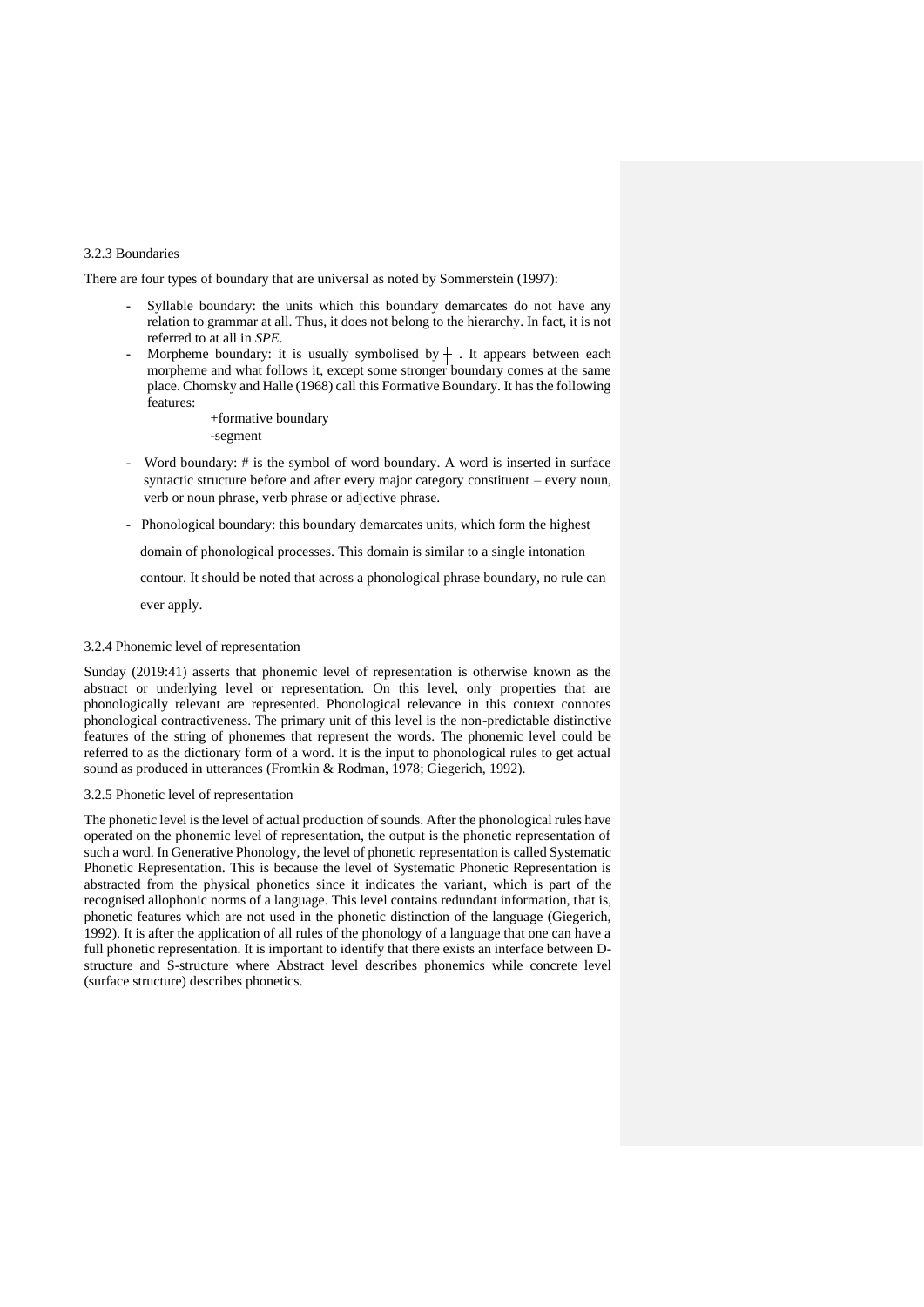### 3.2.3 Boundaries

There are four types of boundary that are universal as noted by Sommerstein (1997):

- Syllable boundary: the units which this boundary demarcates do not have any relation to grammar at all. Thus, it does not belong to the hierarchy. In fact, it is not referred to at all in *SPE*.
- Morpheme boundary: it is usually symbolised by ┼ . It appears between each morpheme and what follows it, except some stronger boundary comes at the same place. Chomsky and Halle (1968) call this Formative Boundary. It has the following features:

  +formative boundary
  -segment

- Word boundary: # is the symbol of word boundary. A word is inserted in surface syntactic structure before and after every major category constituent – every noun, verb or noun phrase, verb phrase or adjective phrase.
- Phonological boundary: this boundary demarcates units, which form the highest domain of phonological processes. This domain is similar to a single intonation contour. It should be noted that across a phonological phrase boundary, no rule can ever apply.

### 3.2.4 Phonemic level of representation

Sunday (2019:41) asserts that phonemic level of representation is otherwise known as the abstract or underlying level or representation. On this level, only properties that are phonologically relevant are represented. Phonological relevance in this context connotes phonological contractiveness. The primary unit of this level is the non-predictable distinctive features of the string of phonemes that represent the words. The phonemic level could be referred to as the dictionary form of a word. It is the input to phonological rules to get actual sound as produced in utterances (Fromkin & Rodman, 1978; Giegerich, 1992).

### 3.2.5 Phonetic level of representation

The phonetic level is the level of actual production of sounds. After the phonological rules have operated on the phonemic level of representation, the output is the phonetic representation of such a word. In Generative Phonology, the level of phonetic representation is called Systematic Phonetic Representation. This is because the level of Systematic Phonetic Representation is abstracted from the physical phonetics since it indicates the variant, which is part of the recognised allophonic norms of a language. This level contains redundant information, that is, phonetic features which are not used in the phonetic distinction of the language (Giegerich, 1992). It is after the application of all rules of the phonology of a language that one can have a full phonetic representation. It is important to identify that there exists an interface between D-structure and S-structure where Abstract level describes phonemics while concrete level (surface structure) describes phonetics.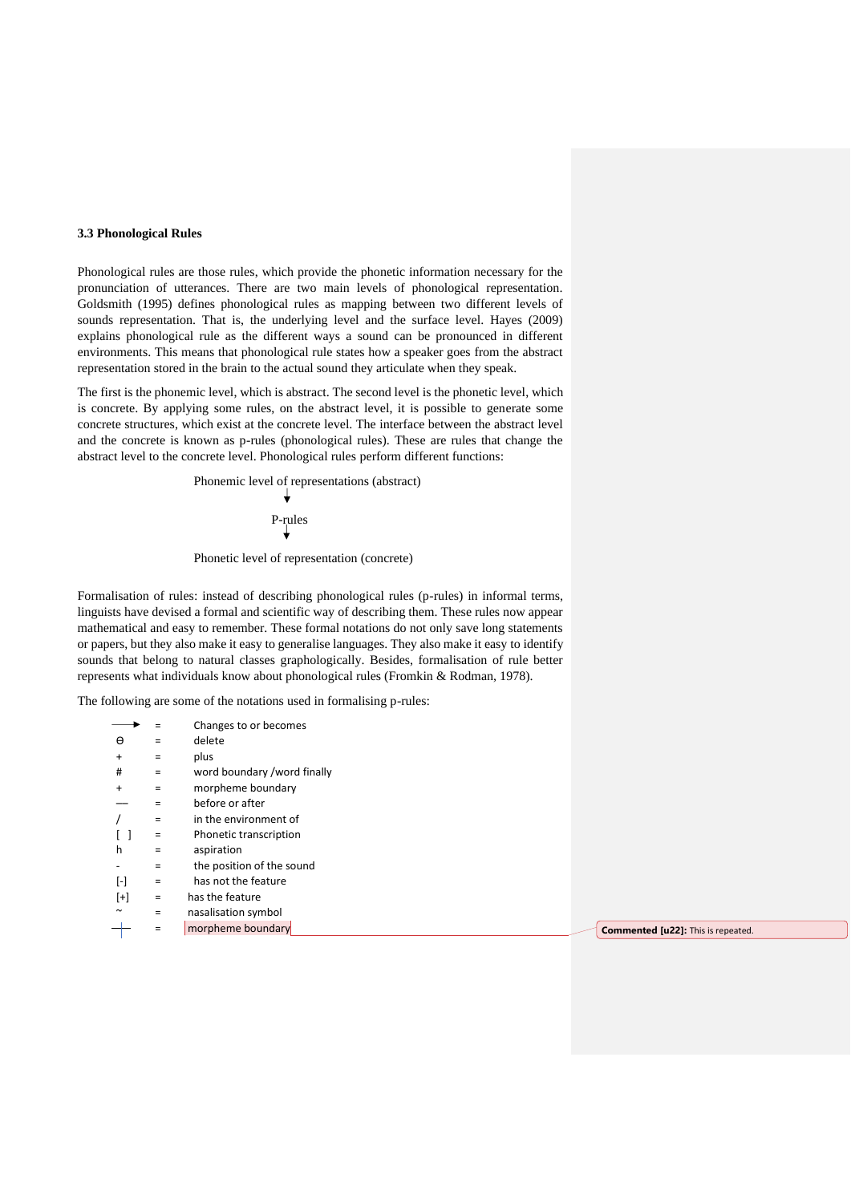### 3.3 Phonological Rules

Phonological rules are those rules, which provide the phonetic information necessary for the pronunciation of utterances. There are two main levels of phonological representation. Goldsmith (1995) defines phonological rules as mapping between two different levels of sounds representation. That is, the underlying level and the surface level. Hayes (2009) explains phonological rule as the different ways a sound can be pronounced in different environments. This means that phonological rule states how a speaker goes from the abstract representation stored in the brain to the actual sound they articulate when they speak.

The first is the phonemic level, which is abstract. The second level is the phonetic level, which is concrete. By applying some rules, on the abstract level, it is possible to generate some concrete structures, which exist at the concrete level. The interface between the abstract level and the concrete is known as p-rules (phonological rules). These are rules that change the abstract level to the concrete level. Phonological rules perform different functions:

Phonemic level of representations (abstract)
↓
P-rules
↓
Phonetic level of representation (concrete)

Formalisation of rules: instead of describing phonological rules (p-rules) in informal terms, linguists have devised a formal and scientific way of describing them. These rules now appear mathematical and easy to remember. These formal notations do not only save long statements or papers, but they also make it easy to generalise languages. They also make it easy to identify sounds that belong to natural classes graphologically. Besides, formalisation of rule better represents what individuals know about phonological rules (Fromkin & Rodman, 1978).

The following are some of the notations used in formalising p-rules:

| | | |
|---|---|---|
| ⟶ | = | Changes to or becomes |
| ϴ | = | delete |
| + | = | plus |
| # | = | word boundary /word finally |
| + | = | morpheme boundary |
| — | = | before or after |
| / | = | in the environment of |
| [ ] | = | Phonetic transcription |
| h | = | aspiration |
| - | = | the position of the sound |
| [-] | = | has not the feature |
| [+] | = | has the feature |
| ~ | = | nasalisation symbol |
| + | = | morpheme boundary |

Commented [u22]: This is repeated.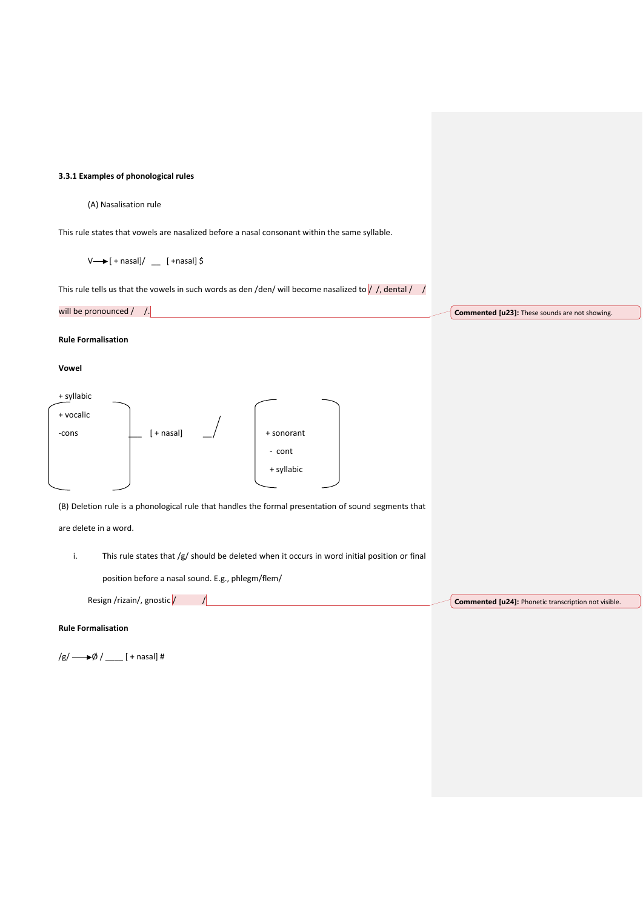### 3.3.1 Examples of phonological rules

(A) Nasalisation rule

This rule states that vowels are nasalized before a nasal consonant within the same syllable.

V ⟶ [ + nasal]/ __ [ +nasal] $

This rule tells us that the vowels in such words as den /den/ will become nasalized to / /, dental / / will be pronounced / /.

Commented [u23]: These sounds are not showing.

**Rule Formalisation**

**Vowel**

$$\begin{bmatrix} + \text{syllabic} \\ + \text{vocalic} \\ - \text{cons} \end{bmatrix} \longrightarrow [\, + \text{nasal}] \; / \; \_\_ \begin{bmatrix} + \text{sonorant} \\ - \text{cont} \\ + \text{syllabic} \end{bmatrix}$$

(B) Deletion rule is a phonological rule that handles the formal presentation of sound segments that are delete in a word.

i. This rule states that /g/ should be deleted when it occurs in word initial position or final position before a nasal sound. E.g., phlegm/flem/

Resign /rizain/, gnostic / /

Commented [u24]: Phonetic transcription not visible.

**Rule Formalisation**

/g/ ⟶ Ø / ____ [ + nasal] #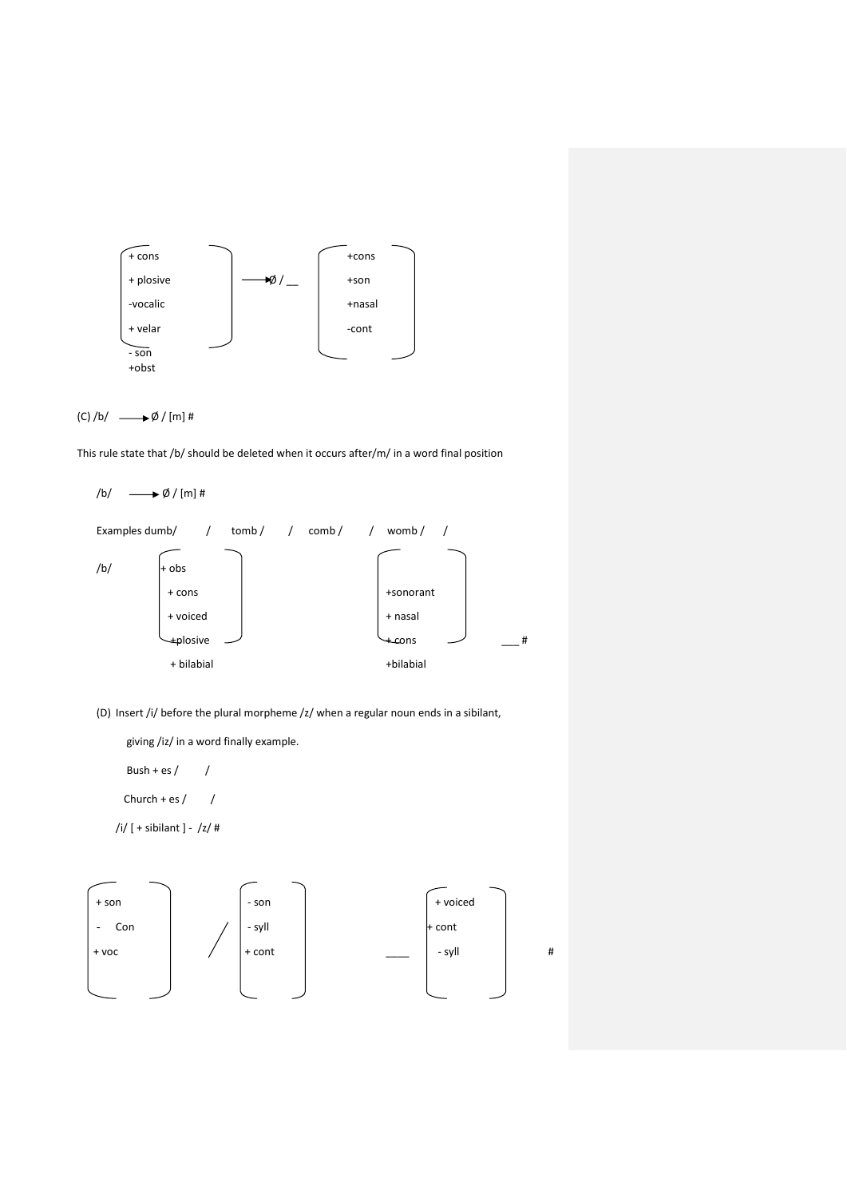$$\begin{bmatrix} +\text{cons} \\ +\text{plosive} \\ -\text{vocalic} \\ +\text{velar} \end{bmatrix} \longrightarrow \varnothing \;/\; \_\_ \begin{bmatrix} +\text{cons} \\ +\text{son} \\ +\text{nasal} \\ -\text{cont} \end{bmatrix}$$

- son
+obst

(C) /b/ ⟶ Ø / [m] #

This rule state that /b/ should be deleted when it occurs after/m/ in a word final position

/b/ ⟶ Ø / [m] #

Examples dumb/ / tomb / / comb / / womb / /

$$/b/ \quad \begin{bmatrix} +\text{obs} \\ +\text{cons} \\ +\text{voiced} \\ +\text{plosive} \end{bmatrix} \qquad \begin{bmatrix} +\text{sonorant} \\ +\text{nasal} \\ +\text{cons} \end{bmatrix} \quad \_\_\_ \#$$

+ bilabial    +bilabial

(D) Insert /i/ before the plural morpheme /z/ when a regular noun ends in a sibilant,

giving /iz/ in a word finally example.

Bush + es / /

Church + es / /

/i/ [ + sibilant ] - /z/ #

$$\begin{bmatrix} +\text{son} \\ -\text{Con} \\ +\text{voc} \end{bmatrix} \;/\; \begin{bmatrix} -\text{son} \\ -\text{syll} \\ +\text{cont} \end{bmatrix} \quad \_\_\_\_ \quad \begin{bmatrix} +\text{voiced} \\ +\text{cont} \\ -\text{syll} \end{bmatrix} \quad \#$$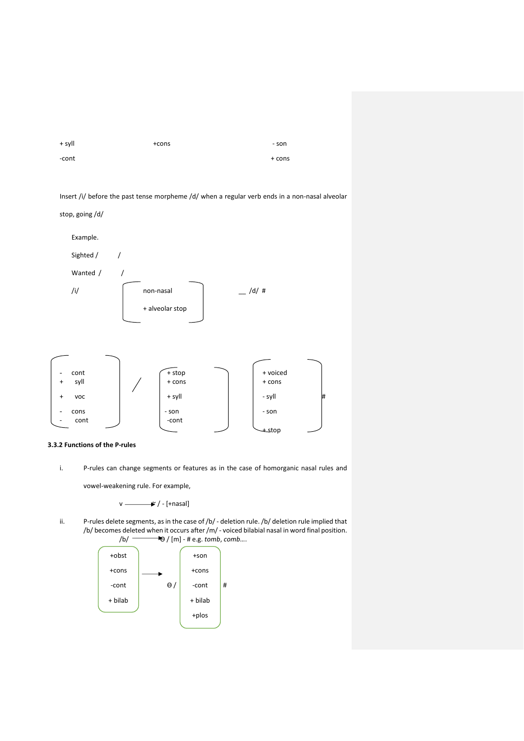+ syll                +cons                - son

-cont                                      + cons

Insert /i/ before the past tense morpheme /d/ when a regular verb ends in a non-nasal alveolar stop, going /d/

Example.

Sighted /     /

Wanted /     /

/i/ [ non-nasal, + alveolar stop ] __ /d/ #

[ - cont, + syll, + voc, - cons, - cont ] / [ + stop, + cons, + syll, - son, -cont ] [ + voiced, + cons, - syll, - son, + stop ] #

### 3.3.2 Functions of the P-rules

i. P-rules can change segments or features as in the case of homorganic nasal rules and vowel-weakening rule. For example,

v ——→ ṽ / - [+nasal]

ii. P-rules delete segments, as in the case of /b/ - deletion rule. /b/ deletion rule implied that /b/ becomes deleted when it occurs after /m/ - voiced bilabial nasal in word final position.

/b/ ——→ Ө / [m] - # e.g. *tomb*, *comb*….

[ +obst, +cons, -cont, + bilab ] ——→ Ө / [ +son, +cons, -cont, + bilab, +plos ] #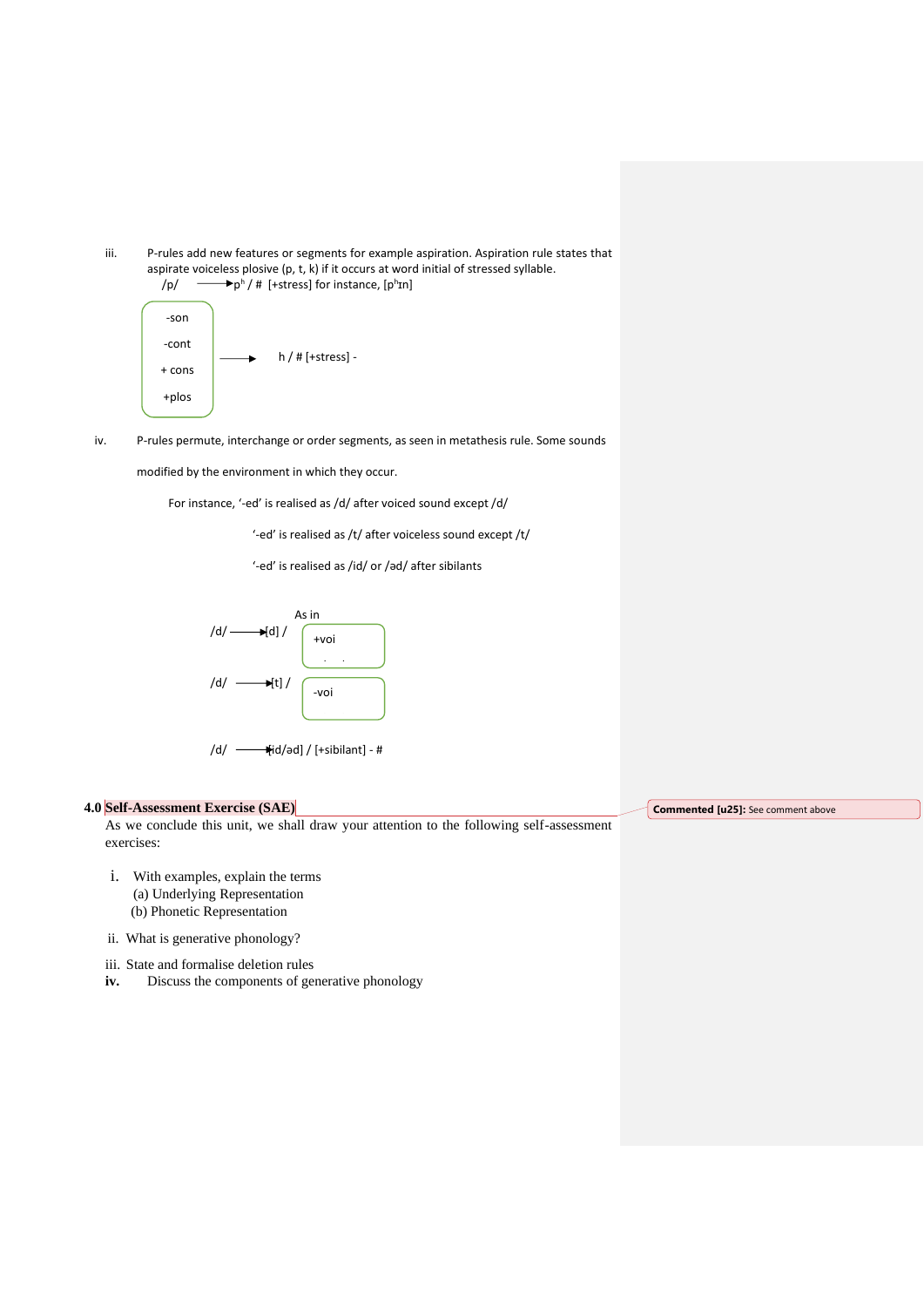iii. P-rules add new features or segments for example aspiration. Aspiration rule states that aspirate voiceless plosive (p, t, k) if it occurs at word initial of stressed syllable.

/p/ ⟶ $p^h$ / # [+stress] for instance, [$p^h$ɪn]

| -son |
|---|
| -cont |
| + cons |
| +plos |

⟶ h / # [+stress] -

iv. P-rules permute, interchange or order segments, as seen in metathesis rule. Some sounds modified by the environment in which they occur.

For instance, '-ed' is realised as /d/ after voiced sound except /d/

'-ed' is realised as /t/ after voiceless sound except /t/

'-ed' is realised as /id/ or /əd/ after sibilants

As in

/d/ ⟶ [d] / [+voi]

/d/ ⟶ [t] / [-voi]

/d/ ⟶ [id/əd] / [+sibilant] - #

## 4.0 Self-Assessment Exercise (SAE)

Commented [u25]: See comment above

As we conclude this unit, we shall draw your attention to the following self-assessment exercises:

i. With examples, explain the terms
   (a) Underlying Representation
   (b) Phonetic Representation

ii. What is generative phonology?

iii. State and formalise deletion rules

**iv.** Discuss the components of generative phonology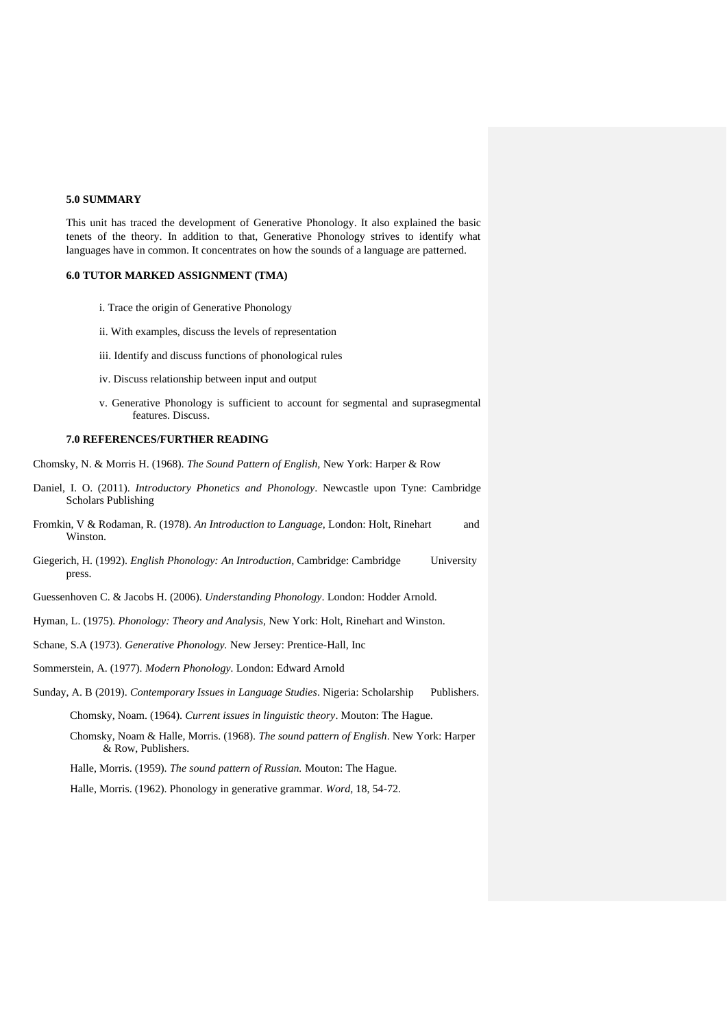## 5.0 SUMMARY

This unit has traced the development of Generative Phonology. It also explained the basic tenets of the theory. In addition to that, Generative Phonology strives to identify what languages have in common. It concentrates on how the sounds of a language are patterned.

## 6.0 TUTOR MARKED ASSIGNMENT (TMA)

i. Trace the origin of Generative Phonology

ii. With examples, discuss the levels of representation

iii. Identify and discuss functions of phonological rules

iv. Discuss relationship between input and output

v. Generative Phonology is sufficient to account for segmental and suprasegmental features. Discuss.

## 7.0 REFERENCES/FURTHER READING

Chomsky, N. & Morris H. (1968). *The Sound Pattern of English,* New York: Harper & Row

Daniel, I. O. (2011). *Introductory Phonetics and Phonology*. Newcastle upon Tyne: Cambridge Scholars Publishing

Fromkin, V & Rodaman, R. (1978). *An Introduction to Language,* London: Holt, Rinehart and Winston.

Giegerich, H. (1992). *English Phonology: An Introduction*, Cambridge: Cambridge University press.

Guessenhoven C. & Jacobs H. (2006). *Understanding Phonology*. London: Hodder Arnold.

Hyman, L. (1975). *Phonology: Theory and Analysis,* New York: Holt, Rinehart and Winston.

Schane, S.A (1973). *Generative Phonology.* New Jersey: Prentice-Hall, Inc

Sommerstein, A. (1977). *Modern Phonology.* London: Edward Arnold

Sunday, A. B (2019). *Contemporary Issues in Language Studies*. Nigeria: Scholarship Publishers.

Chomsky, Noam. (1964). *Current issues in linguistic theory*. Mouton: The Hague.

Chomsky, Noam & Halle, Morris. (1968). *The sound pattern of English*. New York: Harper & Row, Publishers.

Halle, Morris. (1959). *The sound pattern of Russian.* Mouton: The Hague.

Halle, Morris. (1962). Phonology in generative grammar. *Word*, 18, 54-72.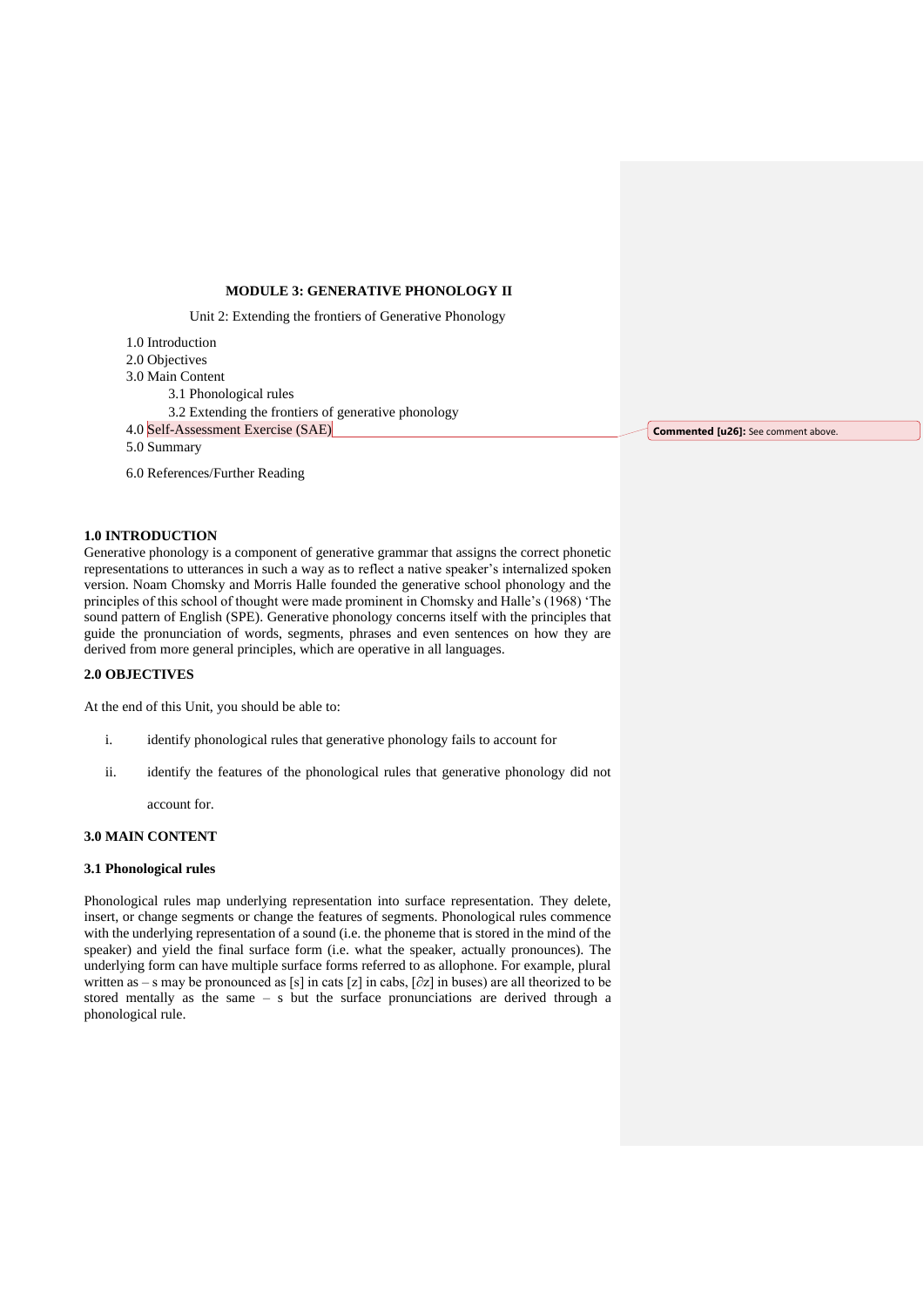**MODULE 3: GENERATIVE PHONOLOGY II**

Unit 2: Extending the frontiers of Generative Phonology

1.0 Introduction
2.0 Objectives
3.0 Main Content
  3.1 Phonological rules
  3.2 Extending the frontiers of generative phonology
4.0 Self-Assessment Exercise (SAE)
5.0 Summary
6.0 References/Further Reading

**Commented [u26]:** See comment above.

**1.0 INTRODUCTION**

Generative phonology is a component of generative grammar that assigns the correct phonetic representations to utterances in such a way as to reflect a native speaker's internalized spoken version. Noam Chomsky and Morris Halle founded the generative school phonology and the principles of this school of thought were made prominent in Chomsky and Halle's (1968) 'The sound pattern of English (SPE). Generative phonology concerns itself with the principles that guide the pronunciation of words, segments, phrases and even sentences on how they are derived from more general principles, which are operative in all languages.

**2.0 OBJECTIVES**

At the end of this Unit, you should be able to:

i. identify phonological rules that generative phonology fails to account for

ii. identify the features of the phonological rules that generative phonology did not account for.

**3.0 MAIN CONTENT**

**3.1 Phonological rules**

Phonological rules map underlying representation into surface representation. They delete, insert, or change segments or change the features of segments. Phonological rules commence with the underlying representation of a sound (i.e. the phoneme that is stored in the mind of the speaker) and yield the final surface form (i.e. what the speaker, actually pronounces). The underlying form can have multiple surface forms referred to as allophone. For example, plural written as – s may be pronounced as [s] in cats [z] in cabs, [∂z] in buses) are all theorized to be stored mentally as the same – s but the surface pronunciations are derived through a phonological rule.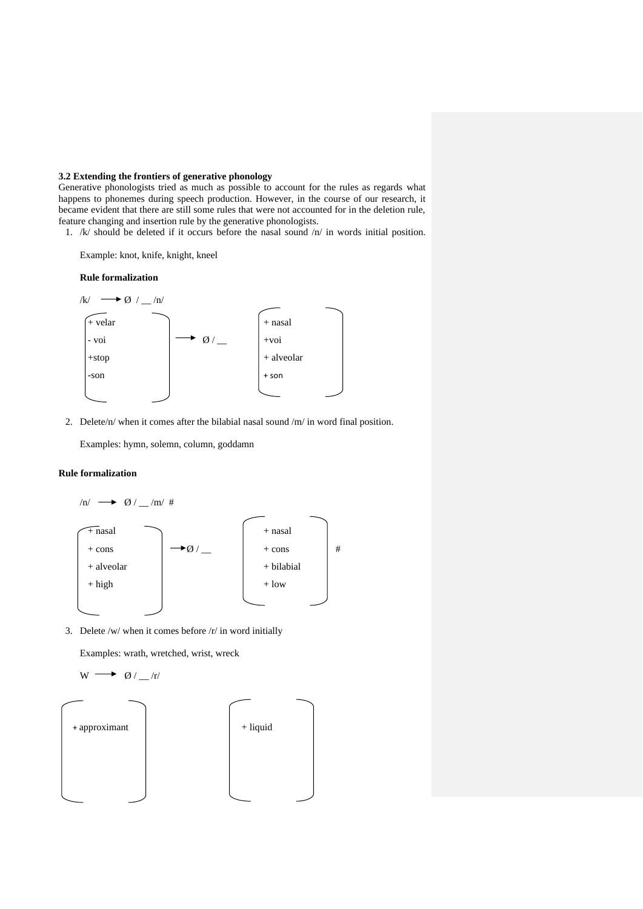**3.2 Extending the frontiers of generative phonology**

Generative phonologists tried as much as possible to account for the rules as regards what happens to phonemes during speech production. However, in the course of our research, it became evident that there are still some rules that were not accounted for in the deletion rule, feature changing and insertion rule by the generative phonologists.

1. /k/ should be deleted if it occurs before the nasal sound /n/ in words initial position.

   Example: knot, knife, knight, kneel

   **Rule formalization**

   /k/ ⟶ Ø / __ /n/

   $$\begin{bmatrix} +\text{velar} \\ -\text{voi} \\ +\text{stop} \\ -\text{son} \end{bmatrix} \longrightarrow Ø \; / \; \_\_ \begin{bmatrix} +\text{nasal} \\ +\text{voi} \\ +\text{alveolar} \\ +\text{son} \end{bmatrix}$$

2. Delete/n/ when it comes after the bilabial nasal sound /m/ in word final position.

   Examples: hymn, solemn, column, goddamn

**Rule formalization**

/n/ ⟶ Ø / __ /m/ #

$$\begin{bmatrix} +\text{nasal} \\ +\text{cons} \\ +\text{alveolar} \\ +\text{high} \end{bmatrix} \longrightarrow Ø \; / \; \_\_ \begin{bmatrix} +\text{nasal} \\ +\text{cons} \\ +\text{bilabial} \\ +\text{low} \end{bmatrix} \#$$

3. Delete /w/ when it comes before /r/ in word initially

   Examples: wrath, wretched, wrist, wreck

   W ⟶ Ø / __ /r/

$$\begin{bmatrix} +\text{approximant} \end{bmatrix} \qquad \begin{bmatrix} +\text{liquid} \end{bmatrix}$$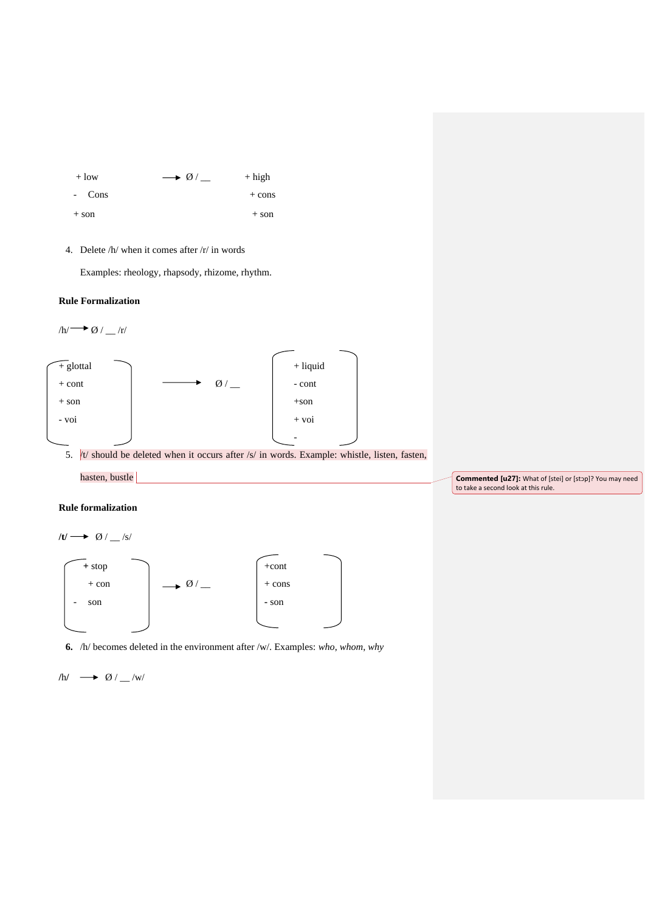$$\begin{bmatrix} +\text{low} \\ -\text{Cons} \\ +\text{son} \end{bmatrix} \longrightarrow \text{Ø} \ / \ \_\_ \begin{bmatrix} +\text{high} \\ +\text{cons} \\ +\text{son} \end{bmatrix}$$

4. Delete /h/ when it comes after /r/ in words

   Examples: rheology, rhapsody, rhizome, rhythm.

**Rule Formalization**

/h/ ⟶ Ø / __ /r/

$$\begin{bmatrix} +\text{glottal} \\ +\text{cont} \\ +\text{son} \\ -\text{voi} \end{bmatrix} \longrightarrow \text{Ø} \ / \ \_\_ \begin{bmatrix} +\text{liquid} \\ -\text{cont} \\ +\text{son} \\ +\text{voi} \\ - \end{bmatrix}$$

5. /t/ should be deleted when it occurs after /s/ in words. Example: whistle, listen, fasten, hasten, bustle

> **Commented [u27]:** What of [stei] or [stɔp]? You may need to take a second look at this rule.

**Rule formalization**

**/t/** ⟶ Ø / __ /s/

$$\begin{bmatrix} +\text{stop} \\ +\text{con} \\ -\text{son} \end{bmatrix} \longrightarrow \text{Ø} \ / \ \_\_ \begin{bmatrix} +\text{cont} \\ +\text{cons} \\ -\text{son} \end{bmatrix}$$

**6.** /h/ becomes deleted in the environment after /w/. Examples: *who*, *whom*, *why*

/h/ ⟶ Ø / __ /w/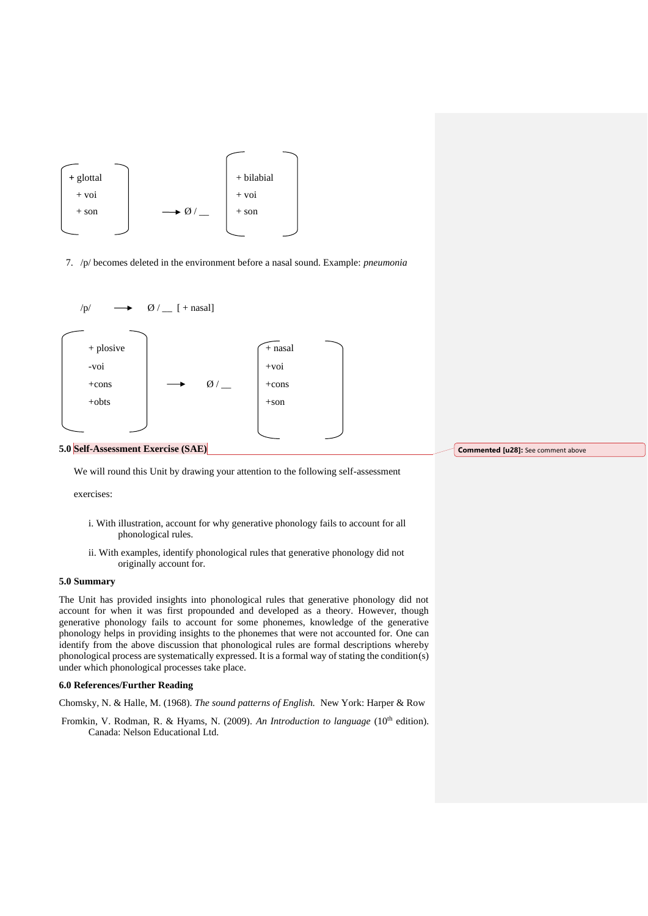$$\begin{bmatrix} +\text{glottal} \\ +\text{voi} \\ +\text{son} \end{bmatrix} \longrightarrow \emptyset \,/\, \_\_ \begin{bmatrix} +\text{bilabial} \\ +\text{voi} \\ +\text{son} \end{bmatrix}$$

7. /p/ becomes deleted in the environment before a nasal sound. Example: *pneumonia*

$$/p/ \longrightarrow \emptyset \,/\, \_\_ \; [+\text{nasal}]$$

$$\begin{bmatrix} +\text{plosive} \\ -\text{voi} \\ +\text{cons} \\ +\text{obts} \end{bmatrix} \longrightarrow \emptyset \,/\, \_\_ \begin{bmatrix} +\text{nasal} \\ +\text{voi} \\ +\text{cons} \\ +\text{son} \end{bmatrix}$$

## 5.0 Self-Assessment Exercise (SAE)

We will round this Unit by drawing your attention to the following self-assessment exercises:

i. With illustration, account for why generative phonology fails to account for all phonological rules.

ii. With examples, identify phonological rules that generative phonology did not originally account for.

## 5.0 Summary

The Unit has provided insights into phonological rules that generative phonology did not account for when it was first propounded and developed as a theory. However, though generative phonology fails to account for some phonemes, knowledge of the generative phonology helps in providing insights to the phonemes that were not accounted for. One can identify from the above discussion that phonological rules are formal descriptions whereby phonological process are systematically expressed. It is a formal way of stating the condition(s) under which phonological processes take place.

## 6.0 References/Further Reading

Chomsky, N. & Halle, M. (1968). *The sound patterns of English.* New York: Harper & Row

Fromkin, V. Rodman, R. & Hyams, N. (2009). *An Introduction to language* (10th edition). Canada: Nelson Educational Ltd.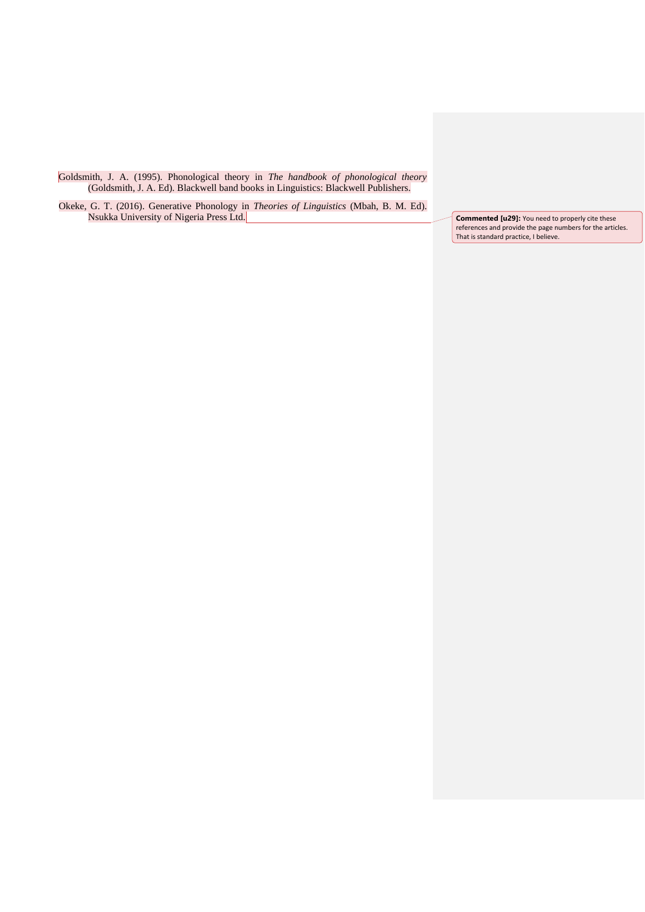Goldsmith, J. A. (1995). Phonological theory in *The handbook of phonological theory* (Goldsmith, J. A. Ed). Blackwell band books in Linguistics: Blackwell Publishers.

Okeke, G. T. (2016). Generative Phonology in *Theories of Linguistics* (Mbah, B. M. Ed). Nsukka University of Nigeria Press Ltd.

**Commented [u29]:** You need to properly cite these references and provide the page numbers for the articles. That is standard practice, I believe.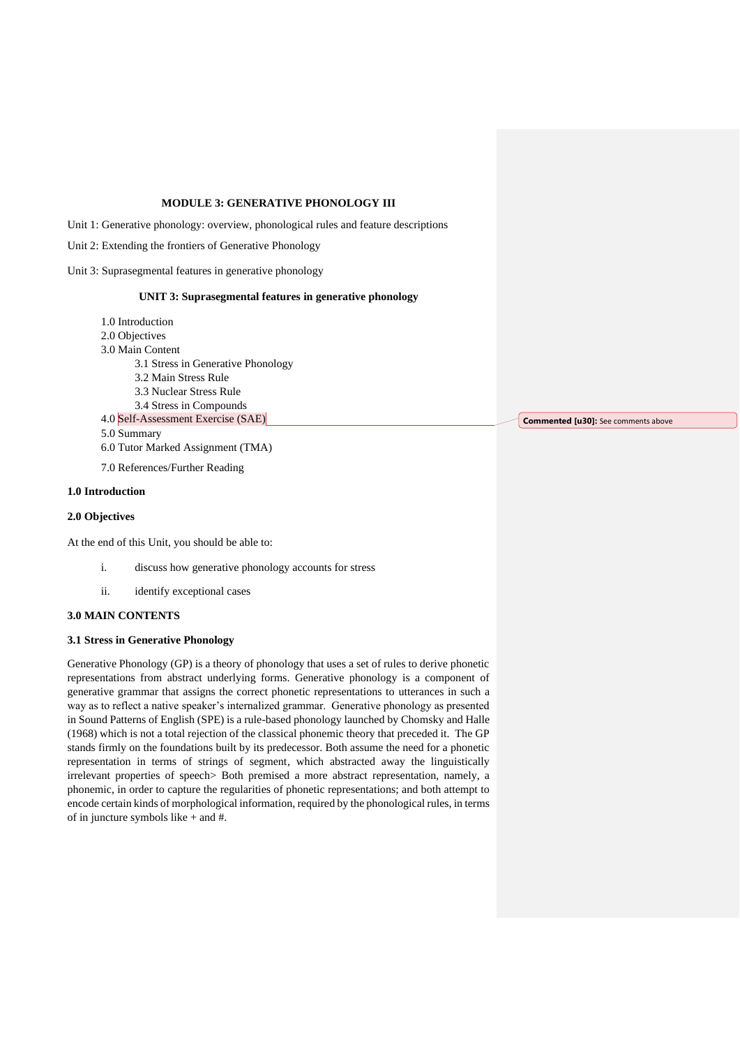# MODULE 3: GENERATIVE PHONOLOGY III

Unit 1: Generative phonology: overview, phonological rules and feature descriptions

Unit 2: Extending the frontiers of Generative Phonology

Unit 3: Suprasegmental features in generative phonology

## UNIT 3: Suprasegmental features in generative phonology

1.0 Introduction
2.0 Objectives
3.0 Main Content
  3.1 Stress in Generative Phonology
  3.2 Main Stress Rule
  3.3 Nuclear Stress Rule
  3.4 Stress in Compounds
4.0 Self-Assessment Exercise (SAE)
5.0 Summary
6.0 Tutor Marked Assignment (TMA)
7.0 References/Further Reading

**Commented [u30]:** See comments above

### 1.0 Introduction

### 2.0 Objectives

At the end of this Unit, you should be able to:

i. discuss how generative phonology accounts for stress

ii. identify exceptional cases

### 3.0 MAIN CONTENTS

### 3.1 Stress in Generative Phonology

Generative Phonology (GP) is a theory of phonology that uses a set of rules to derive phonetic representations from abstract underlying forms. Generative phonology is a component of generative grammar that assigns the correct phonetic representations to utterances in such a way as to reflect a native speaker's internalized grammar. Generative phonology as presented in Sound Patterns of English (SPE) is a rule-based phonology launched by Chomsky and Halle (1968) which is not a total rejection of the classical phonemic theory that preceded it. The GP stands firmly on the foundations built by its predecessor. Both assume the need for a phonetic representation in terms of strings of segment, which abstracted away the linguistically irrelevant properties of speech> Both premised a more abstract representation, namely, a phonemic, in order to capture the regularities of phonetic representations; and both attempt to encode certain kinds of morphological information, required by the phonological rules, in terms of in juncture symbols like + and #.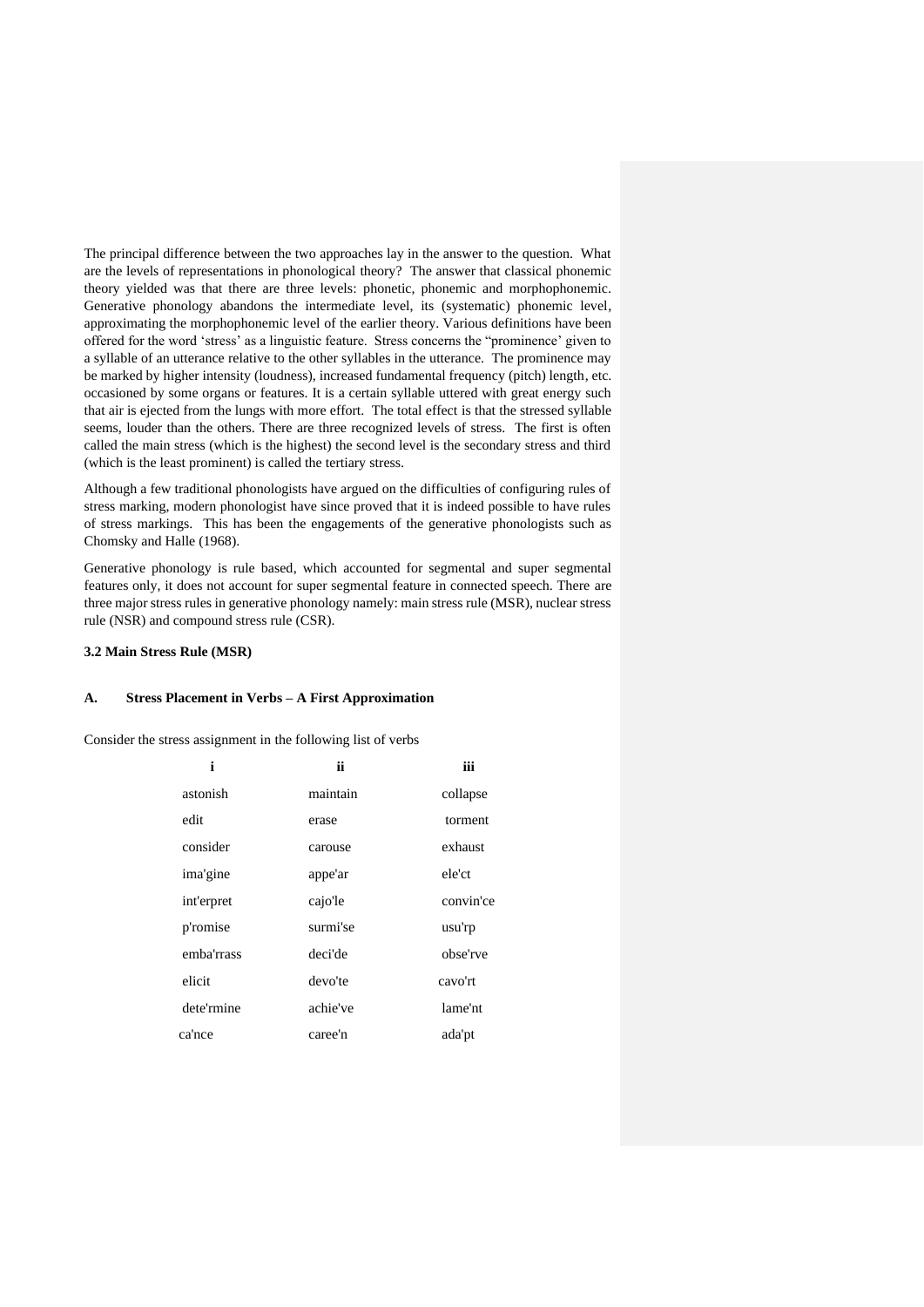The principal difference between the two approaches lay in the answer to the question. What are the levels of representations in phonological theory? The answer that classical phonemic theory yielded was that there are three levels: phonetic, phonemic and morphophonemic. Generative phonology abandons the intermediate level, its (systematic) phonemic level, approximating the morphophonemic level of the earlier theory. Various definitions have been offered for the word 'stress' as a linguistic feature. Stress concerns the "prominence' given to a syllable of an utterance relative to the other syllables in the utterance. The prominence may be marked by higher intensity (loudness), increased fundamental frequency (pitch) length, etc. occasioned by some organs or features. It is a certain syllable uttered with great energy such that air is ejected from the lungs with more effort. The total effect is that the stressed syllable seems, louder than the others. There are three recognized levels of stress. The first is often called the main stress (which is the highest) the second level is the secondary stress and third (which is the least prominent) is called the tertiary stress.

Although a few traditional phonologists have argued on the difficulties of configuring rules of stress marking, modern phonologist have since proved that it is indeed possible to have rules of stress markings. This has been the engagements of the generative phonologists such as Chomsky and Halle (1968).

Generative phonology is rule based, which accounted for segmental and super segmental features only, it does not account for super segmental feature in connected speech. There are three major stress rules in generative phonology namely: main stress rule (MSR), nuclear stress rule (NSR) and compound stress rule (CSR).

### 3.2 Main Stress Rule (MSR)

#### A. Stress Placement in Verbs – A First Approximation

Consider the stress assignment in the following list of verbs

| i | ii | iii |
|---|---|---|
| astonish | maintain | collapse |
| edit | erase | torment |
| consider | carouse | exhaust |
| ima'gine | appe'ar | ele'ct |
| int'erpret | cajo'le | convin'ce |
| p'romise | surmi'se | usu'rp |
| emba'rrass | deci'de | obse'rve |
| elicit | devo'te | cavo'rt |
| dete'rmine | achie've | lame'nt |
| ca'nce | caree'n | ada'pt |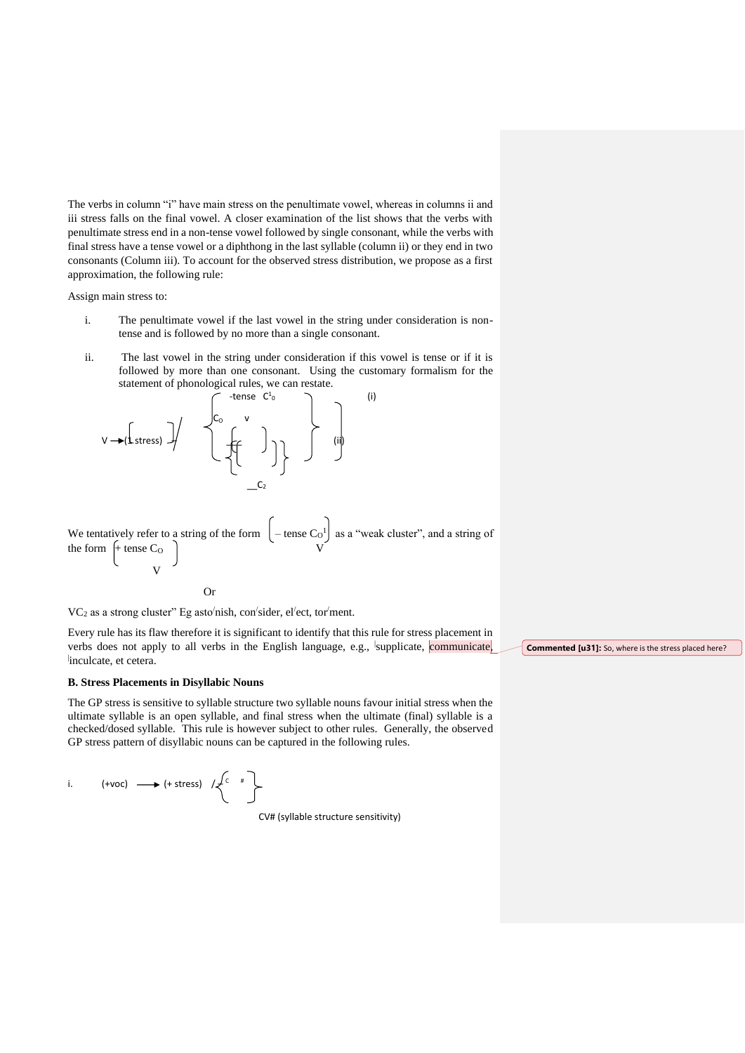The verbs in column "i" have main stress on the penultimate vowel, whereas in columns ii and iii stress falls on the final vowel. A closer examination of the list shows that the verbs with penultimate stress end in a non-tense vowel followed by single consonant, while the verbs with final stress have a tense vowel or a diphthong in the last syllable (column ii) or they end in two consonants (Column iii). To account for the observed stress distribution, we propose as a first approximation, the following rule:

Assign main stress to:

i. The penultimate vowel if the last vowel in the string under consideration is non-tense and is followed by no more than a single consonant.

ii. The last vowel in the string under consideration if this vowel is tense or if it is followed by more than one consonant. Using the customary formalism for the statement of phonological rules, we can restate.

$$V \rightarrow [1\ \text{stress}] \ / \ \left\{ \begin{array}{l} \begin{bmatrix} -\text{tense} \ C^1_0 \\ C_O \quad V \end{bmatrix} \quad \text{(i)} \\ \left\{ \begin{bmatrix} + \end{bmatrix} \right\} \quad \text{(ii)} \\ \_\_C_2 \end{array} \right\}$$

We tentatively refer to a string of the form $\begin{bmatrix} -\text{tense}\ C_O^1 \\ V \end{bmatrix}$ as a "weak cluster", and a string of the form $\begin{bmatrix} +\text{tense}\ C_O \\ V \end{bmatrix}$

Or

$VC_2$ as a strong cluster" Eg asto'nish, con'sider, el'ect, tor'ment.

Every rule has its flaw therefore it is significant to identify that this rule for stress placement in verbs does not apply to all verbs in the English language, e.g., 'supplicate, communicate, 'inculcate, et cetera.

Commented [u31]: So, where is the stress placed here?

**B. Stress Placements in Disyllabic Nouns**

The GP stress is sensitive to syllable structure two syllable nouns favour initial stress when the ultimate syllable is an open syllable, and final stress when the ultimate (final) syllable is a checked/dosed syllable. This rule is however subject to other rules. Generally, the observed GP stress pattern of disyllabic nouns can be captured in the following rules.

i. $(+\text{voc}) \longrightarrow (+\ \text{stress}) \ / \_ \left\{ C \quad \# \right\}$

CV# (syllable structure sensitivity)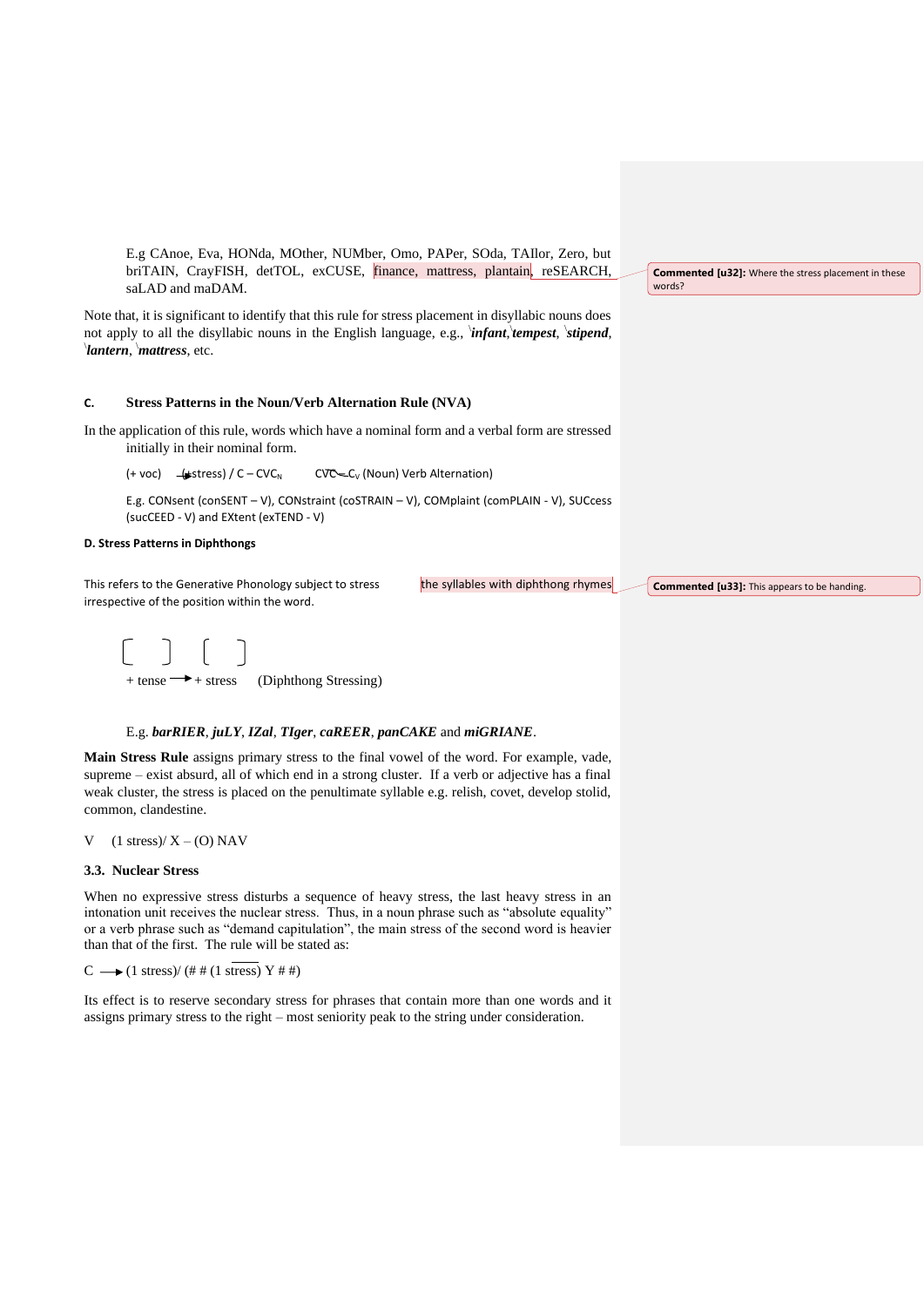E.g CAnoe, Eva, HONda, MOther, NUMber, Omo, PAPer, SOda, TAIlor, Zero, but briTAIN, CrayFISH, detTOL, exCUSE, finance, mattress, plantain, reSEARCH, saLAD and maDAM.

Commented [u32]: Where the stress placement in these words?

Note that, it is significant to identify that this rule for stress placement in disyllabic nouns does not apply to all the disyllabic nouns in the English language, e.g., ˋ***infant***,ˋ***tempest***, ˋ***stipend***, ˋ***lantern***, ˋ***mattress***, etc.

### C. Stress Patterns in the Noun/Verb Alternation Rule (NVA)

In the application of this rule, words which have a nominal form and a verbal form are stressed initially in their nominal form.

(+ voc) → (+stress) / C – CVC$_N$ CVC – C$_V$ (Noun) Verb Alternation)

E.g. CONsent (conSENT – V), CONstraint (coSTRAIN – V), COMplaint (comPLAIN - V), SUCcess (sucCEED - V) and EXtent (exTEND - V)

### D. Stress Patterns in Diphthongs

This refers to the Generative Phonology subject to stress the syllables with diphthong rhymes irrespective of the position within the word.

Commented [u33]: This appears to be handing.

[ ] → [ ]
+ tense → + stress (Diphthong Stressing)

E.g. ***barRIER***, ***juLY***, ***IZal***, ***TIger***, ***caREER***, ***panCAKE*** and ***miGRIANE***.

**Main Stress Rule** assigns primary stress to the final vowel of the word. For example, vade, supreme – exist absurd, all of which end in a strong cluster. If a verb or adjective has a final weak cluster, the stress is placed on the penultimate syllable e.g. relish, covet, develop stolid, common, clandestine.

V (1 stress)/ X – (O) NAV

### 3.3. Nuclear Stress

When no expressive stress disturbs a sequence of heavy stress, the last heavy stress in an intonation unit receives the nuclear stress. Thus, in a noun phrase such as "absolute equality" or a verb phrase such as "demand capitulation", the main stress of the second word is heavier than that of the first. The rule will be stated as:

C → (1 stress)/ (# # (1 stress) Y # #)

Its effect is to reserve secondary stress for phrases that contain more than one words and it assigns primary stress to the right – most seniority peak to the string under consideration.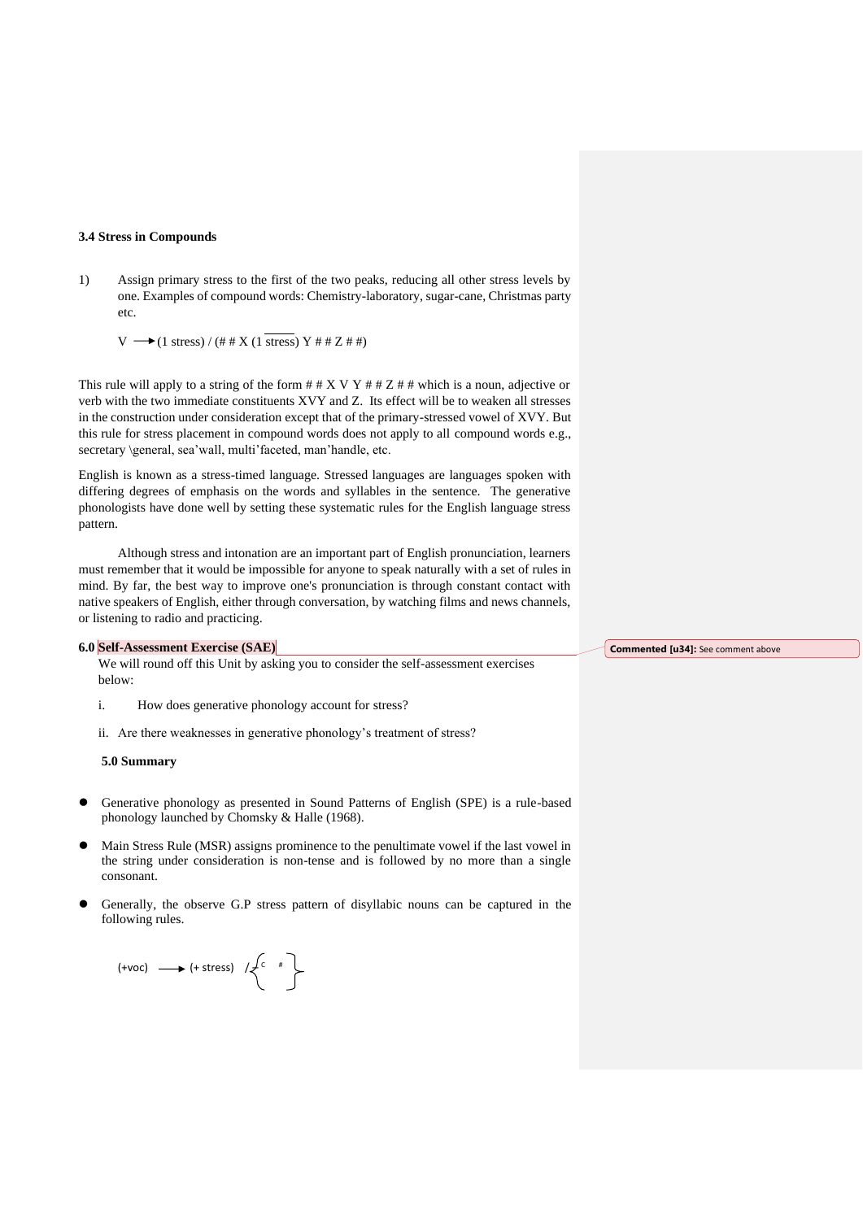### 3.4 Stress in Compounds

1) Assign primary stress to the first of the two peaks, reducing all other stress levels by one. Examples of compound words: Chemistry-laboratory, sugar-cane, Christmas party etc.

$$V \longrightarrow (1 \text{ stress}) \,/\, (\#\#\, X\, (\overline{1 \text{ stress}})\, Y\, \#\#\, Z\, \#\#)$$

This rule will apply to a string of the form # # X V Y # # Z # # which is a noun, adjective or verb with the two immediate constituents XVY and Z. Its effect will be to weaken all stresses in the construction under consideration except that of the primary-stressed vowel of XVY. But this rule for stress placement in compound words does not apply to all compound words e.g., secretary \general, sea'wall, multi'faceted, man'handle, etc.

English is known as a stress-timed language. Stressed languages are languages spoken with differing degrees of emphasis on the words and syllables in the sentence. The generative phonologists have done well by setting these systematic rules for the English language stress pattern.

Although stress and intonation are an important part of English pronunciation, learners must remember that it would be impossible for anyone to speak naturally with a set of rules in mind. By far, the best way to improve one's pronunciation is through constant contact with native speakers of English, either through conversation, by watching films and news channels, or listening to radio and practicing.

### 6.0 Self-Assessment Exercise (SAE)

We will round off this Unit by asking you to consider the self-assessment exercises below:

i. How does generative phonology account for stress?

ii. Are there weaknesses in generative phonology's treatment of stress?

### 5.0 Summary

- Generative phonology as presented in Sound Patterns of English (SPE) is a rule-based phonology launched by Chomsky & Halle (1968).
- Main Stress Rule (MSR) assigns prominence to the penultimate vowel if the last vowel in the string under consideration is non-tense and is followed by no more than a single consonant.
- Generally, the observe G.P stress pattern of disyllabic nouns can be captured in the following rules.

$$(+\text{voc}) \longrightarrow (+\text{ stress}) \;/\; \_\_ \left\{ C \quad \# \right\}$$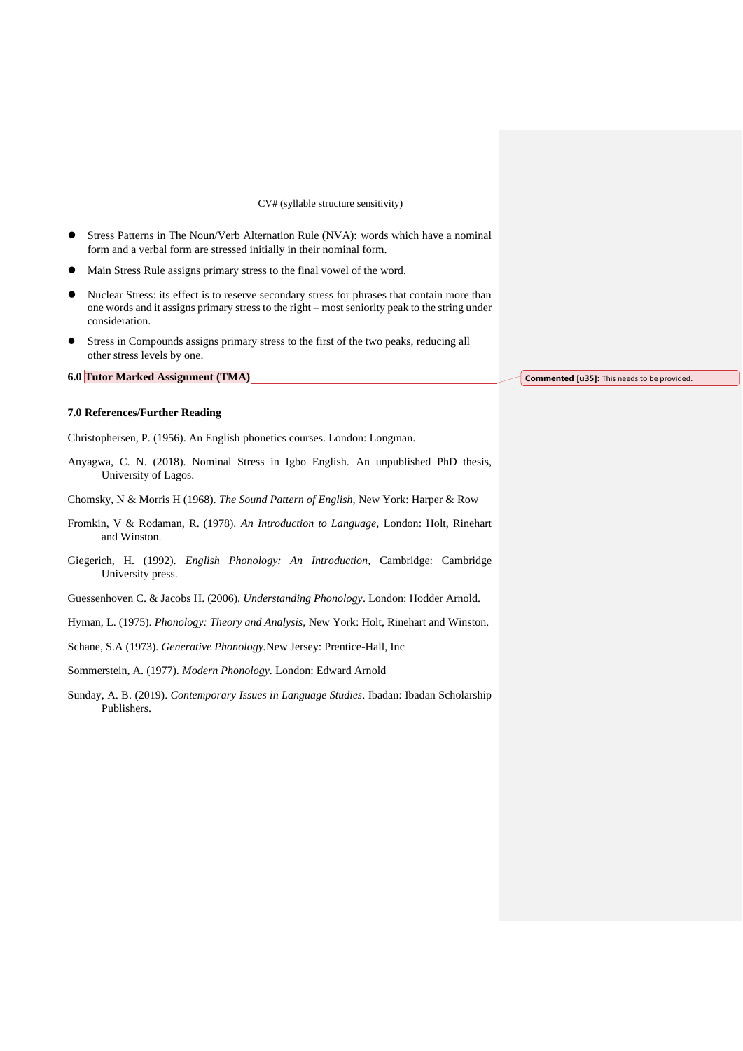CV# (syllable structure sensitivity)

- Stress Patterns in The Noun/Verb Alternation Rule (NVA): words which have a nominal form and a verbal form are stressed initially in their nominal form.
- Main Stress Rule assigns primary stress to the final vowel of the word.
- Nuclear Stress: its effect is to reserve secondary stress for phrases that contain more than one words and it assigns primary stress to the right – most seniority peak to the string under consideration.
- Stress in Compounds assigns primary stress to the first of the two peaks, reducing all other stress levels by one.

**6.0 Tutor Marked Assignment (TMA)**

**Commented [u35]:** This needs to be provided.

**7.0 References/Further Reading**

Christophersen, P. (1956). An English phonetics courses. London: Longman.

Anyagwa, C. N. (2018). Nominal Stress in Igbo English. An unpublished PhD thesis, University of Lagos.

Chomsky, N & Morris H (1968). *The Sound Pattern of English*, New York: Harper & Row

Fromkin, V & Rodaman, R. (1978). *An Introduction to Language*, London: Holt, Rinehart and Winston.

Giegerich, H. (1992). *English Phonology: An Introduction*, Cambridge: Cambridge University press.

Guessenhoven C. & Jacobs H. (2006). *Understanding Phonology*. London: Hodder Arnold.

Hyman, L. (1975). *Phonology: Theory and Analysis*, New York: Holt, Rinehart and Winston.

Schane, S.A (1973). *Generative Phonology.*New Jersey: Prentice-Hall, Inc

Sommerstein, A. (1977). *Modern Phonology*. London: Edward Arnold

Sunday, A. B. (2019). *Contemporary Issues in Language Studies*. Ibadan: Ibadan Scholarship Publishers.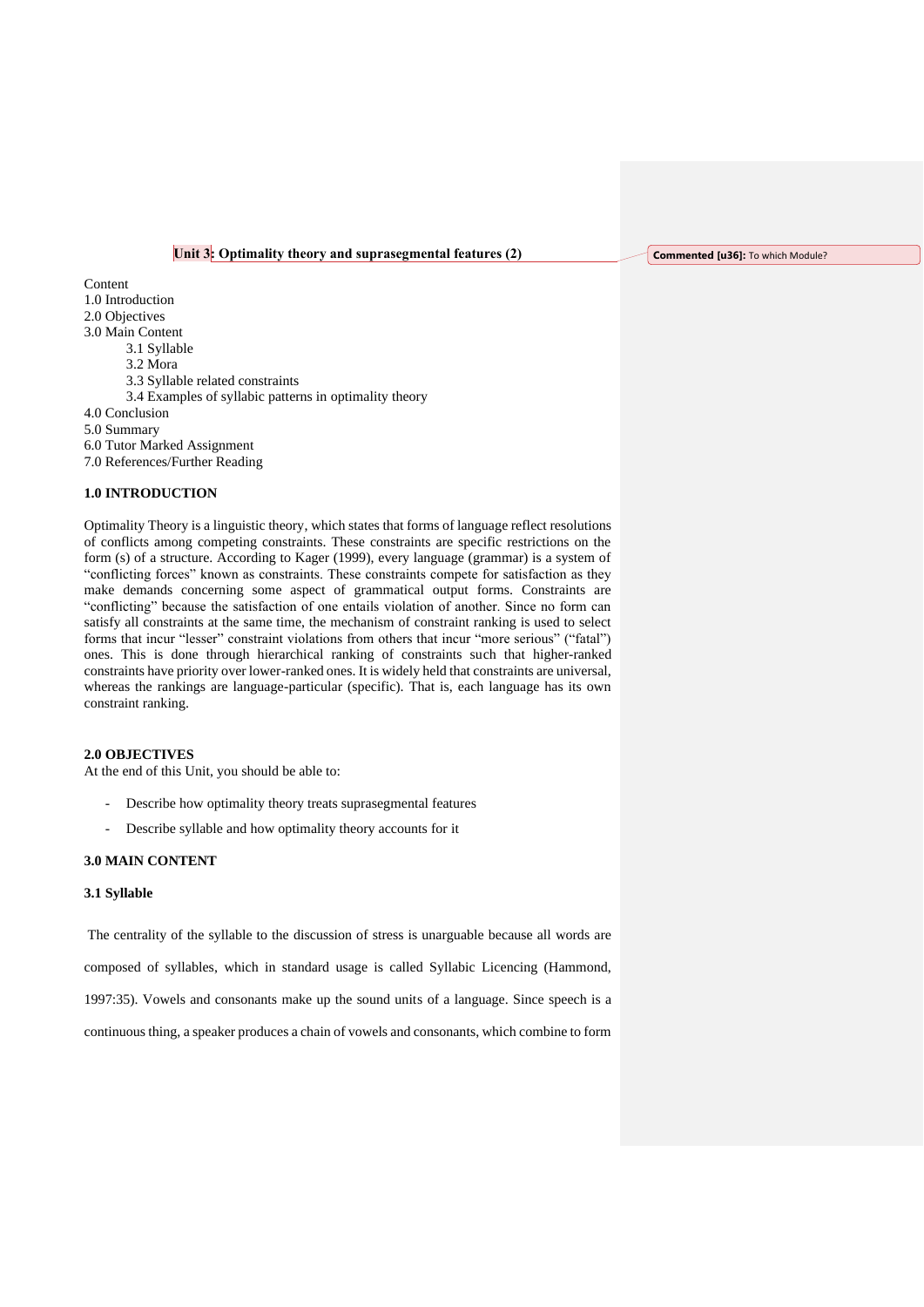## Unit 3: Optimality theory and suprasegmental features (2)

Content
1.0 Introduction
2.0 Objectives
3.0 Main Content
  3.1 Syllable
  3.2 Mora
  3.3 Syllable related constraints
  3.4 Examples of syllabic patterns in optimality theory
4.0 Conclusion
5.0 Summary
6.0 Tutor Marked Assignment
7.0 References/Further Reading

### 1.0 INTRODUCTION

Optimality Theory is a linguistic theory, which states that forms of language reflect resolutions of conflicts among competing constraints. These constraints are specific restrictions on the form (s) of a structure. According to Kager (1999), every language (grammar) is a system of "conflicting forces" known as constraints. These constraints compete for satisfaction as they make demands concerning some aspect of grammatical output forms. Constraints are "conflicting" because the satisfaction of one entails violation of another. Since no form can satisfy all constraints at the same time, the mechanism of constraint ranking is used to select forms that incur "lesser" constraint violations from others that incur "more serious" ("fatal") ones. This is done through hierarchical ranking of constraints such that higher-ranked constraints have priority over lower-ranked ones. It is widely held that constraints are universal, whereas the rankings are language-particular (specific). That is, each language has its own constraint ranking.

### 2.0 OBJECTIVES

At the end of this Unit, you should be able to:

- Describe how optimality theory treats suprasegmental features
- Describe syllable and how optimality theory accounts for it

### 3.0 MAIN CONTENT

#### 3.1 Syllable

The centrality of the syllable to the discussion of stress is unarguable because all words are composed of syllables, which in standard usage is called Syllabic Licencing (Hammond, 1997:35). Vowels and consonants make up the sound units of a language. Since speech is a continuous thing, a speaker produces a chain of vowels and consonants, which combine to form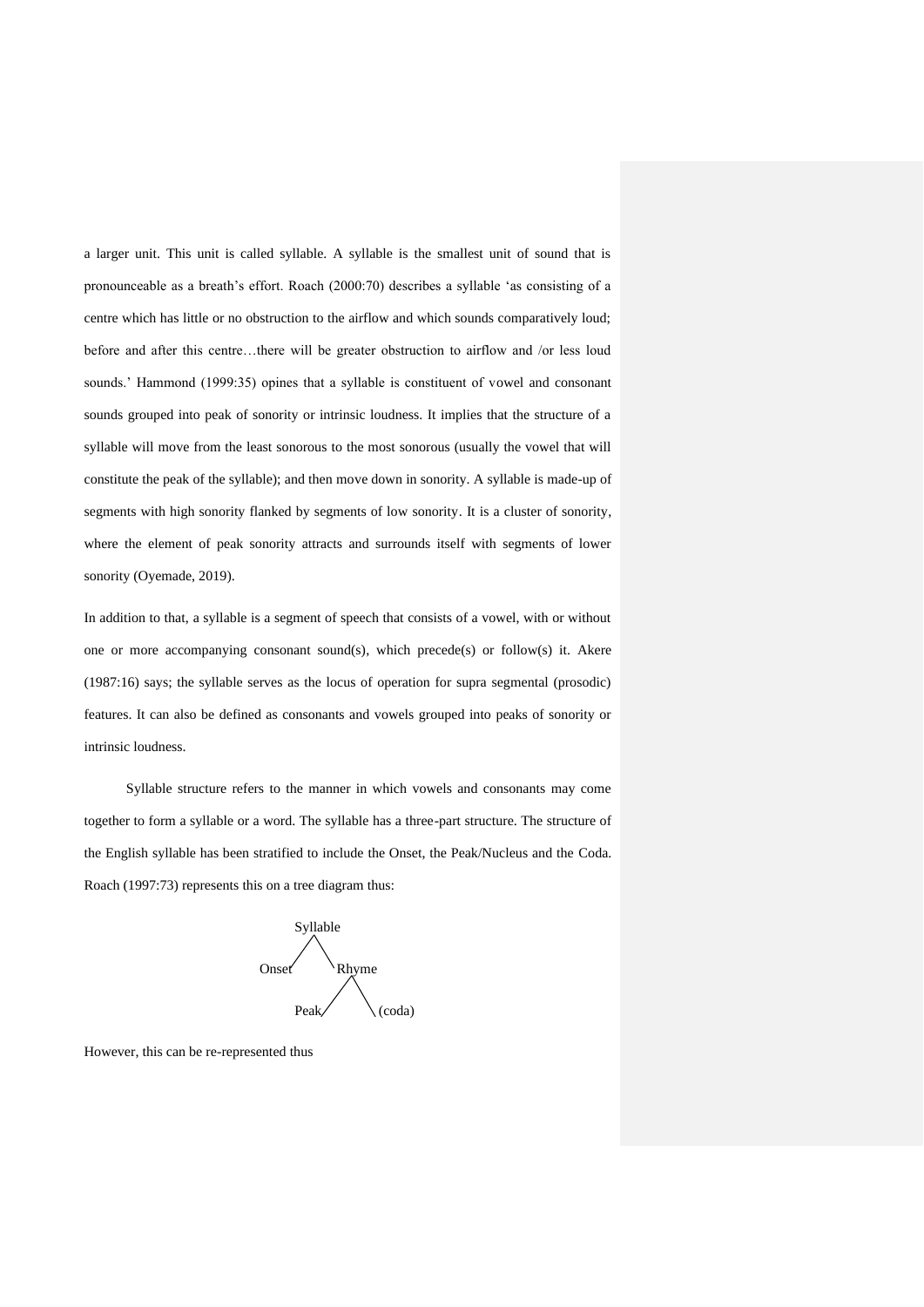a larger unit. This unit is called syllable. A syllable is the smallest unit of sound that is pronounceable as a breath's effort. Roach (2000:70) describes a syllable 'as consisting of a centre which has little or no obstruction to the airflow and which sounds comparatively loud; before and after this centre…there will be greater obstruction to airflow and /or less loud sounds.' Hammond (1999:35) opines that a syllable is constituent of vowel and consonant sounds grouped into peak of sonority or intrinsic loudness. It implies that the structure of a syllable will move from the least sonorous to the most sonorous (usually the vowel that will constitute the peak of the syllable); and then move down in sonority. A syllable is made-up of segments with high sonority flanked by segments of low sonority. It is a cluster of sonority, where the element of peak sonority attracts and surrounds itself with segments of lower sonority (Oyemade, 2019).

In addition to that, a syllable is a segment of speech that consists of a vowel, with or without one or more accompanying consonant sound(s), which precede(s) or follow(s) it. Akere (1987:16) says; the syllable serves as the locus of operation for supra segmental (prosodic) features. It can also be defined as consonants and vowels grouped into peaks of sonority or intrinsic loudness.

Syllable structure refers to the manner in which vowels and consonants may come together to form a syllable or a word. The syllable has a three-part structure. The structure of the English syllable has been stratified to include the Onset, the Peak/Nucleus and the Coda. Roach (1997:73) represents this on a tree diagram thus:

```
         Syllable
        /        \
    Onset        Rhyme
                /     \
            Peak      (coda)
```

However, this can be re-represented thus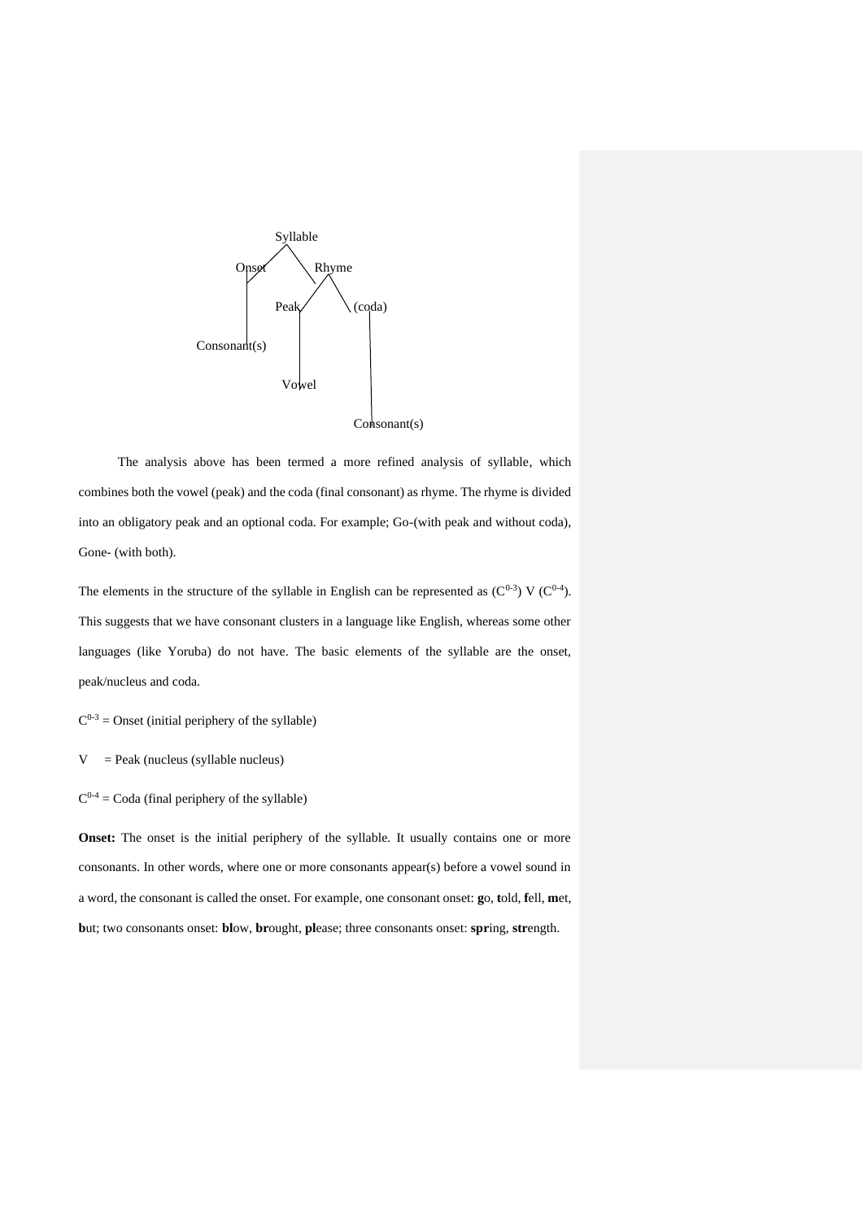```
                Syllable
              /         \
          Onset          Rhyme
            |           /     \
            |        Peak     (coda)
            |          |         |
      Consonant(s)     |         |
                     Vowel       |
                                 |
                            Consonant(s)
```

The analysis above has been termed a more refined analysis of syllable, which combines both the vowel (peak) and the coda (final consonant) as rhyme. The rhyme is divided into an obligatory peak and an optional coda. For example; Go-(with peak and without coda), Gone- (with both).

The elements in the structure of the syllable in English can be represented as $(C^{0\text{-}3})$ V $(C^{0\text{-}4})$. This suggests that we have consonant clusters in a language like English, whereas some other languages (like Yoruba) do not have. The basic elements of the syllable are the onset, peak/nucleus and coda.

$C^{0\text{-}3}$ = Onset (initial periphery of the syllable)

V = Peak (nucleus (syllable nucleus)

$C^{0\text{-}4}$ = Coda (final periphery of the syllable)

**Onset:** The onset is the initial periphery of the syllable. It usually contains one or more consonants. In other words, where one or more consonants appear(s) before a vowel sound in a word, the consonant is called the onset. For example, one consonant onset: **g**o, **t**old, **f**ell, **m**et, **b**ut; two consonants onset: **bl**ow, **br**ought, **pl**ease; three consonants onset: **spr**ing, **str**ength.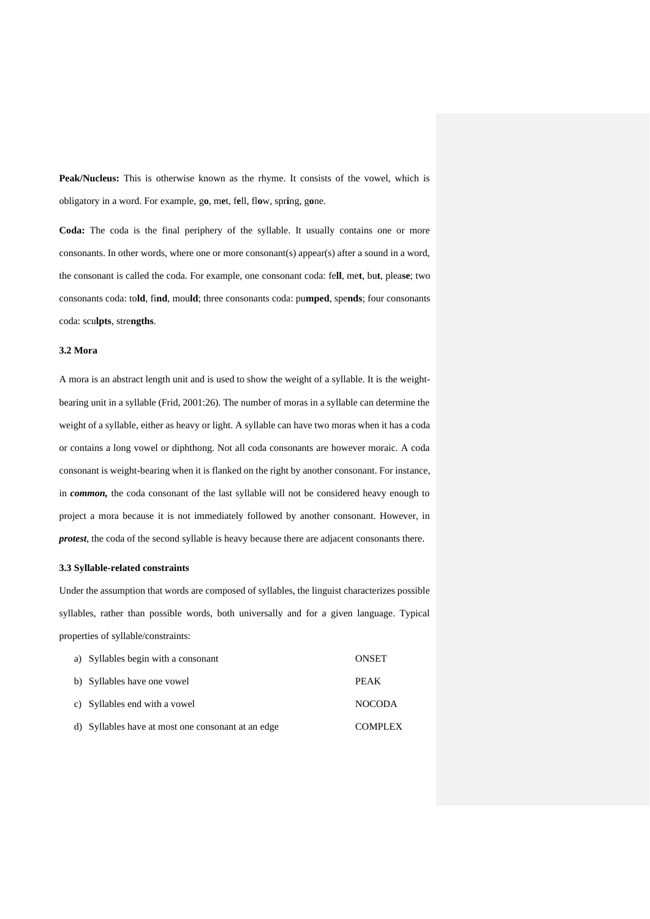**Peak/Nucleus:** This is otherwise known as the rhyme. It consists of the vowel, which is obligatory in a word. For example, g**o**, m**e**t, f**e**ll, fl**o**w, spr**i**ng, g**o**ne.

**Coda:** The coda is the final periphery of the syllable. It usually contains one or more consonants. In other words, where one or more consonant(s) appear(s) after a sound in a word, the consonant is called the coda. For example, one consonant coda: fe**ll**, me**t**, bu**t**, plea**se**; two consonants coda: to**ld**, fi**nd**, mou**ld**; three consonants coda: pu**mped**, spe**nds**; four consonants coda: scu**lpts**, stre**ngths**.

### 3.2 Mora

A mora is an abstract length unit and is used to show the weight of a syllable. It is the weight-bearing unit in a syllable (Frid, 2001:26). The number of moras in a syllable can determine the weight of a syllable, either as heavy or light. A syllable can have two moras when it has a coda or contains a long vowel or diphthong. Not all coda consonants are however moraic. A coda consonant is weight-bearing when it is flanked on the right by another consonant. For instance, in ***common,*** the coda consonant of the last syllable will not be considered heavy enough to project a mora because it is not immediately followed by another consonant. However, in ***protest***, the coda of the second syllable is heavy because there are adjacent consonants there.

### 3.3 Syllable-related constraints

Under the assumption that words are composed of syllables, the linguist characterizes possible syllables, rather than possible words, both universally and for a given language. Typical properties of syllable/constraints:

| | |
|---|---|
| a) Syllables begin with a consonant | ONSET |
| b) Syllables have one vowel | PEAK |
| c) Syllables end with a vowel | NOCODA |
| d) Syllables have at most one consonant at an edge | COMPLEX |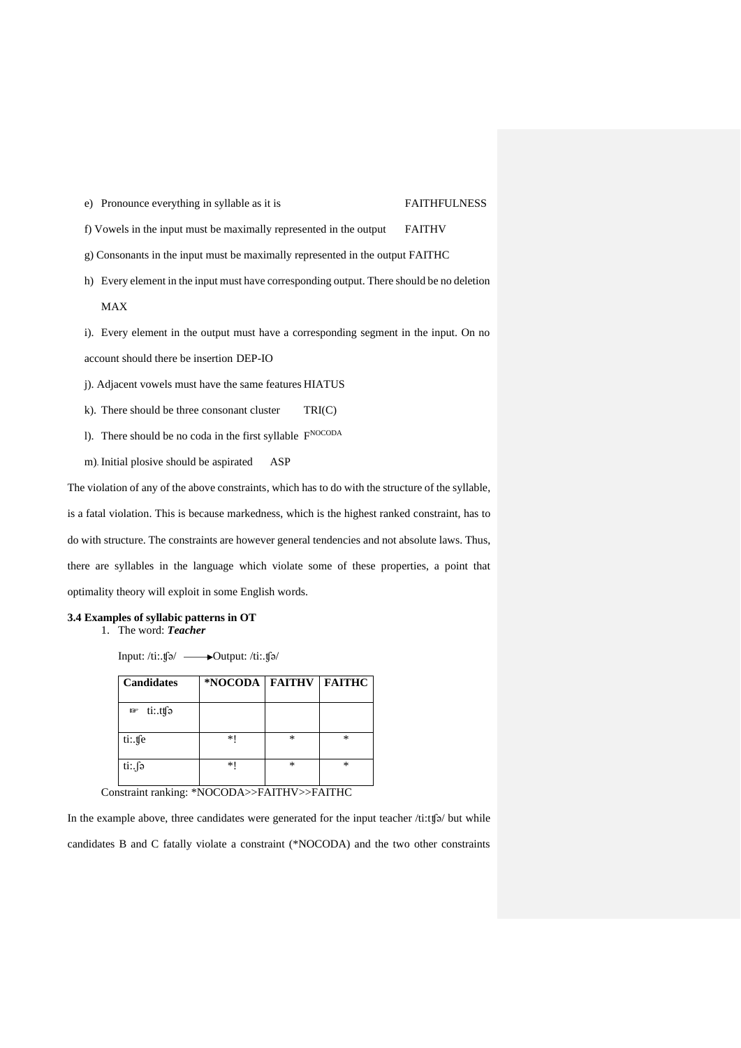e) Pronounce everything in syllable as it is FAITHFULNESS

f) Vowels in the input must be maximally represented in the output FAITHV

g) Consonants in the input must be maximally represented in the output FAITHC

h) Every element in the input must have corresponding output. There should be no deletion MAX

i). Every element in the output must have a corresponding segment in the input. On no account should there be insertion DEP-IO

j). Adjacent vowels must have the same features HIATUS

k). There should be three consonant cluster TRI(C)

l). There should be no coda in the first syllable $F^{NOCODA}$

m). Initial plosive should be aspirated ASP

The violation of any of the above constraints, which has to do with the structure of the syllable, is a fatal violation. This is because markedness, which is the highest ranked constraint, has to do with structure. The constraints are however general tendencies and not absolute laws. Thus, there are syllables in the language which violate some of these properties, a point that optimality theory will exploit in some English words.

**3.4 Examples of syllabic patterns in OT**

1. The word: ***Teacher***

Input: /tiː.ʧə/ ——→Output: /tiː.ʧə/

| **Candidates** | ***NOCODA** | **FAITHV** | **FAITHC** |
| --- | --- | --- | --- |
| ☞ tiː.tʧə | | | |
| tiː.ʧe | *! | * | * |
| tiː.ʃə | *! | * | * |

Constraint ranking: *NOCODA>>FAITHV>>FAITHC

In the example above, three candidates were generated for the input teacher /tiːtʧə/ but while candidates B and C fatally violate a constraint (*NOCODA) and the two other constraints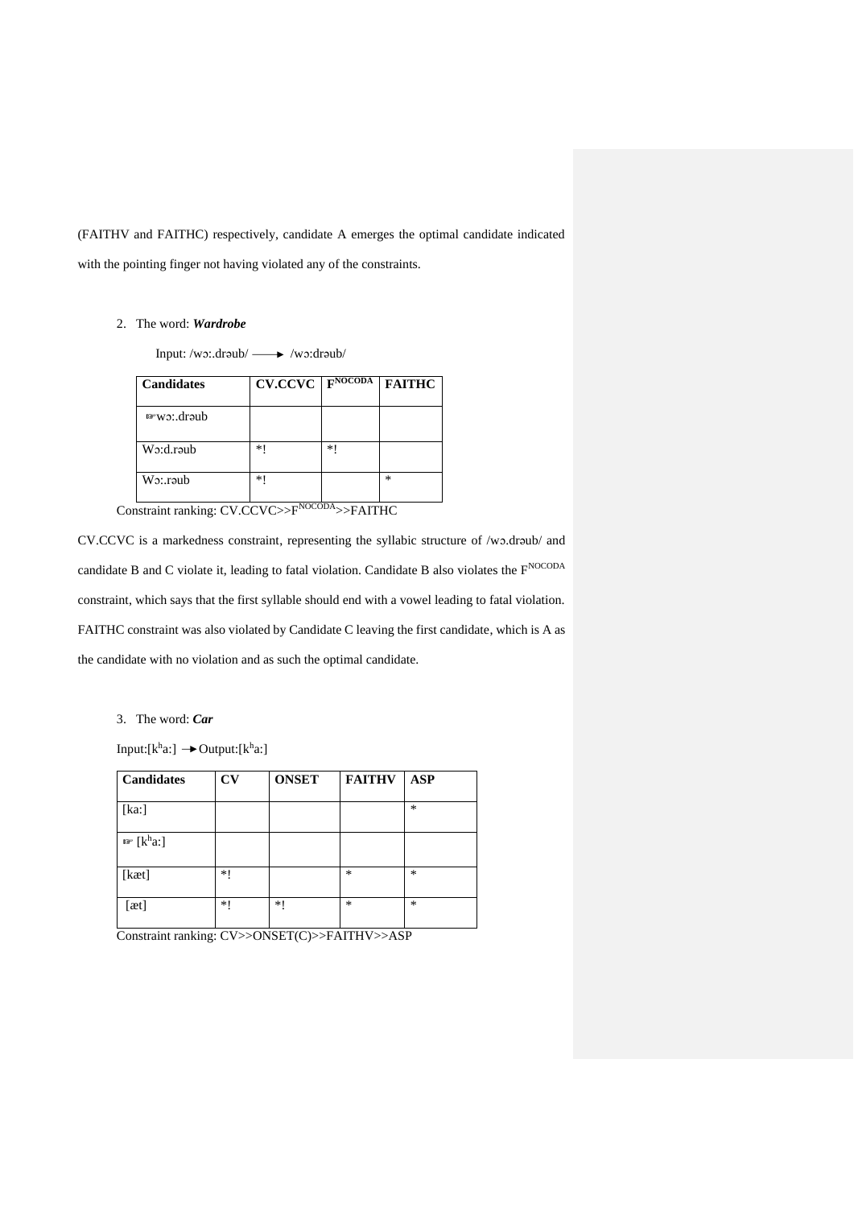(FAITHV and FAITHC) respectively, candidate A emerges the optimal candidate indicated with the pointing finger not having violated any of the constraints.

2. The word: ***Wardrobe***

Input: /wɔː.drəub/ ⟶ /wɔːdrəub/

| Candidates | CV.CCVC | F^NOCODA | FAITHC |
|---|---|---|---|
| ☞wɔː.drəub | | | |
| Wɔːd.rəub | *! | *! | |
| Wɔː.rəub | *! | | * |

Constraint ranking: CV.CCVC>>F^NOCODA>>FAITHC

CV.CCVC is a markedness constraint, representing the syllabic structure of /wɔ.drəub/ and candidate B and C violate it, leading to fatal violation. Candidate B also violates the F^NOCODA constraint, which says that the first syllable should end with a vowel leading to fatal violation. FAITHC constraint was also violated by Candidate C leaving the first candidate, which is A as the candidate with no violation and as such the optimal candidate.

3. The word: ***Car***

Input:[kʰaː] ⟶Output:[kʰaː]

| Candidates | CV | ONSET | FAITHV | ASP |
|---|---|---|---|---|
| [kaː] | | | | * |
| ☞ [kʰaː] | | | | |
| [kæt] | *! | | * | * |
| [æt] | *! | *! | * | * |

Constraint ranking: CV>>ONSET(C)>>FAITHV>>ASP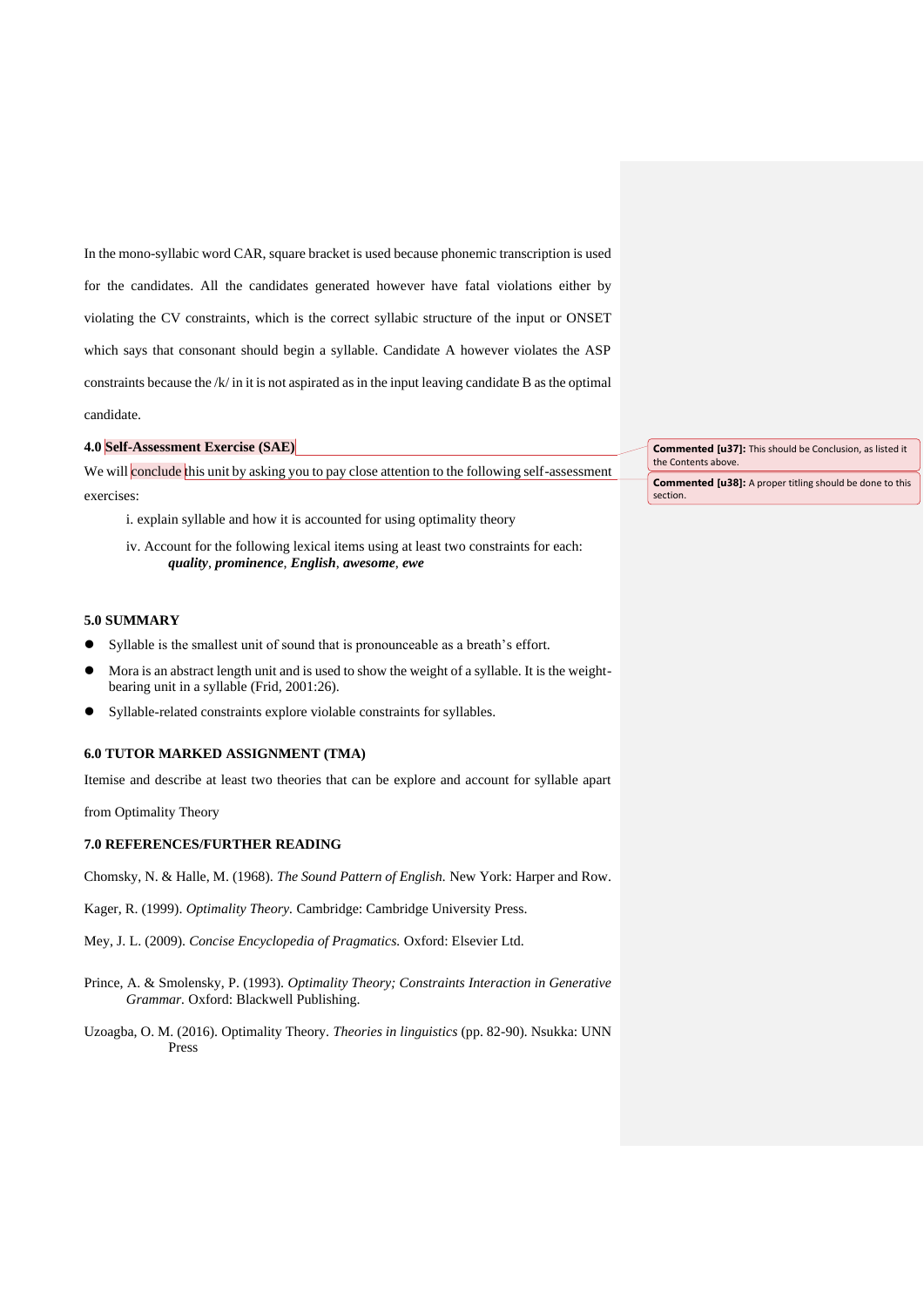In the mono-syllabic word CAR, square bracket is used because phonemic transcription is used for the candidates. All the candidates generated however have fatal violations either by violating the CV constraints, which is the correct syllabic structure of the input or ONSET which says that consonant should begin a syllable. Candidate A however violates the ASP constraints because the /k/ in it is not aspirated as in the input leaving candidate B as the optimal candidate.

**4.0 Self-Assessment Exercise (SAE)**

We will conclude this unit by asking you to pay close attention to the following self-assessment exercises:

i. explain syllable and how it is accounted for using optimality theory

iv. Account for the following lexical items using at least two constraints for each: ***quality***, ***prominence***, ***English***, ***awesome***, ***ewe***

**Commented [u37]:** This should be Conclusion, as listed it the Contents above.

**Commented [u38]:** A proper titling should be done to this section.

**5.0 SUMMARY**

- Syllable is the smallest unit of sound that is pronounceable as a breath's effort.
- Mora is an abstract length unit and is used to show the weight of a syllable. It is the weight-bearing unit in a syllable (Frid, 2001:26).
- Syllable-related constraints explore violable constraints for syllables.

**6.0 TUTOR MARKED ASSIGNMENT (TMA)**

Itemise and describe at least two theories that can be explore and account for syllable apart from Optimality Theory

**7.0 REFERENCES/FURTHER READING**

Chomsky, N. & Halle, M. (1968). *The Sound Pattern of English.* New York: Harper and Row.

Kager, R. (1999). *Optimality Theory.* Cambridge: Cambridge University Press.

Mey, J. L. (2009). *Concise Encyclopedia of Pragmatics.* Oxford: Elsevier Ltd.

Prince, A. & Smolensky, P. (1993). *Optimality Theory; Constraints Interaction in Generative Grammar.* Oxford: Blackwell Publishing.

Uzoagba, O. M. (2016). Optimality Theory. *Theories in linguistics* (pp. 82-90). Nsukka: UNN Press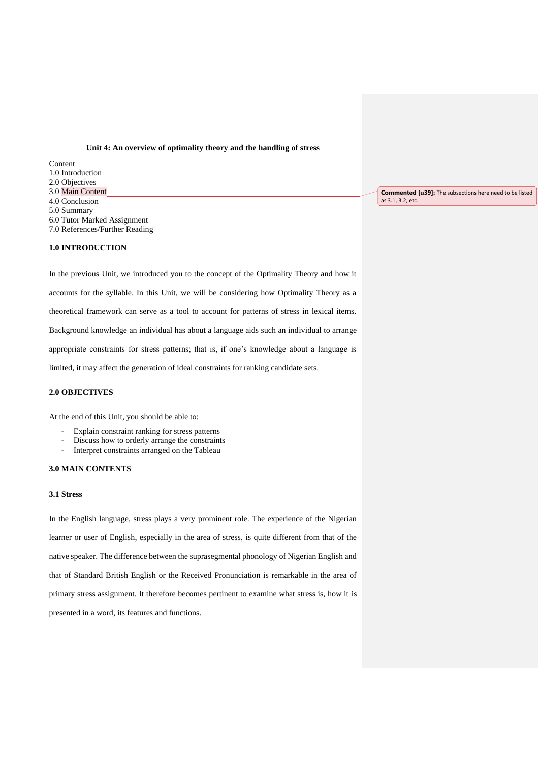**Unit 4: An overview of optimality theory and the handling of stress**

Content
1.0 Introduction
2.0 Objectives
3.0 Main Content
4.0 Conclusion
5.0 Summary
6.0 Tutor Marked Assignment
7.0 References/Further Reading

**Commented [u39]:** The subsections here need to be listed as 3.1, 3.2, etc.

## 1.0 INTRODUCTION

In the previous Unit, we introduced you to the concept of the Optimality Theory and how it accounts for the syllable. In this Unit, we will be considering how Optimality Theory as a theoretical framework can serve as a tool to account for patterns of stress in lexical items. Background knowledge an individual has about a language aids such an individual to arrange appropriate constraints for stress patterns; that is, if one's knowledge about a language is limited, it may affect the generation of ideal constraints for ranking candidate sets.

## 2.0 OBJECTIVES

At the end of this Unit, you should be able to:

- Explain constraint ranking for stress patterns
- Discuss how to orderly arrange the constraints
- Interpret constraints arranged on the Tableau

## 3.0 MAIN CONTENTS

### 3.1 Stress

In the English language, stress plays a very prominent role. The experience of the Nigerian learner or user of English, especially in the area of stress, is quite different from that of the native speaker. The difference between the suprasegmental phonology of Nigerian English and that of Standard British English or the Received Pronunciation is remarkable in the area of primary stress assignment. It therefore becomes pertinent to examine what stress is, how it is presented in a word, its features and functions.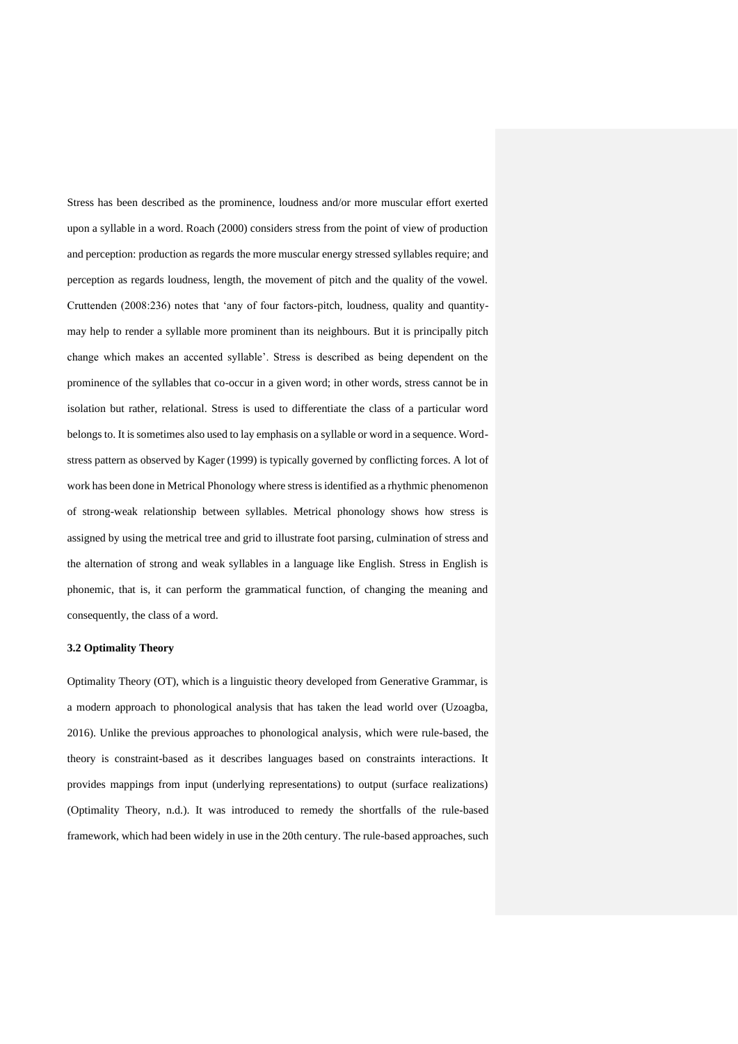Stress has been described as the prominence, loudness and/or more muscular effort exerted upon a syllable in a word. Roach (2000) considers stress from the point of view of production and perception: production as regards the more muscular energy stressed syllables require; and perception as regards loudness, length, the movement of pitch and the quality of the vowel. Cruttenden (2008:236) notes that 'any of four factors-pitch, loudness, quality and quantity-may help to render a syllable more prominent than its neighbours. But it is principally pitch change which makes an accented syllable'. Stress is described as being dependent on the prominence of the syllables that co-occur in a given word; in other words, stress cannot be in isolation but rather, relational. Stress is used to differentiate the class of a particular word belongs to. It is sometimes also used to lay emphasis on a syllable or word in a sequence. Word-stress pattern as observed by Kager (1999) is typically governed by conflicting forces. A lot of work has been done in Metrical Phonology where stress is identified as a rhythmic phenomenon of strong-weak relationship between syllables. Metrical phonology shows how stress is assigned by using the metrical tree and grid to illustrate foot parsing, culmination of stress and the alternation of strong and weak syllables in a language like English. Stress in English is phonemic, that is, it can perform the grammatical function, of changing the meaning and consequently, the class of a word.

**3.2 Optimality Theory**

Optimality Theory (OT), which is a linguistic theory developed from Generative Grammar, is a modern approach to phonological analysis that has taken the lead world over (Uzoagba, 2016). Unlike the previous approaches to phonological analysis, which were rule-based, the theory is constraint-based as it describes languages based on constraints interactions. It provides mappings from input (underlying representations) to output (surface realizations) (Optimality Theory, n.d.). It was introduced to remedy the shortfalls of the rule-based framework, which had been widely in use in the 20th century. The rule-based approaches, such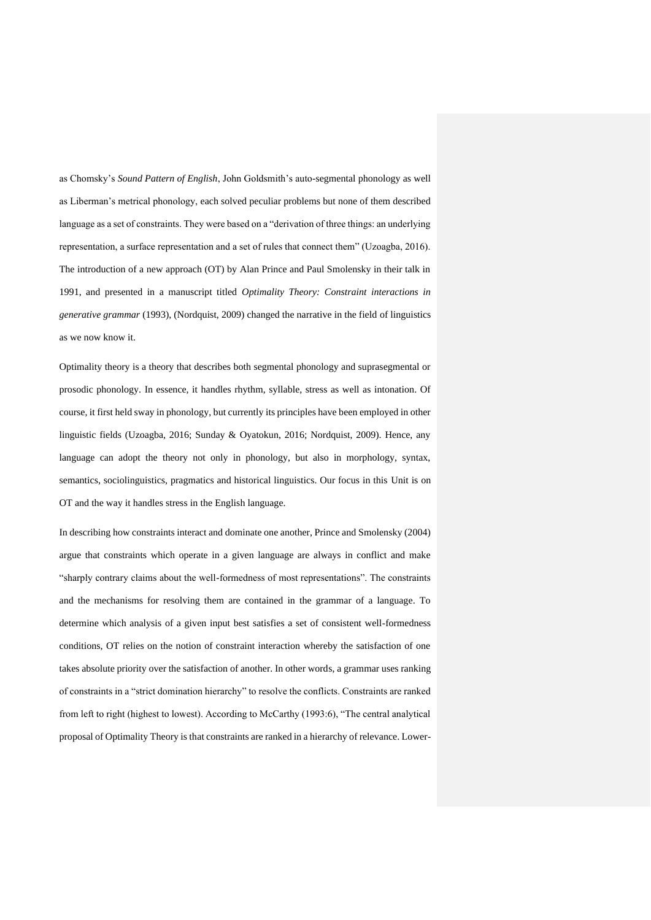as Chomsky's *Sound Pattern of English*, John Goldsmith's auto-segmental phonology as well as Liberman's metrical phonology, each solved peculiar problems but none of them described language as a set of constraints. They were based on a "derivation of three things: an underlying representation, a surface representation and a set of rules that connect them" (Uzoagba, 2016). The introduction of a new approach (OT) by Alan Prince and Paul Smolensky in their talk in 1991, and presented in a manuscript titled *Optimality Theory: Constraint interactions in generative grammar* (1993), (Nordquist, 2009) changed the narrative in the field of linguistics as we now know it.

Optimality theory is a theory that describes both segmental phonology and suprasegmental or prosodic phonology. In essence, it handles rhythm, syllable, stress as well as intonation. Of course, it first held sway in phonology, but currently its principles have been employed in other linguistic fields (Uzoagba, 2016; Sunday & Oyatokun, 2016; Nordquist, 2009). Hence, any language can adopt the theory not only in phonology, but also in morphology, syntax, semantics, sociolinguistics, pragmatics and historical linguistics. Our focus in this Unit is on OT and the way it handles stress in the English language.

In describing how constraints interact and dominate one another, Prince and Smolensky (2004) argue that constraints which operate in a given language are always in conflict and make "sharply contrary claims about the well-formedness of most representations". The constraints and the mechanisms for resolving them are contained in the grammar of a language. To determine which analysis of a given input best satisfies a set of consistent well-formedness conditions, OT relies on the notion of constraint interaction whereby the satisfaction of one takes absolute priority over the satisfaction of another. In other words, a grammar uses ranking of constraints in a "strict domination hierarchy" to resolve the conflicts. Constraints are ranked from left to right (highest to lowest). According to McCarthy (1993:6), "The central analytical proposal of Optimality Theory is that constraints are ranked in a hierarchy of relevance. Lower-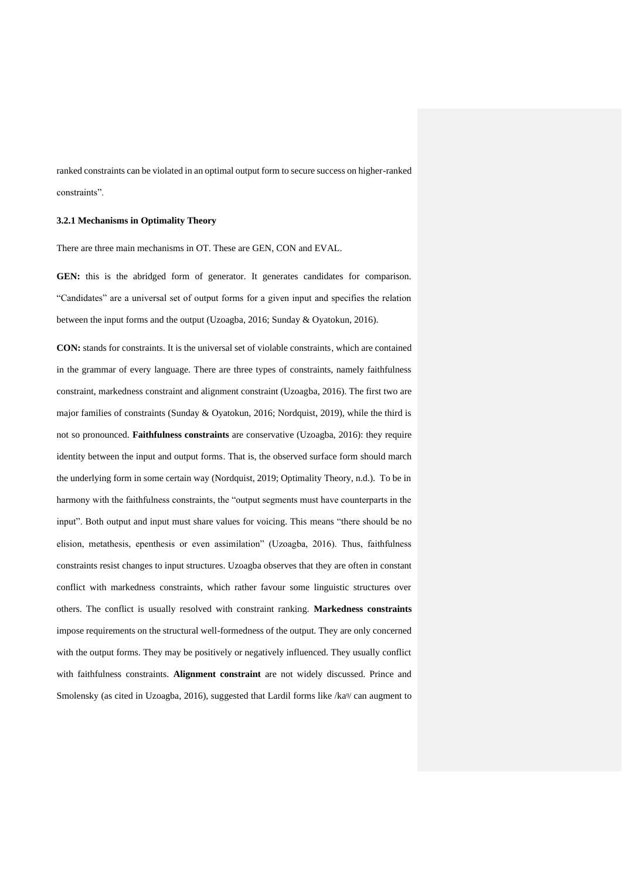ranked constraints can be violated in an optimal output form to secure success on higher-ranked constraints".

### 3.2.1 Mechanisms in Optimality Theory

There are three main mechanisms in OT. These are GEN, CON and EVAL.

**GEN:** this is the abridged form of generator. It generates candidates for comparison. "Candidates" are a universal set of output forms for a given input and specifies the relation between the input forms and the output (Uzoagba, 2016; Sunday & Oyatokun, 2016).

**CON:** stands for constraints. It is the universal set of violable constraints, which are contained in the grammar of every language. There are three types of constraints, namely faithfulness constraint, markedness constraint and alignment constraint (Uzoagba, 2016). The first two are major families of constraints (Sunday & Oyatokun, 2016; Nordquist, 2019), while the third is not so pronounced. **Faithfulness constraints** are conservative (Uzoagba, 2016): they require identity between the input and output forms. That is, the observed surface form should march the underlying form in some certain way (Nordquist, 2019; Optimality Theory, n.d.). To be in harmony with the faithfulness constraints, the "output segments must have counterparts in the input". Both output and input must share values for voicing. This means "there should be no elision, metathesis, epenthesis or even assimilation" (Uzoagba, 2016). Thus, faithfulness constraints resist changes to input structures. Uzoagba observes that they are often in constant conflict with markedness constraints, which rather favour some linguistic structures over others. The conflict is usually resolved with constraint ranking. **Markedness constraints** impose requirements on the structural well-formedness of the output. They are only concerned with the output forms. They may be positively or negatively influenced. They usually conflict with faithfulness constraints. **Alignment constraint** are not widely discussed. Prince and Smolensky (as cited in Uzoagba, 2016), suggested that Lardil forms like /kaᵑ/ can augment to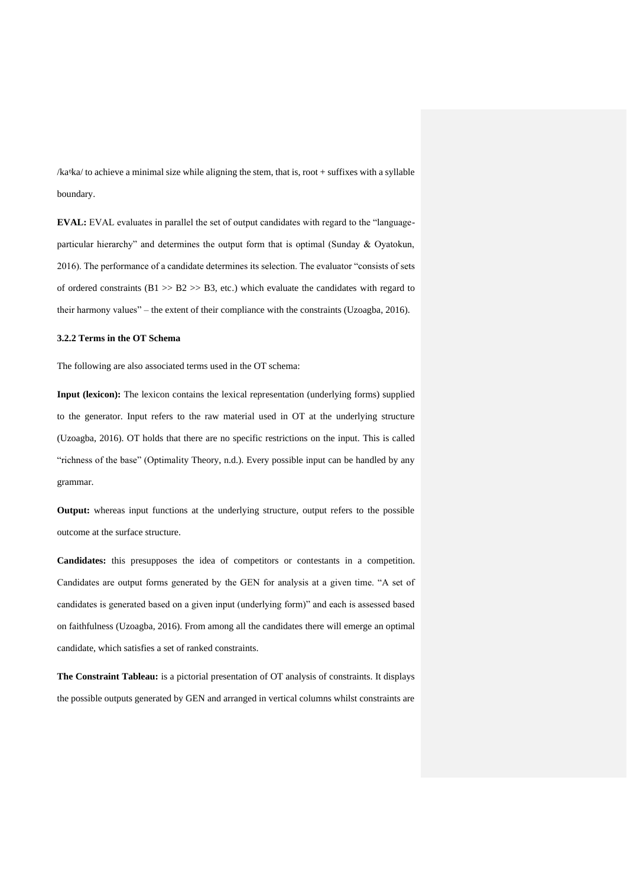/kaᵑka/ to achieve a minimal size while aligning the stem, that is, root + suffixes with a syllable boundary.

**EVAL:** EVAL evaluates in parallel the set of output candidates with regard to the "language-particular hierarchy" and determines the output form that is optimal (Sunday & Oyatokun, 2016). The performance of a candidate determines its selection. The evaluator "consists of sets of ordered constraints (B1 >> B2 >> B3, etc.) which evaluate the candidates with regard to their harmony values" – the extent of their compliance with the constraints (Uzoagba, 2016).

**3.2.2 Terms in the OT Schema**

The following are also associated terms used in the OT schema:

**Input (lexicon):** The lexicon contains the lexical representation (underlying forms) supplied to the generator. Input refers to the raw material used in OT at the underlying structure (Uzoagba, 2016). OT holds that there are no specific restrictions on the input. This is called "richness of the base" (Optimality Theory, n.d.). Every possible input can be handled by any grammar.

**Output:** whereas input functions at the underlying structure, output refers to the possible outcome at the surface structure.

**Candidates:** this presupposes the idea of competitors or contestants in a competition. Candidates are output forms generated by the GEN for analysis at a given time. "A set of candidates is generated based on a given input (underlying form)" and each is assessed based on faithfulness (Uzoagba, 2016). From among all the candidates there will emerge an optimal candidate, which satisfies a set of ranked constraints.

**The Constraint Tableau:** is a pictorial presentation of OT analysis of constraints. It displays the possible outputs generated by GEN and arranged in vertical columns whilst constraints are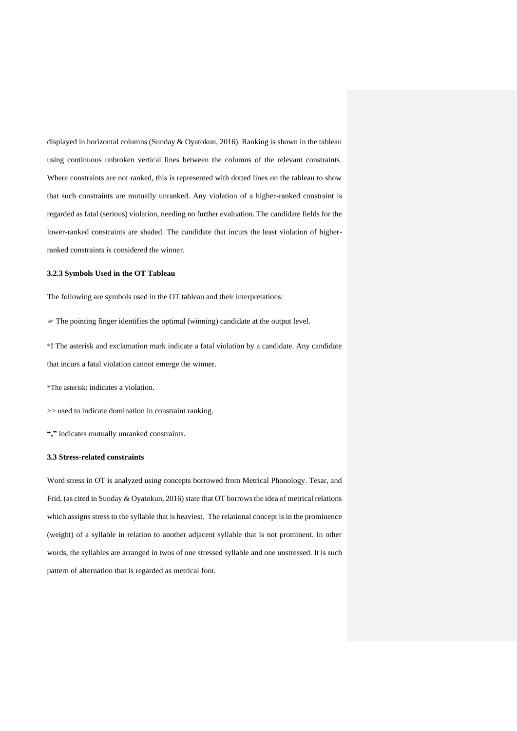displayed in horizontal columns (Sunday & Oyatokun, 2016). Ranking is shown in the tableau using continuous unbroken vertical lines between the columns of the relevant constraints. Where constraints are not ranked, this is represented with dotted lines on the tableau to show that such constraints are mutually unranked. Any violation of a higher-ranked constraint is regarded as fatal (serious) violation, needing no further evaluation. The candidate fields for the lower-ranked constraints are shaded. The candidate that incurs the least violation of higher-ranked constraints is considered the winner.

### 3.2.3 Symbols Used in the OT Tableau

The following are symbols used in the OT tableau and their interpretations:

☞ The pointing finger identifies the optimal (winning) candidate at the output level.

*! The asterisk and exclamation mark indicate a fatal violation by a candidate. Any candidate that incurs a fatal violation cannot emerge the winner.

*The asterisk: indicates a violation.

>> used to indicate domination in constraint ranking.

**","** indicates mutually unranked constraints.

### 3.3 Stress-related constraints

Word stress in OT is analyzed using concepts borrowed from Metrical Phonology. Tesar, and Frid, (as cited in Sunday & Oyatokun, 2016) state that OT borrows the idea of metrical relations which assigns stress to the syllable that is heaviest. The relational concept is in the prominence (weight) of a syllable in relation to another adjacent syllable that is not prominent. In other words, the syllables are arranged in twos of one stressed syllable and one unstressed. It is such pattern of alternation that is regarded as metrical foot.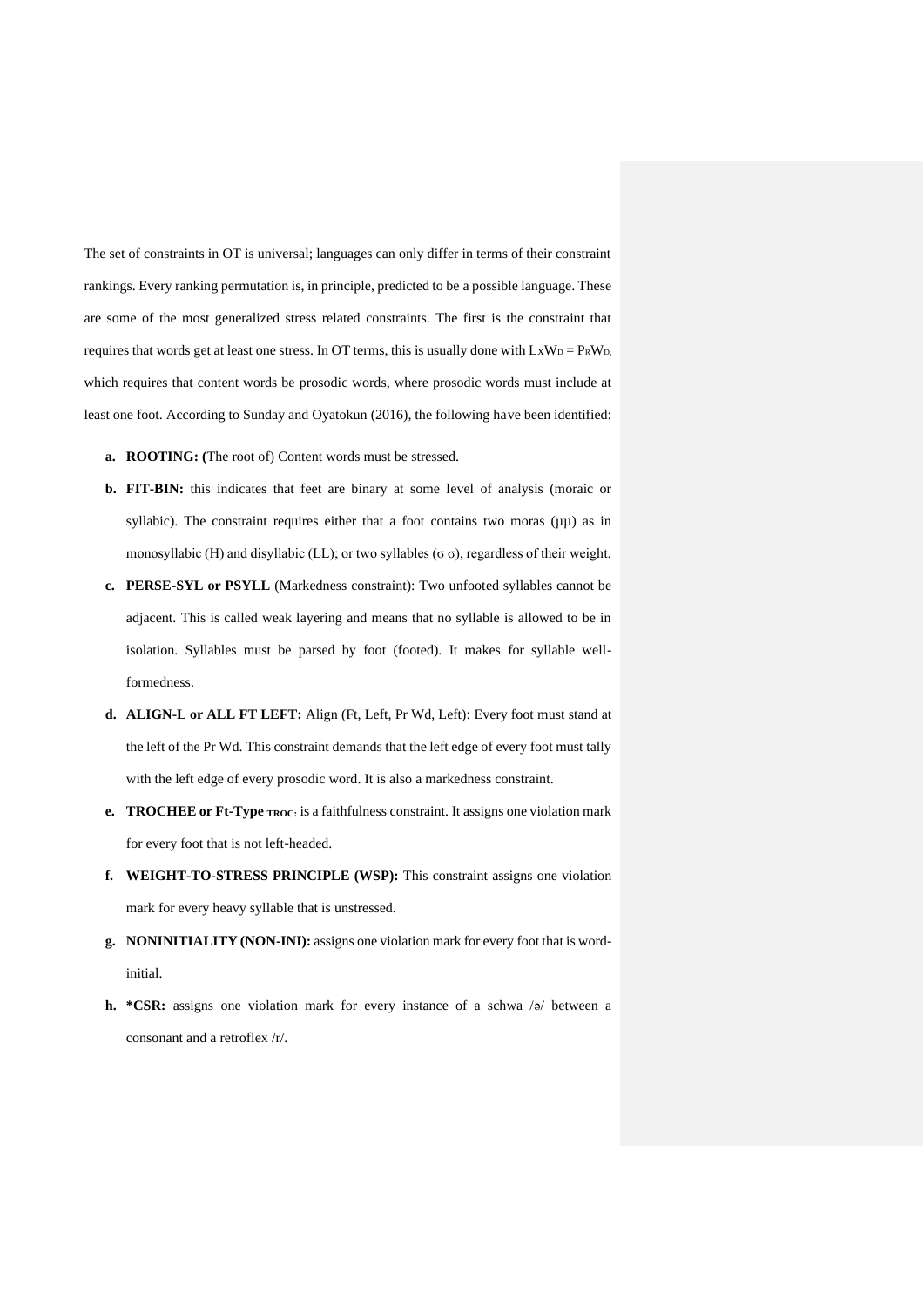The set of constraints in OT is universal; languages can only differ in terms of their constraint rankings. Every ranking permutation is, in principle, predicted to be a possible language. These are some of the most generalized stress related constraints. The first is the constraint that requires that words get at least one stress. In OT terms, this is usually done with $LxW_D = P_RW_D$, which requires that content words be prosodic words, where prosodic words must include at least one foot. According to Sunday and Oyatokun (2016), the following have been identified:

a. **ROOTING: (**The root of) Content words must be stressed.
b. **FIT-BIN:** this indicates that feet are binary at some level of analysis (moraic or syllabic). The constraint requires either that a foot contains two moras (μμ) as in monosyllabic (H) and disyllabic (LL); or two syllables (σ σ), regardless of their weight.
c. **PERSE-SYL or PSYLL** (Markedness constraint): Two unfooted syllables cannot be adjacent. This is called weak layering and means that no syllable is allowed to be in isolation. Syllables must be parsed by foot (footed). It makes for syllable well-formedness.
d. **ALIGN-L or ALL FT LEFT:** Align (Ft, Left, Pr Wd, Left): Every foot must stand at the left of the Pr Wd. This constraint demands that the left edge of every foot must tally with the left edge of every prosodic word. It is also a markedness constraint.
e. **TROCHEE or Ft-Type $_{\text{TROC}}$:** is a faithfulness constraint. It assigns one violation mark for every foot that is not left-headed.
f. **WEIGHT-TO-STRESS PRINCIPLE (WSP):** This constraint assigns one violation mark for every heavy syllable that is unstressed.
g. **NONINITIALITY (NON-INI):** assigns one violation mark for every foot that is word-initial.
h. ***CSR:** assigns one violation mark for every instance of a schwa /ə/ between a consonant and a retroflex /r/.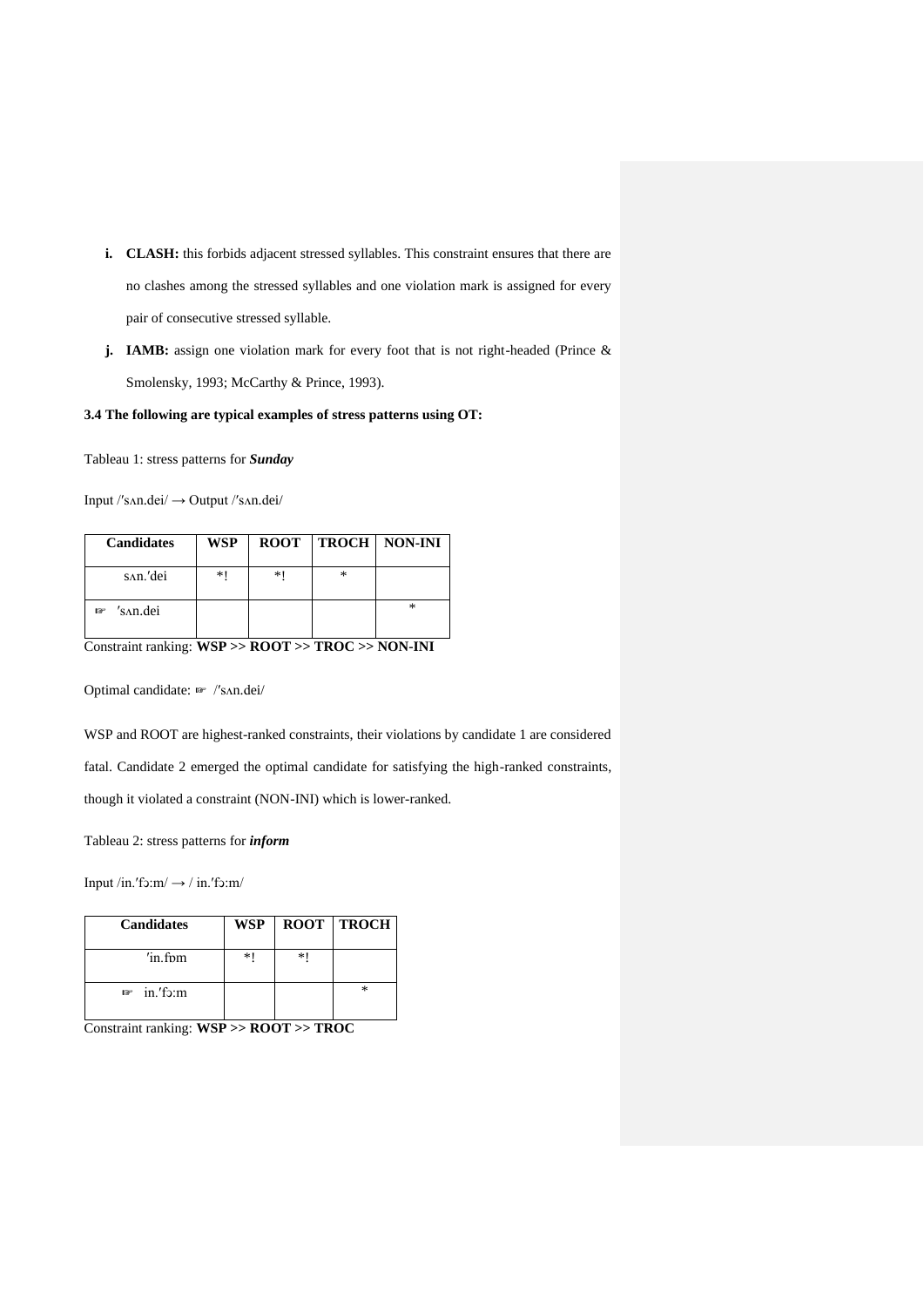i. **CLASH:** this forbids adjacent stressed syllables. This constraint ensures that there are no clashes among the stressed syllables and one violation mark is assigned for every pair of consecutive stressed syllable.

j. **IAMB:** assign one violation mark for every foot that is not right-headed (Prince & Smolensky, 1993; McCarthy & Prince, 1993).

**3.4 The following are typical examples of stress patterns using OT:**

Tableau 1: stress patterns for ***Sunday***

Input /ˈsʌn.dei/ → Output /ˈsʌn.dei/

| Candidates | WSP | ROOT | TROCH | NON-INI |
|---|---|---|---|---|
| sʌn.ˈdei | *! | *! | * | |
| ☞ ˈsʌn.dei | | | | * |

Constraint ranking: **WSP >> ROOT >> TROC >> NON-INI**

Optimal candidate: ☞ /ˈsʌn.dei/

WSP and ROOT are highest-ranked constraints, their violations by candidate 1 are considered fatal. Candidate 2 emerged the optimal candidate for satisfying the high-ranked constraints, though it violated a constraint (NON-INI) which is lower-ranked.

Tableau 2: stress patterns for ***inform***

Input /in.ˈfɔ:m/ → / in.ˈfɔ:m/

| Candidates | WSP | ROOT | TROCH |
|---|---|---|---|
| ˈin.fɒm | *! | *! | |
| ☞ in.ˈfɔ:m | | | * |

Constraint ranking: **WSP >> ROOT >> TROC**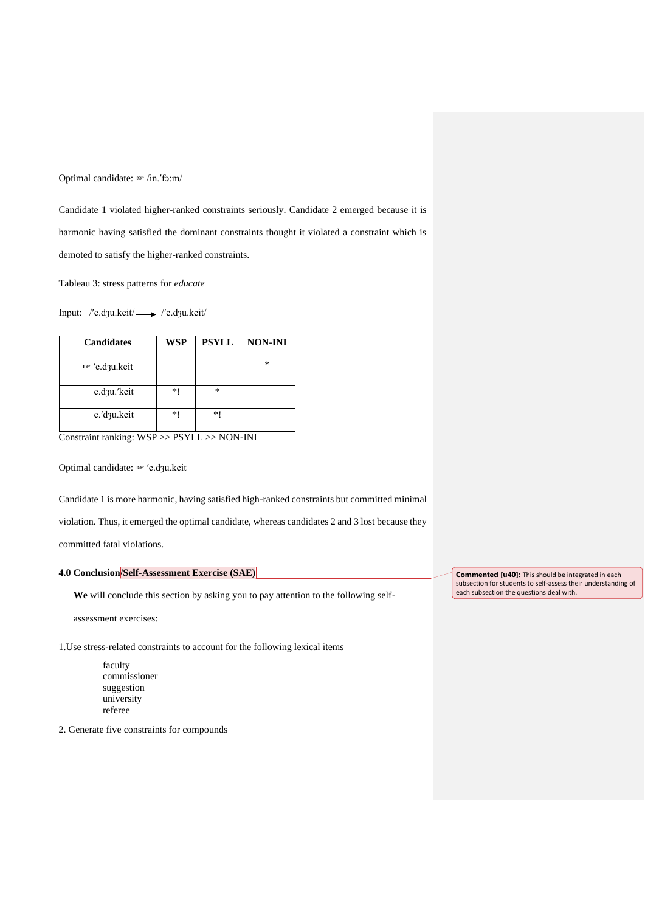Optimal candidate: ☞ /in.ˈfɔːm/

Candidate 1 violated higher-ranked constraints seriously. Candidate 2 emerged because it is harmonic having satisfied the dominant constraints thought it violated a constraint which is demoted to satisfy the higher-ranked constraints.

Tableau 3: stress patterns for *educate*

Input: /ˈe.dʒu.keit/ ⟶ /ˈe.dʒu.keit/

| Candidates | WSP | PSYLL | NON-INI |
|---|---|---|---|
| ☞ ˈe.dʒu.keit | | | * |
| e.dʒu.ˈkeit | *! | * | |
| e.ˈdʒu.keit | *! | *! | |

Constraint ranking: WSP >> PSYLL >> NON-INI

Optimal candidate: ☞ ˈe.dʒu.keit

Candidate 1 is more harmonic, having satisfied high-ranked constraints but committed minimal violation. Thus, it emerged the optimal candidate, whereas candidates 2 and 3 lost because they committed fatal violations.

### 4.0 Conclusion/Self-Assessment Exercise (SAE)

**We** will conclude this section by asking you to pay attention to the following self-assessment exercises:

1. Use stress-related constraints to account for the following lexical items

   faculty
   commissioner
   suggestion
   university
   referee

2. Generate five constraints for compounds

**Commented [u40]:** This should be integrated in each subsection for students to self-assess their understanding of each subsection the questions deal with.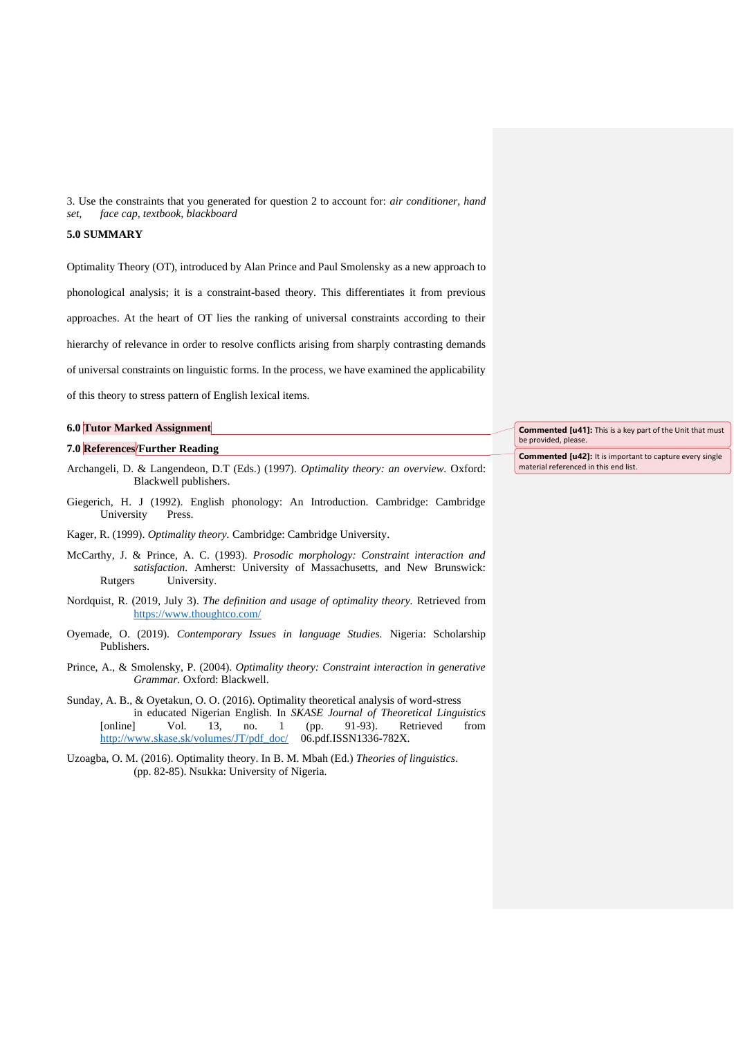3. Use the constraints that you generated for question 2 to account for: *air conditioner, hand set, face cap, textbook, blackboard*

**5.0 SUMMARY**

Optimality Theory (OT), introduced by Alan Prince and Paul Smolensky as a new approach to phonological analysis; it is a constraint-based theory. This differentiates it from previous approaches. At the heart of OT lies the ranking of universal constraints according to their hierarchy of relevance in order to resolve conflicts arising from sharply contrasting demands of universal constraints on linguistic forms. In the process, we have examined the applicability of this theory to stress pattern of English lexical items.

**6.0 Tutor Marked Assignment**

**Commented [u41]:** This is a key part of the Unit that must be provided, please.

**7.0 References/Further Reading**

**Commented [u42]:** It is important to capture every single material referenced in this end list.

Archangeli, D. & Langendeon, D.T (Eds.) (1997). *Optimality theory: an overview.* Oxford: Blackwell publishers.

Giegerich, H. J (1992). English phonology: An Introduction. Cambridge: Cambridge University Press.

Kager, R. (1999). *Optimality theory.* Cambridge: Cambridge University.

McCarthy, J. & Prince, A. C. (1993). *Prosodic morphology: Constraint interaction and satisfaction.* Amherst: University of Massachusetts, and New Brunswick: Rutgers University.

Nordquist, R. (2019, July 3). *The definition and usage of optimality theory.* Retrieved from https://www.thoughtco.com/

Oyemade, O. (2019). *Contemporary Issues in language Studies.* Nigeria: Scholarship Publishers.

Prince, A., & Smolensky, P. (2004). *Optimality theory: Constraint interaction in generative Grammar.* Oxford: Blackwell.

Sunday, A. B., & Oyetakun, O. O. (2016). Optimality theoretical analysis of word-stress in educated Nigerian English. In *SKASE Journal of Theoretical Linguistics* [online] Vol. 13, no. 1 (pp. 91-93). Retrieved from http://www.skase.sk/volumes/JT/pdf_doc/ 06.pdf.ISSN1336-782X.

Uzoagba, O. M. (2016). Optimality theory. In B. M. Mbah (Ed.) *Theories of linguistics*. (pp. 82-85). Nsukka: University of Nigeria.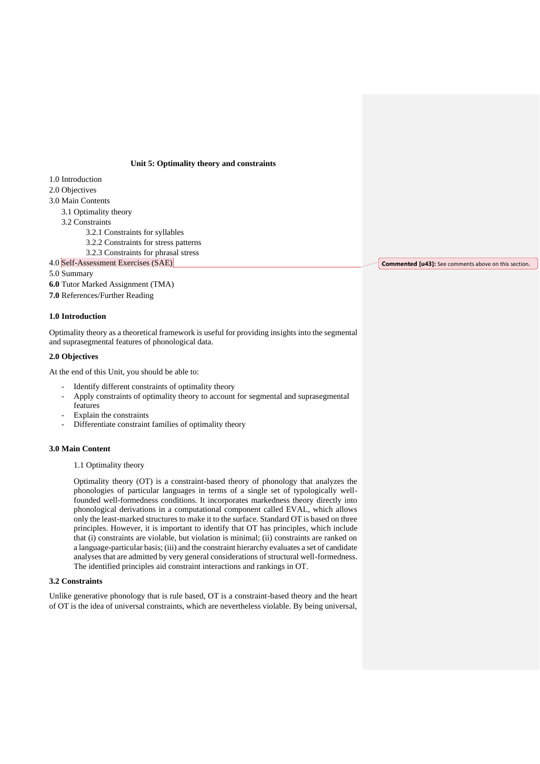**Unit 5: Optimality theory and constraints**

1.0 Introduction
2.0 Objectives
3.0 Main Contents
  3.1 Optimality theory
  3.2 Constraints
    3.2.1 Constraints for syllables
    3.2.2 Constraints for stress patterns
    3.2.3 Constraints for phrasal stress
4.0 Self-Assessment Exercises (SAE)
5.0 Summary
**6.0** Tutor Marked Assignment (TMA)
**7.0** References/Further Reading

**Commented [u43]:** See comments above on this section.

**1.0 Introduction**

Optimality theory as a theoretical framework is useful for providing insights into the segmental and suprasegmental features of phonological data.

**2.0 Objectives**

At the end of this Unit, you should be able to:

- Identify different constraints of optimality theory
- Apply constraints of optimality theory to account for segmental and suprasegmental features
- Explain the constraints
- Differentiate constraint families of optimality theory

**3.0 Main Content**

1.1 Optimality theory

Optimality theory (OT) is a constraint-based theory of phonology that analyzes the phonologies of particular languages in terms of a single set of typologically well-founded well-formedness conditions. It incorporates markedness theory directly into phonological derivations in a computational component called EVAL, which allows only the least-marked structures to make it to the surface. Standard OT is based on three principles. However, it is important to identify that OT has principles, which include that (i) constraints are violable, but violation is minimal; (ii) constraints are ranked on a language-particular basis; (iii) and the constraint hierarchy evaluates a set of candidate analyses that are admitted by very general considerations of structural well-formedness. The identified principles aid constraint interactions and rankings in OT.

**3.2 Constraints**

Unlike generative phonology that is rule based, OT is a constraint-based theory and the heart of OT is the idea of universal constraints, which are nevertheless violable. By being universal,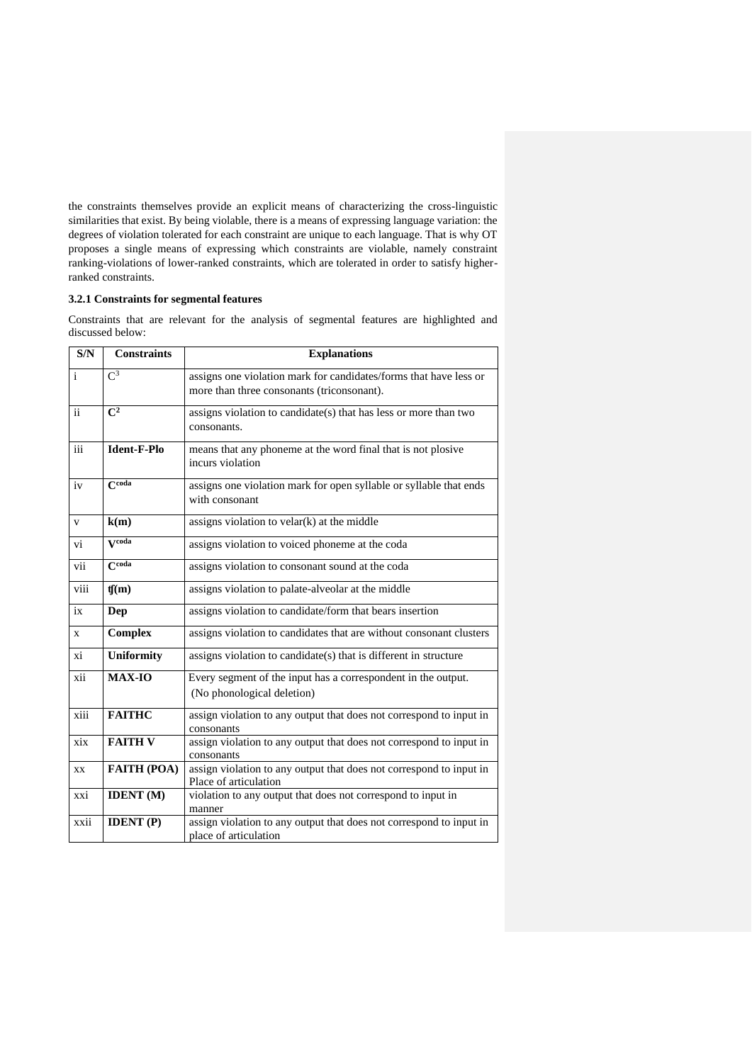the constraints themselves provide an explicit means of characterizing the cross-linguistic similarities that exist. By being violable, there is a means of expressing language variation: the degrees of violation tolerated for each constraint are unique to each language. That is why OT proposes a single means of expressing which constraints are violable, namely constraint ranking-violations of lower-ranked constraints, which are tolerated in order to satisfy higher-ranked constraints.

### 3.2.1 Constraints for segmental features

Constraints that are relevant for the analysis of segmental features are highlighted and discussed below:

| S/N | Constraints | Explanations |
|---|---|---|
| i | $C^3$ | assigns one violation mark for candidates/forms that have less or more than three consonants (triconsonant). |
| ii | **$C^2$** | assigns violation to candidate(s) that has less or more than two consonants. |
| iii | **Ident-F-Plo** | means that any phoneme at the word final that is not plosive incurs violation |
| iv | **$C^{coda}$** | assigns one violation mark for open syllable or syllable that ends with consonant |
| v | **k(m)** | assigns violation to velar(k) at the middle |
| vi | **$V^{coda}$** | assigns violation to voiced phoneme at the coda |
| vii | **$C^{coda}$** | assigns violation to consonant sound at the coda |
| viii | **ʧ(m)** | assigns violation to palate-alveolar at the middle |
| ix | **Dep** | assigns violation to candidate/form that bears insertion |
| x | **Complex** | assigns violation to candidates that are without consonant clusters |
| xi | **Uniformity** | assigns violation to candidate(s) that is different in structure |
| xii | **MAX-IO** | Every segment of the input has a correspondent in the output. (No phonological deletion) |
| xiii | **FAITHC** | assign violation to any output that does not correspond to input in consonants |
| xix | **FAITH V** | assign violation to any output that does not correspond to input in consonants |
| xx | **FAITH (POA)** | assign violation to any output that does not correspond to input in Place of articulation |
| xxi | **IDENT (M)** | violation to any output that does not correspond to input in manner |
| xxii | **IDENT (P)** | assign violation to any output that does not correspond to input in place of articulation |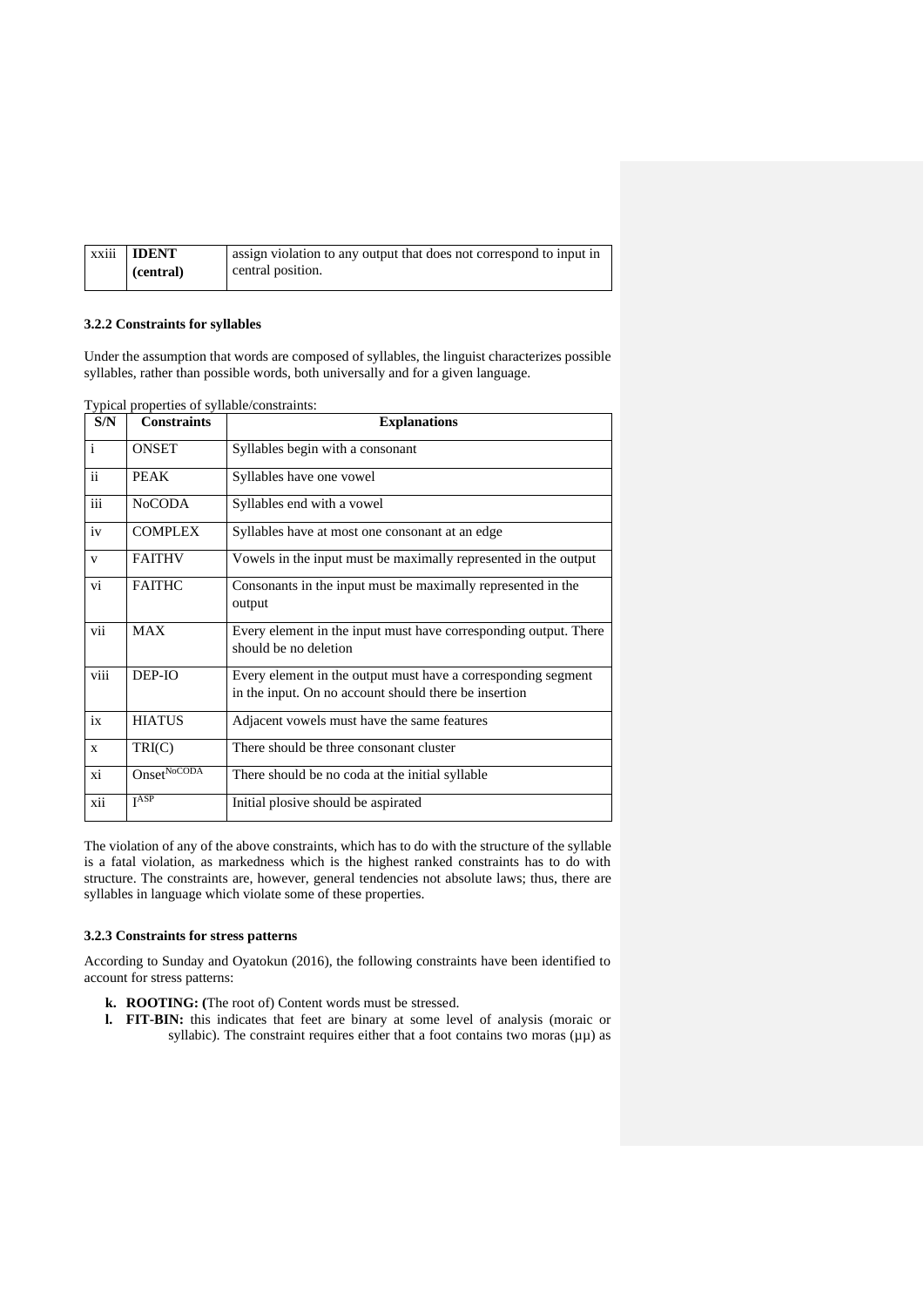| xxiii | **IDENT (central)** | assign violation to any output that does not correspond to input in central position. |
|---|---|---|

### 3.2.2 Constraints for syllables

Under the assumption that words are composed of syllables, the linguist characterizes possible syllables, rather than possible words, both universally and for a given language.

Typical properties of syllable/constraints:

| S/N | Constraints | Explanations |
|---|---|---|
| i | ONSET | Syllables begin with a consonant |
| ii | PEAK | Syllables have one vowel |
| iii | NoCODA | Syllables end with a vowel |
| iv | COMPLEX | Syllables have at most one consonant at an edge |
| v | FAITHV | Vowels in the input must be maximally represented in the output |
| vi | FAITHC | Consonants in the input must be maximally represented in the output |
| vii | MAX | Every element in the input must have corresponding output. There should be no deletion |
| viii | DEP-IO | Every element in the output must have a corresponding segment in the input. On no account should there be insertion |
| ix | HIATUS | Adjacent vowels must have the same features |
| x | TRI(C) | There should be three consonant cluster |
| xi | $\text{Onset}^{\text{NoCODA}}$ | There should be no coda at the initial syllable |
| xii | $\text{I}^{\text{ASP}}$ | Initial plosive should be aspirated |

The violation of any of the above constraints, which has to do with the structure of the syllable is a fatal violation, as markedness which is the highest ranked constraints has to do with structure. The constraints are, however, general tendencies not absolute laws; thus, there are syllables in language which violate some of these properties.

### 3.2.3 Constraints for stress patterns

According to Sunday and Oyatokun (2016), the following constraints have been identified to account for stress patterns:

- **k. ROOTING:** (The root of) Content words must be stressed.
- **l. FIT-BIN:** this indicates that feet are binary at some level of analysis (moraic or syllabic). The constraint requires either that a foot contains two moras (μμ) as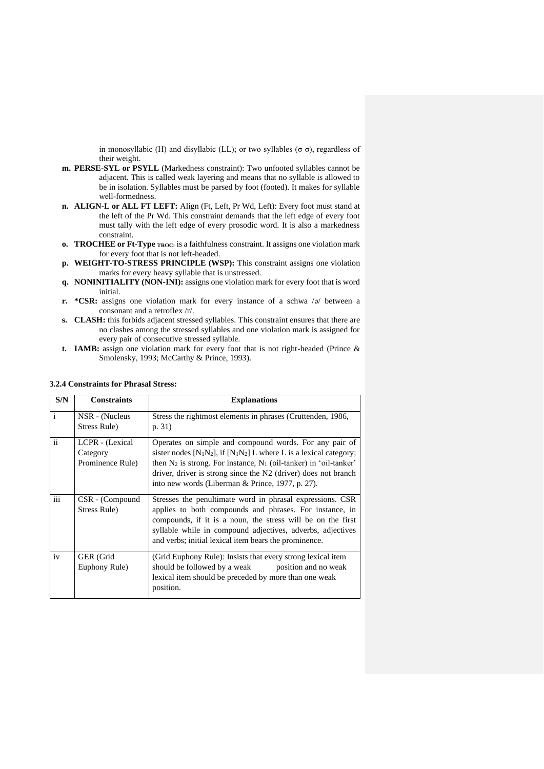in monosyllabic (H) and disyllabic (LL); or two syllables (σ σ), regardless of their weight.

**m. PERSE-SYL or PSYLL** (Markedness constraint): Two unfooted syllables cannot be adjacent. This is called weak layering and means that no syllable is allowed to be in isolation. Syllables must be parsed by foot (footed). It makes for syllable well-formedness.

**n. ALIGN-L or ALL FT LEFT:** Align (Ft, Left, Pr Wd, Left): Every foot must stand at the left of the Pr Wd. This constraint demands that the left edge of every foot must tally with the left edge of every prosodic word. It is also a markedness constraint.

**o. TROCHEE or Ft-Type $_{\text{TROC}}$:** is a faithfulness constraint. It assigns one violation mark for every foot that is not left-headed.

**p. WEIGHT-TO-STRESS PRINCIPLE (WSP):** This constraint assigns one violation marks for every heavy syllable that is unstressed.

**q. NONINITIALITY (NON-INI):** assigns one violation mark for every foot that is word initial.

**r. *CSR:** assigns one violation mark for every instance of a schwa /ə/ between a consonant and a retroflex /r/.

**s. CLASH:** this forbids adjacent stressed syllables. This constraint ensures that there are no clashes among the stressed syllables and one violation mark is assigned for every pair of consecutive stressed syllable.

**t. IAMB:** assign one violation mark for every foot that is not right-headed (Prince & Smolensky, 1993; McCarthy & Prince, 1993).

### 3.2.4 Constraints for Phrasal Stress:

| S/N | Constraints | Explanations |
|---|---|---|
| i | NSR - (Nucleus Stress Rule) | Stress the rightmost elements in phrases (Cruttenden, 1986, p. 31) |
| ii | LCPR - (Lexical Category Prominence Rule) | Operates on simple and compound words. For any pair of sister nodes [$N_1N_2$], if [$N_1N_2$] L where L is a lexical category; then $N_2$ is strong. For instance, $N_1$ (oil-tanker) in 'oil-tanker' driver, driver is strong since the N2 (driver) does not branch into new words (Liberman & Prince, 1977, p. 27). |
| iii | CSR - (Compound Stress Rule) | Stresses the penultimate word in phrasal expressions. CSR applies to both compounds and phrases. For instance, in compounds, if it is a noun, the stress will be on the first syllable while in compound adjectives, adverbs, adjectives and verbs; initial lexical item bears the prominence. |
| iv | GER (Grid Euphony Rule) | (Grid Euphony Rule): Insists that every strong lexical item should be followed by a weak position and no weak lexical item should be preceded by more than one weak position. |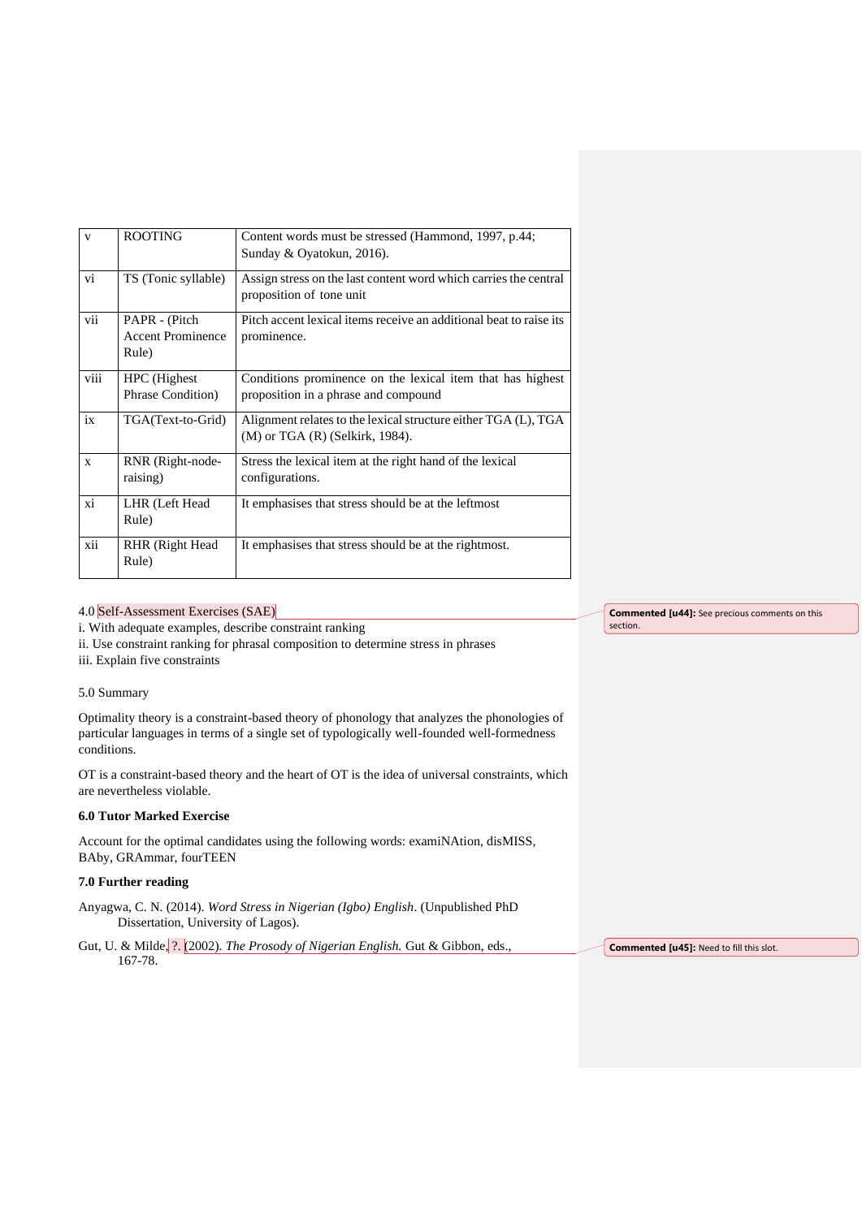| v | ROOTING | Content words must be stressed (Hammond, 1997, p.44; Sunday & Oyatokun, 2016). |
|---|---|---|
| vi | TS (Tonic syllable) | Assign stress on the last content word which carries the central proposition of tone unit |
| vii | PAPR - (Pitch Accent Prominence Rule) | Pitch accent lexical items receive an additional beat to raise its prominence. |
| viii | HPC (Highest Phrase Condition) | Conditions prominence on the lexical item that has highest proposition in a phrase and compound |
| ix | TGA(Text-to-Grid) | Alignment relates to the lexical structure either TGA (L), TGA (M) or TGA (R) (Selkirk, 1984). |
| x | RNR (Right-node-raising) | Stress the lexical item at the right hand of the lexical configurations. |
| xi | LHR (Left Head Rule) | It emphasises that stress should be at the leftmost |
| xii | RHR (Right Head Rule) | It emphasises that stress should be at the rightmost. |

4.0 Self-Assessment Exercises (SAE)

i. With adequate examples, describe constraint ranking
ii. Use constraint ranking for phrasal composition to determine stress in phrases
iii. Explain five constraints

5.0 Summary

Optimality theory is a constraint-based theory of phonology that analyzes the phonologies of particular languages in terms of a single set of typologically well-founded well-formedness conditions.

OT is a constraint-based theory and the heart of OT is the idea of universal constraints, which are nevertheless violable.

**6.0 Tutor Marked Exercise**

Account for the optimal candidates using the following words: examiNAtion, disMISS, BAby, GRAmmar, fourTEEN

**7.0 Further reading**

Anyagwa, C. N. (2014). *Word Stress in Nigerian (Igbo) English*. (Unpublished PhD Dissertation, University of Lagos).

Gut, U. & Milde, ?. (2002). *The Prosody of Nigerian English.* Gut & Gibbon, eds., 167-78.

**Commented [u44]:** See precious comments on this section.

**Commented [u45]:** Need to fill this slot.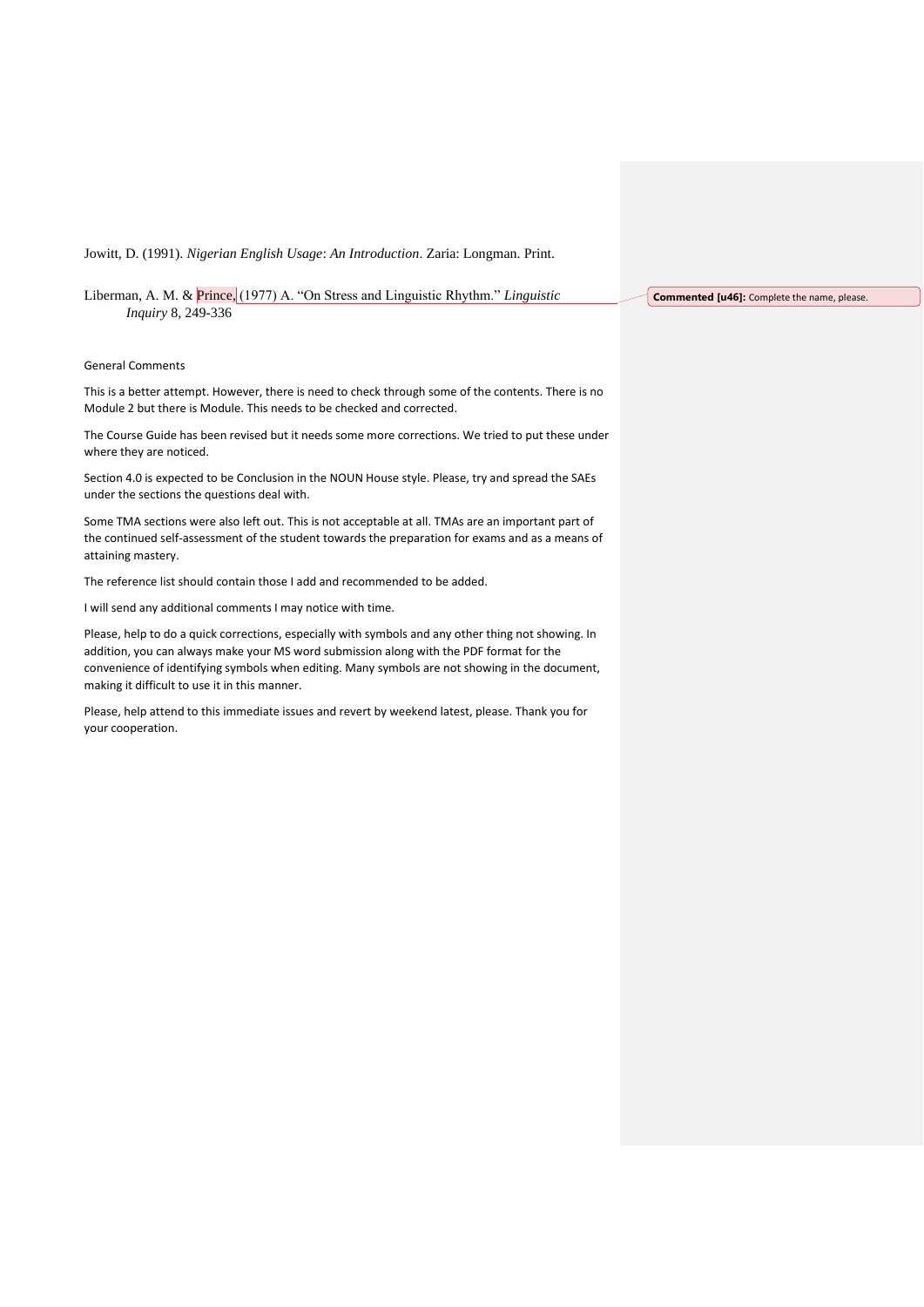Jowitt, D. (1991). *Nigerian English Usage*: *An Introduction*. Zaria: Longman. Print.

Liberman, A. M. & Prince, (1977) A. "On Stress and Linguistic Rhythm." *Linguistic Inquiry* 8, 249-336

**Commented [u46]:** Complete the name, please.

General Comments

This is a better attempt. However, there is need to check through some of the contents. There is no Module 2 but there is Module. This needs to be checked and corrected.

The Course Guide has been revised but it needs some more corrections. We tried to put these under where they are noticed.

Section 4.0 is expected to be Conclusion in the NOUN House style. Please, try and spread the SAEs under the sections the questions deal with.

Some TMA sections were also left out. This is not acceptable at all. TMAs are an important part of the continued self-assessment of the student towards the preparation for exams and as a means of attaining mastery.

The reference list should contain those I add and recommended to be added.

I will send any additional comments I may notice with time.

Please, help to do a quick corrections, especially with symbols and any other thing not showing. In addition, you can always make your MS word submission along with the PDF format for the convenience of identifying symbols when editing. Many symbols are not showing in the document, making it difficult to use it in this manner.

Please, help attend to this immediate issues and revert by weekend latest, please. Thank you for your cooperation.